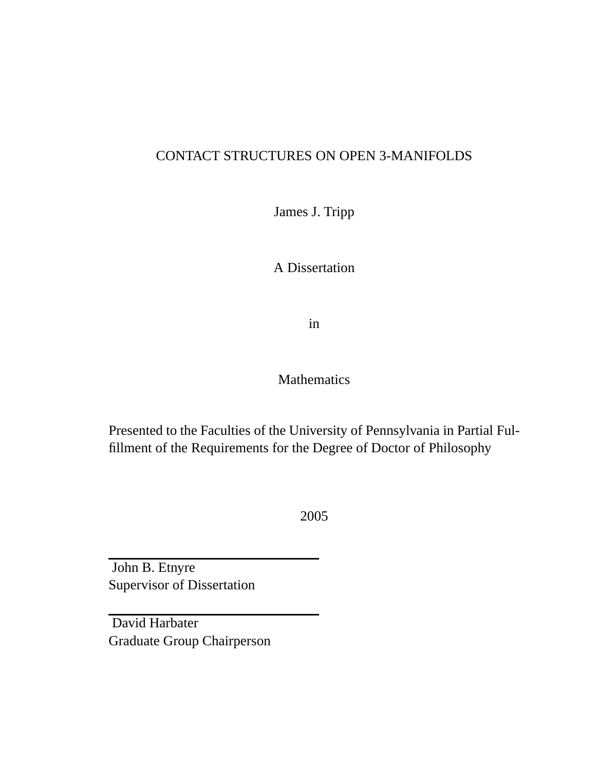# CONTACT STRUCTURES ON OPEN 3-MANIFOLDS

James J. Tripp

A Dissertation

in

Mathematics

Presented to the Faculties of the University of Pennsylvania in Partial Fulfillment of the Requirements for the Degree of Doctor of Philosophy

2005

John B. Etnyre
Supervisor of Dissertation

David Harbater
Graduate Group Chairperson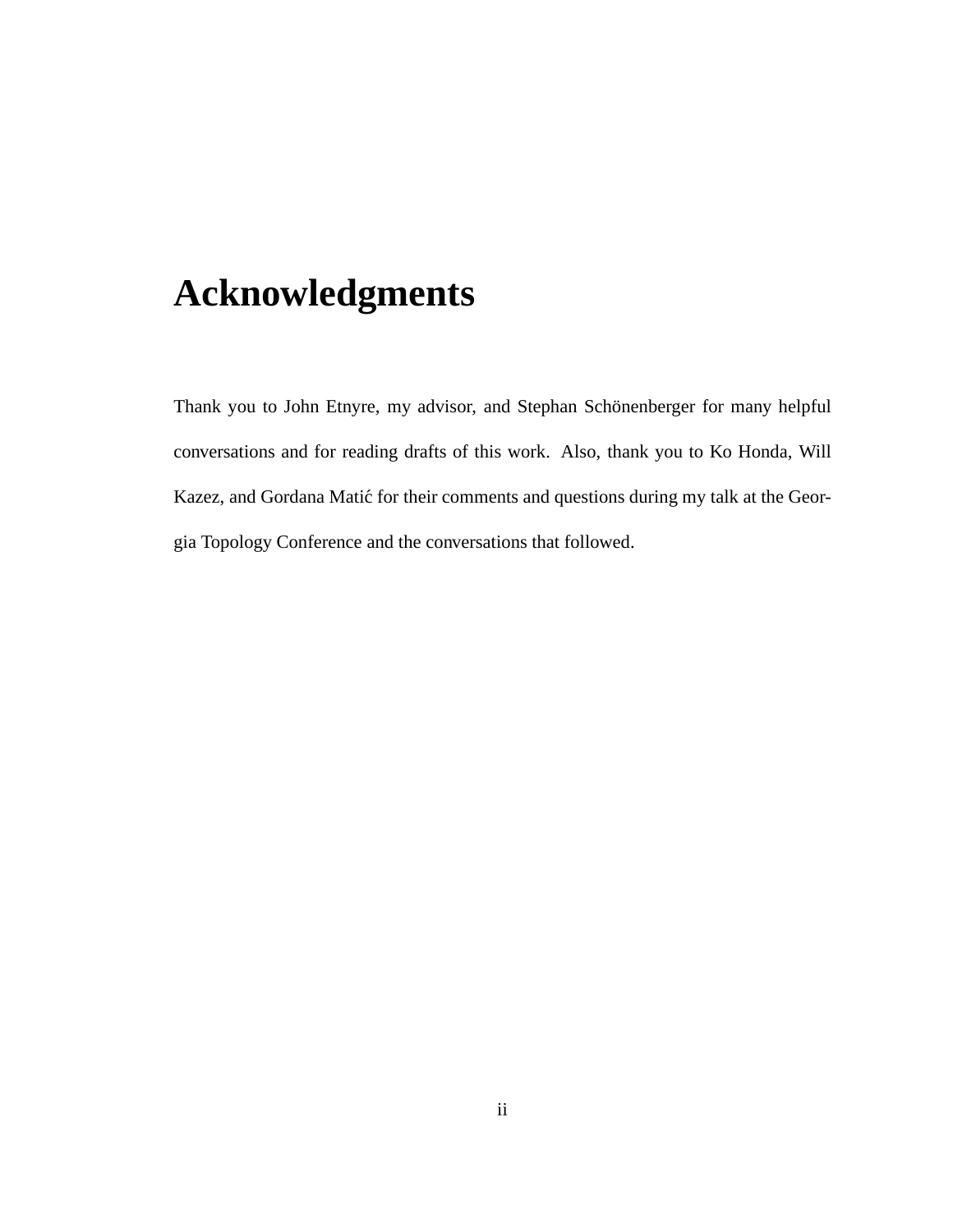# Acknowledgments

Thank you to John Etnyre, my advisor, and Stephan Schönenberger for many helpful conversations and for reading drafts of this work. Also, thank you to Ko Honda, Will Kazez, and Gordana Matić for their comments and questions during my talk at the Georgia Topology Conference and the conversations that followed.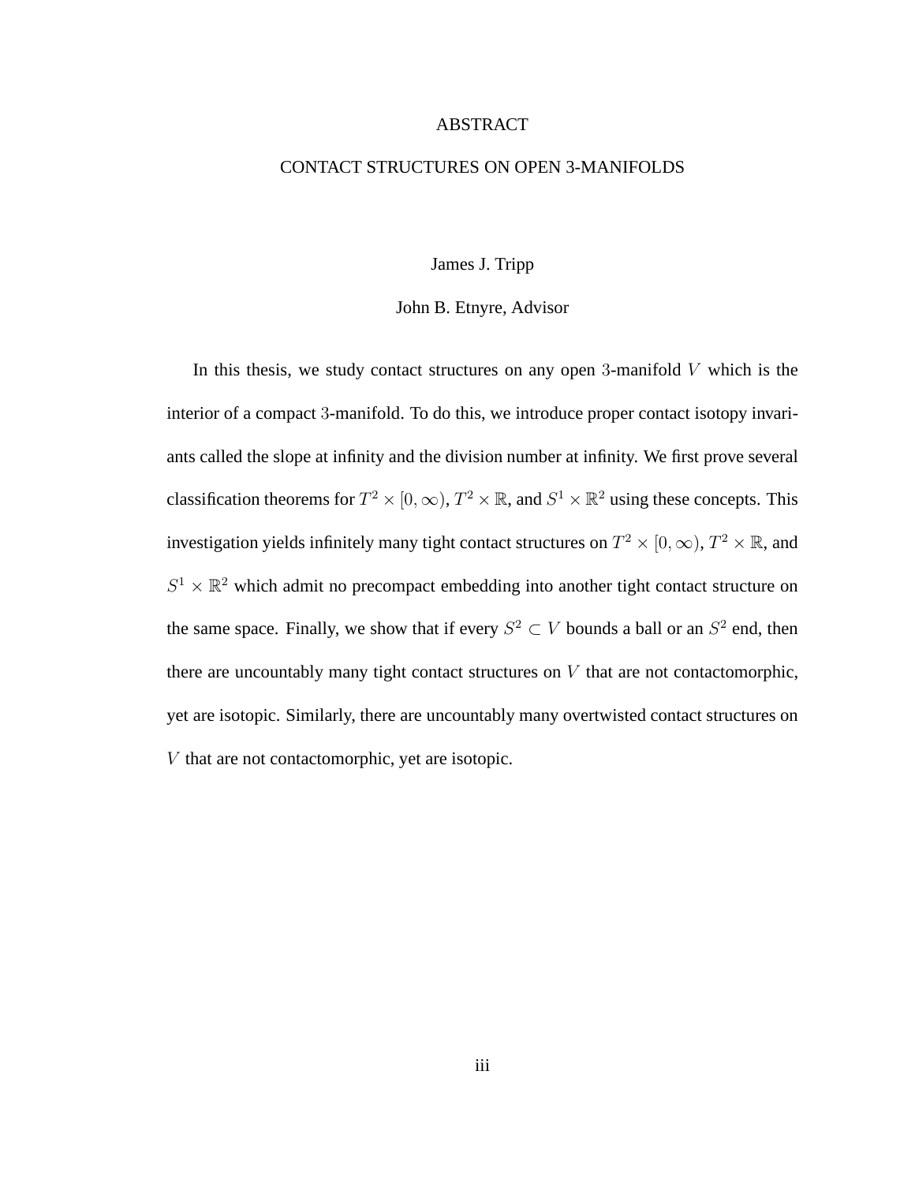# ABSTRACT

## CONTACT STRUCTURES ON OPEN 3-MANIFOLDS

James J. Tripp

John B. Etnyre, Advisor

In this thesis, we study contact structures on any open $3$-manifold $V$ which is the interior of a compact $3$-manifold. To do this, we introduce proper contact isotopy invariants called the slope at infinity and the division number at infinity. We first prove several classification theorems for $T^2 \times [0, \infty)$, $T^2 \times \mathbb{R}$, and $S^1 \times \mathbb{R}^2$ using these concepts. This investigation yields infinitely many tight contact structures on $T^2 \times [0, \infty)$, $T^2 \times \mathbb{R}$, and $S^1 \times \mathbb{R}^2$ which admit no precompact embedding into another tight contact structure on the same space. Finally, we show that if every $S^2 \subset V$ bounds a ball or an $S^2$ end, then there are uncountably many tight contact structures on $V$ that are not contactomorphic, yet are isotopic. Similarly, there are uncountably many overtwisted contact structures on $V$ that are not contactomorphic, yet are isotopic.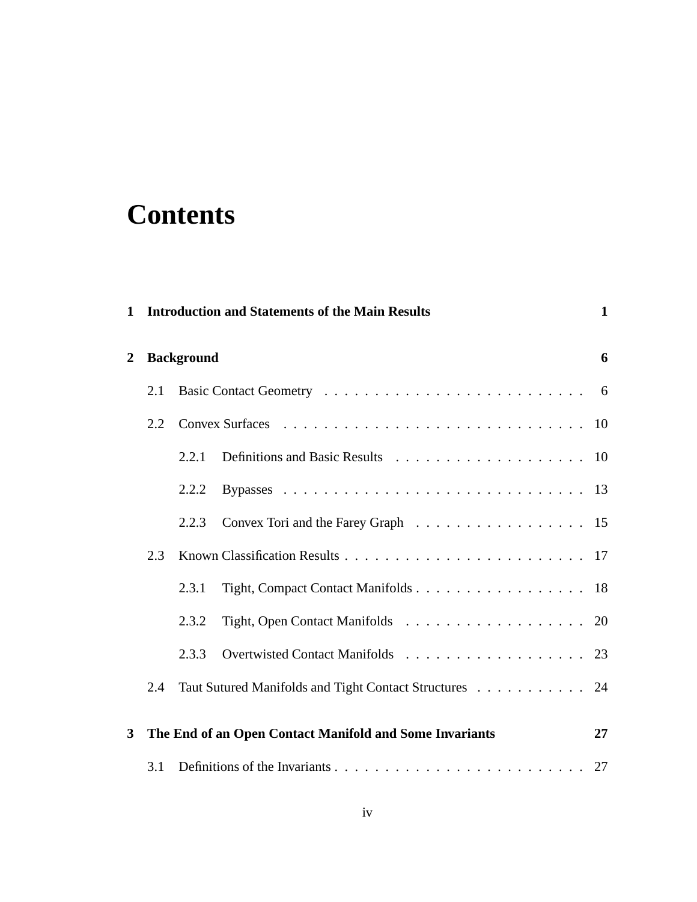# Contents

**1 Introduction and Statements of the Main Results** **1**

**2 Background** **6**

2.1 Basic Contact Geometry . . . . . . . . . . . . . . . . . . . . . . . . . 6

2.2 Convex Surfaces . . . . . . . . . . . . . . . . . . . . . . . . . . . . . 10

2.2.1 Definitions and Basic Results . . . . . . . . . . . . . . . . . . . 10

2.2.2 Bypasses . . . . . . . . . . . . . . . . . . . . . . . . . . . . . 13

2.2.3 Convex Tori and the Farey Graph . . . . . . . . . . . . . . . . . 15

2.3 Known Classification Results . . . . . . . . . . . . . . . . . . . . . . . 17

2.3.1 Tight, Compact Contact Manifolds . . . . . . . . . . . . . . . . . 18

2.3.2 Tight, Open Contact Manifolds . . . . . . . . . . . . . . . . . . 20

2.3.3 Overtwisted Contact Manifolds . . . . . . . . . . . . . . . . . . 23

2.4 Taut Sutured Manifolds and Tight Contact Structures . . . . . . . . . . . 24

**3 The End of an Open Contact Manifold and Some Invariants** **27**

3.1 Definitions of the Invariants . . . . . . . . . . . . . . . . . . . . . . . . 27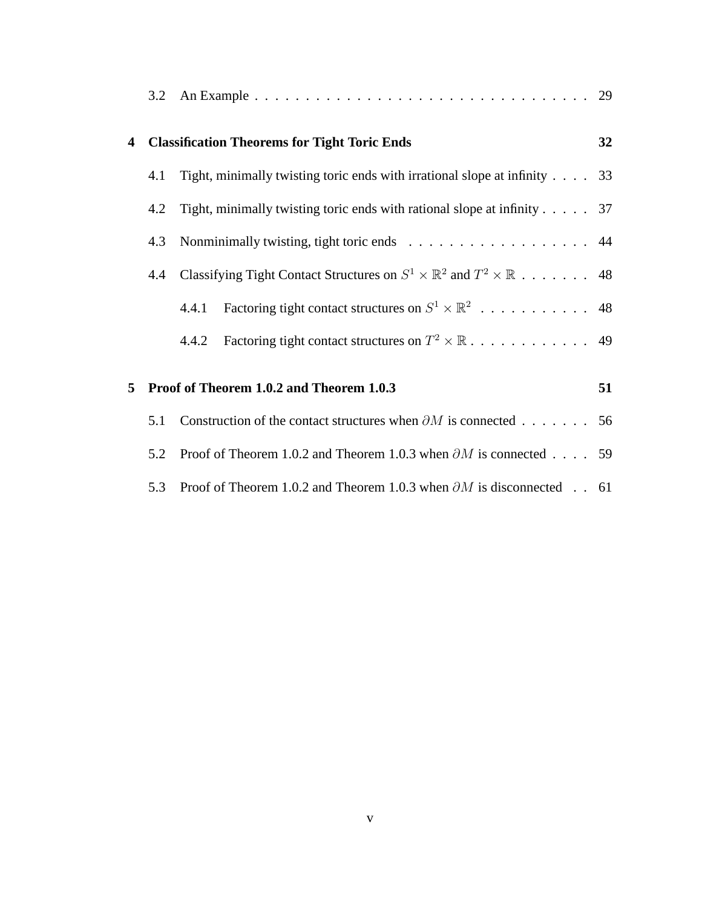3.2 An Example . . . . . . . . . . . . . . . . . . . . . . . . . . . . . . . . . 29

**4 Classification Theorems for Tight Toric Ends 32**

4.1 Tight, minimally twisting toric ends with irrational slope at infinity . . . . 33

4.2 Tight, minimally twisting toric ends with rational slope at infinity . . . . . 37

4.3 Nonminimally twisting, tight toric ends . . . . . . . . . . . . . . . . . . 44

4.4 Classifying Tight Contact Structures on $S^1 \times \mathbb{R}^2$ and $T^2 \times \mathbb{R}$ . . . . . . . 48

4.4.1 Factoring tight contact structures on $S^1 \times \mathbb{R}^2$ . . . . . . . . . . . 48

4.4.2 Factoring tight contact structures on $T^2 \times \mathbb{R}$ . . . . . . . . . . . . 49

**5 Proof of Theorem 1.0.2 and Theorem 1.0.3 51**

5.1 Construction of the contact structures when $\partial M$ is connected . . . . . . . 56

5.2 Proof of Theorem 1.0.2 and Theorem 1.0.3 when $\partial M$ is connected . . . . 59

5.3 Proof of Theorem 1.0.2 and Theorem 1.0.3 when $\partial M$ is disconnected . . 61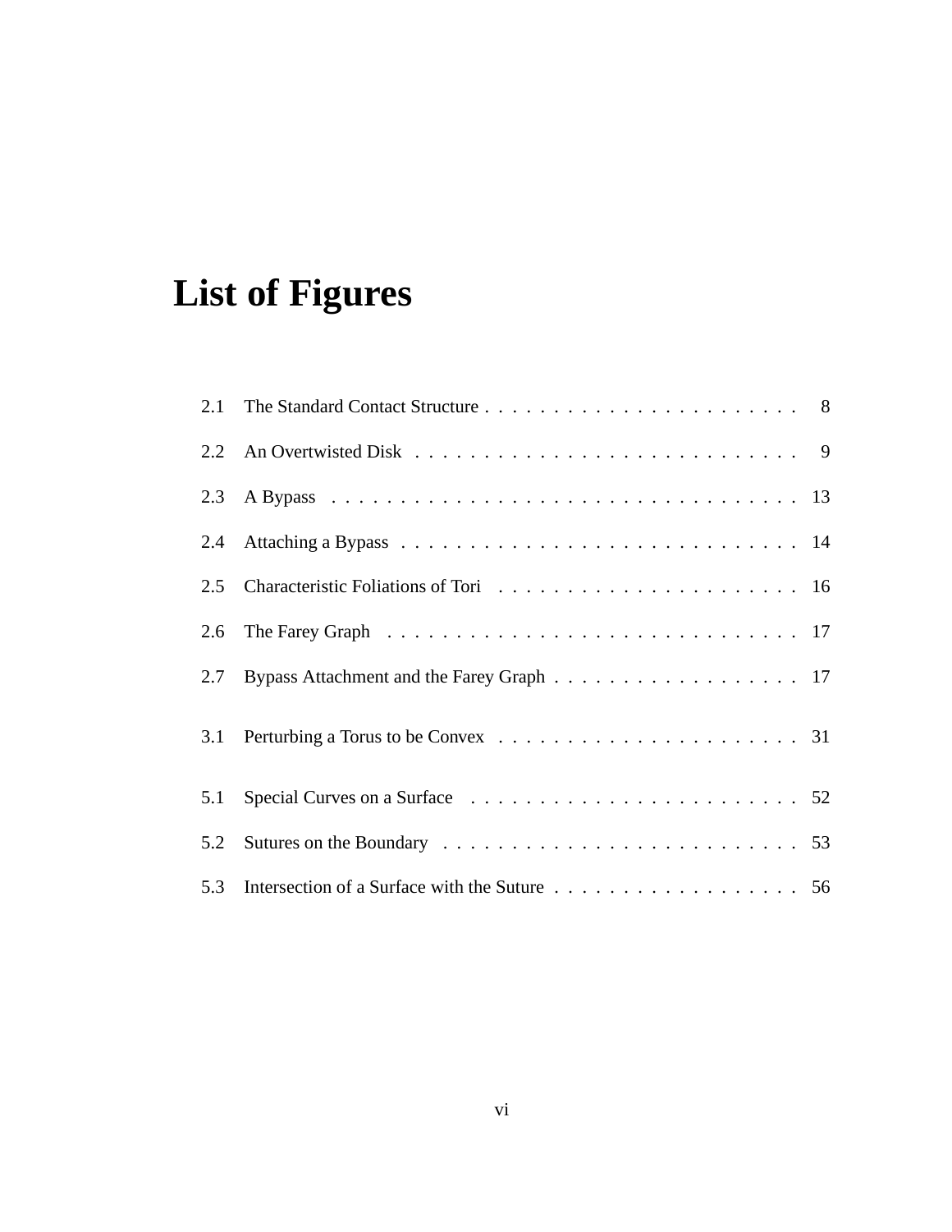# List of Figures

2.1 The Standard Contact Structure . . . . . . . . . . . . . . . . . . . . . . 8

2.2 An Overtwisted Disk . . . . . . . . . . . . . . . . . . . . . . . . . . . . 9

2.3 A Bypass . . . . . . . . . . . . . . . . . . . . . . . . . . . . . . . . . . 13

2.4 Attaching a Bypass . . . . . . . . . . . . . . . . . . . . . . . . . . . . 14

2.5 Characteristic Foliations of Tori . . . . . . . . . . . . . . . . . . . . . 16

2.6 The Farey Graph . . . . . . . . . . . . . . . . . . . . . . . . . . . . . 17

2.7 Bypass Attachment and the Farey Graph . . . . . . . . . . . . . . . . . . 17

3.1 Perturbing a Torus to be Convex . . . . . . . . . . . . . . . . . . . . . 31

5.1 Special Curves on a Surface . . . . . . . . . . . . . . . . . . . . . . . . 52

5.2 Sutures on the Boundary . . . . . . . . . . . . . . . . . . . . . . . . . . 53

5.3 Intersection of a Surface with the Suture . . . . . . . . . . . . . . . . . . 56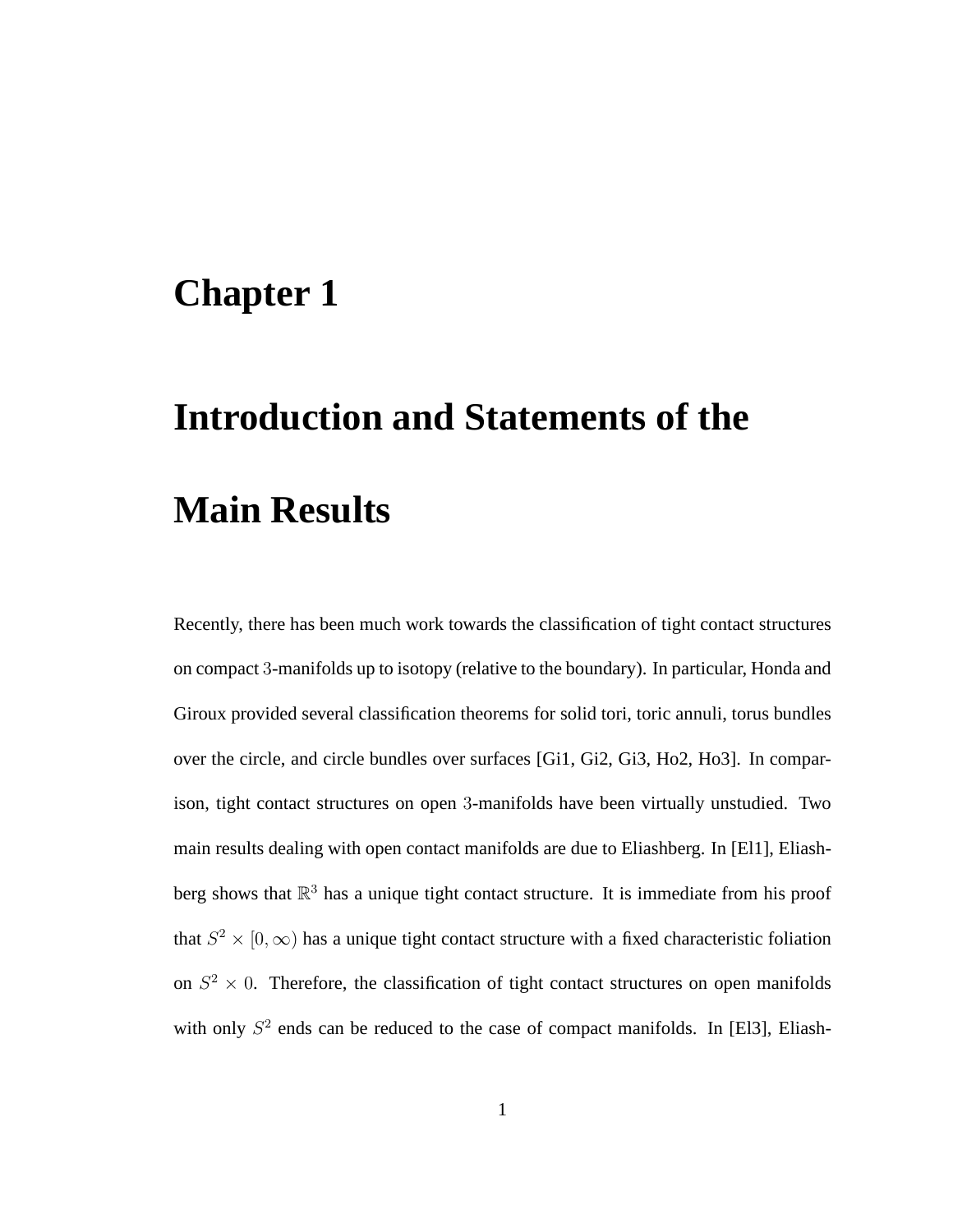# Chapter 1

# Introduction and Statements of the Main Results

Recently, there has been much work towards the classification of tight contact structures on compact $3$-manifolds up to isotopy (relative to the boundary). In particular, Honda and Giroux provided several classification theorems for solid tori, toric annuli, torus bundles over the circle, and circle bundles over surfaces [Gi1, Gi2, Gi3, Ho2, Ho3]. In comparison, tight contact structures on open $3$-manifolds have been virtually unstudied. Two main results dealing with open contact manifolds are due to Eliashberg. In [El1], Eliashberg shows that $\mathbb{R}^3$ has a unique tight contact structure. It is immediate from his proof that $S^2 \times [0, \infty)$ has a unique tight contact structure with a fixed characteristic foliation on $S^2 \times 0$. Therefore, the classification of tight contact structures on open manifolds with only $S^2$ ends can be reduced to the case of compact manifolds. In [El3], Eliash-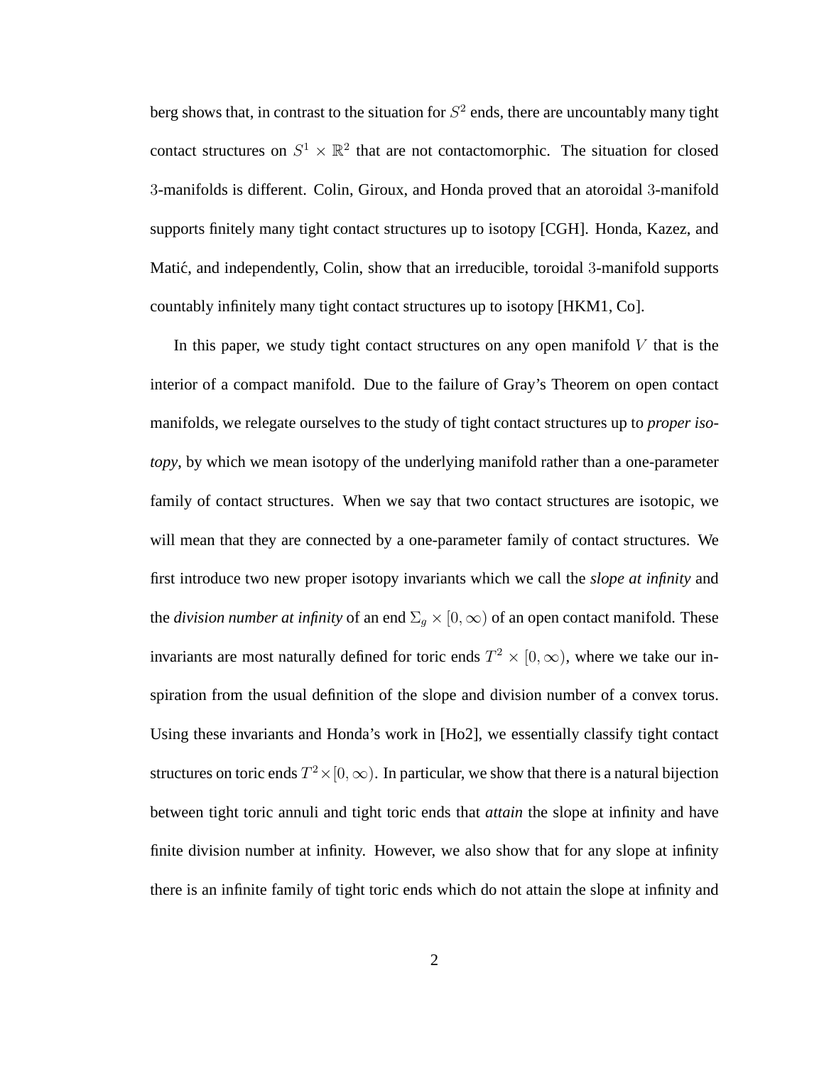berg shows that, in contrast to the situation for $S^2$ ends, there are uncountably many tight contact structures on $S^1 \times \mathbb{R}^2$ that are not contactomorphic. The situation for closed $3$-manifolds is different. Colin, Giroux, and Honda proved that an atoroidal $3$-manifold supports finitely many tight contact structures up to isotopy [CGH]. Honda, Kazez, and Matić, and independently, Colin, show that an irreducible, toroidal $3$-manifold supports countably infinitely many tight contact structures up to isotopy [HKM1, Co].

In this paper, we study tight contact structures on any open manifold $V$ that is the interior of a compact manifold. Due to the failure of Gray's Theorem on open contact manifolds, we relegate ourselves to the study of tight contact structures up to *proper isotopy*, by which we mean isotopy of the underlying manifold rather than a one-parameter family of contact structures. When we say that two contact structures are isotopic, we will mean that they are connected by a one-parameter family of contact structures. We first introduce two new proper isotopy invariants which we call the *slope at infinity* and the *division number at infinity* of an end $\Sigma_g \times [0, \infty)$ of an open contact manifold. These invariants are most naturally defined for toric ends $T^2 \times [0, \infty)$, where we take our inspiration from the usual definition of the slope and division number of a convex torus. Using these invariants and Honda's work in [Ho2], we essentially classify tight contact structures on toric ends $T^2 \times [0, \infty)$. In particular, we show that there is a natural bijection between tight toric annuli and tight toric ends that *attain* the slope at infinity and have finite division number at infinity. However, we also show that for any slope at infinity there is an infinite family of tight toric ends which do not attain the slope at infinity and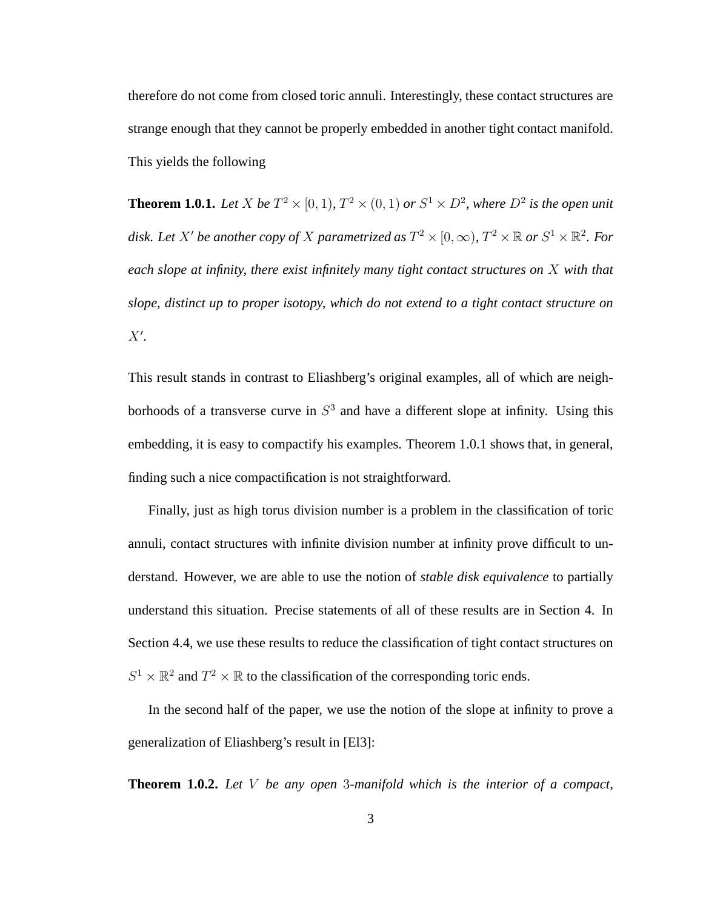therefore do not come from closed toric annuli. Interestingly, these contact structures are strange enough that they cannot be properly embedded in another tight contact manifold. This yields the following

**Theorem 1.0.1.** *Let $X$ be $T^2 \times [0, 1)$, $T^2 \times (0, 1)$ or $S^1 \times D^2$, where $D^2$ is the open unit disk. Let $X'$ be another copy of $X$ parametrized as $T^2 \times [0, \infty)$, $T^2 \times \mathbb{R}$ or $S^1 \times \mathbb{R}^2$. For each slope at infinity, there exist infinitely many tight contact structures on $X$ with that slope, distinct up to proper isotopy, which do not extend to a tight contact structure on $X'$.*

This result stands in contrast to Eliashberg's original examples, all of which are neighborhoods of a transverse curve in $S^3$ and have a different slope at infinity. Using this embedding, it is easy to compactify his examples. Theorem 1.0.1 shows that, in general, finding such a nice compactification is not straightforward.

Finally, just as high torus division number is a problem in the classification of toric annuli, contact structures with infinite division number at infinity prove difficult to understand. However, we are able to use the notion of *stable disk equivalence* to partially understand this situation. Precise statements of all of these results are in Section 4. In Section 4.4, we use these results to reduce the classification of tight contact structures on $S^1 \times \mathbb{R}^2$ and $T^2 \times \mathbb{R}$ to the classification of the corresponding toric ends.

In the second half of the paper, we use the notion of the slope at infinity to prove a generalization of Eliashberg's result in [El3]:

**Theorem 1.0.2.** *Let $V$ be any open $3$-manifold which is the interior of a compact,*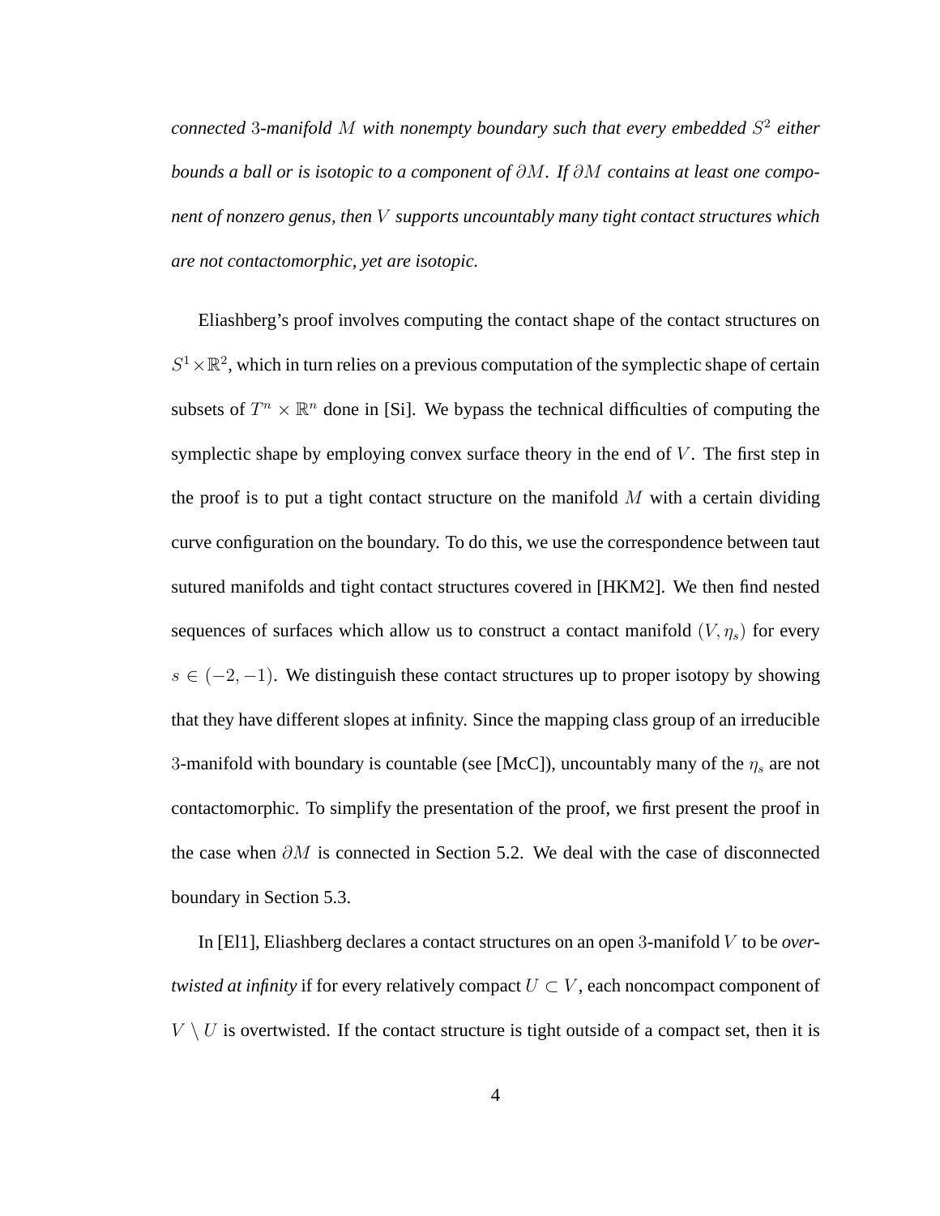*connected 3-manifold $M$ with nonempty boundary such that every embedded $S^2$ either bounds a ball or is isotopic to a component of $\partial M$. If $\partial M$ contains at least one component of nonzero genus, then $V$ supports uncountably many tight contact structures which are not contactomorphic, yet are isotopic.*

Eliashberg's proof involves computing the contact shape of the contact structures on $S^1 \times \mathbb{R}^2$, which in turn relies on a previous computation of the symplectic shape of certain subsets of $T^n \times \mathbb{R}^n$ done in [Si]. We bypass the technical difficulties of computing the symplectic shape by employing convex surface theory in the end of $V$. The first step in the proof is to put a tight contact structure on the manifold $M$ with a certain dividing curve configuration on the boundary. To do this, we use the correspondence between taut sutured manifolds and tight contact structures covered in [HKM2]. We then find nested sequences of surfaces which allow us to construct a contact manifold $(V, \eta_s)$ for every $s \in (-2, -1)$. We distinguish these contact structures up to proper isotopy by showing that they have different slopes at infinity. Since the mapping class group of an irreducible 3-manifold with boundary is countable (see [McC]), uncountably many of the $\eta_s$ are not contactomorphic. To simplify the presentation of the proof, we first present the proof in the case when $\partial M$ is connected in Section 5.2. We deal with the case of disconnected boundary in Section 5.3.

In [El1], Eliashberg declares a contact structures on an open 3-manifold $V$ to be *overtwisted at infinity* if for every relatively compact $U \subset V$, each noncompact component of $V \setminus U$ is overtwisted. If the contact structure is tight outside of a compact set, then it is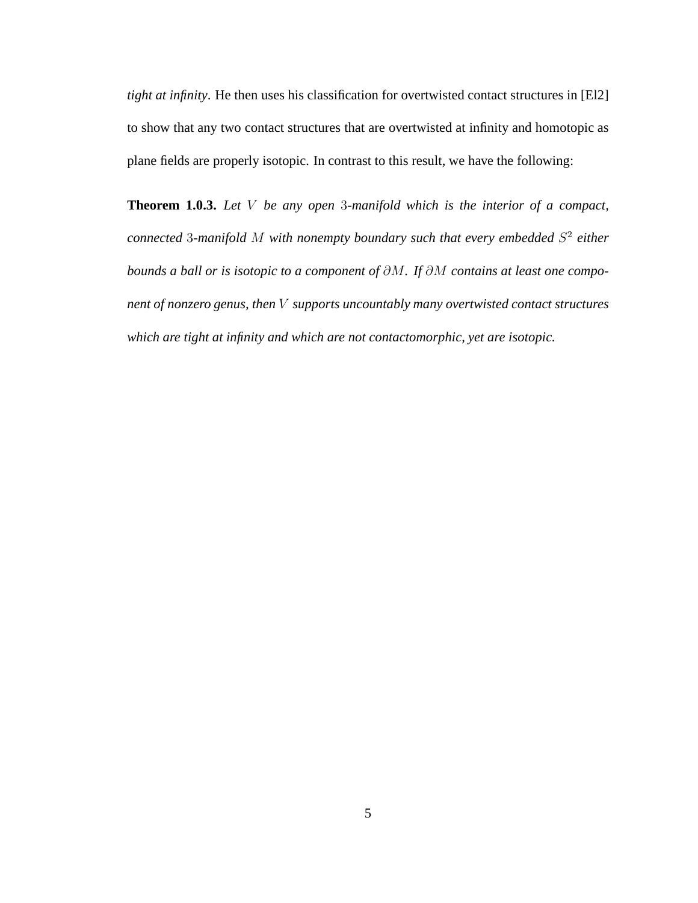*tight at infinity*. He then uses his classification for overtwisted contact structures in [El2] to show that any two contact structures that are overtwisted at infinity and homotopic as plane fields are properly isotopic. In contrast to this result, we have the following:

**Theorem 1.0.3.** *Let $V$ be any open $3$-manifold which is the interior of a compact, connected $3$-manifold $M$ with nonempty boundary such that every embedded $S^2$ either bounds a ball or is isotopic to a component of $\partial M$. If $\partial M$ contains at least one component of nonzero genus, then $V$ supports uncountably many overtwisted contact structures which are tight at infinity and which are not contactomorphic, yet are isotopic.*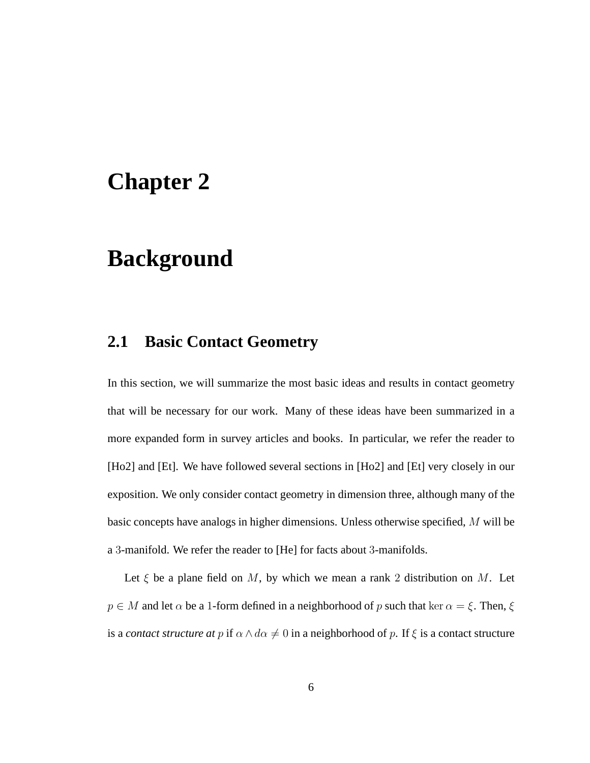# Chapter 2

# Background

## 2.1 Basic Contact Geometry

In this section, we will summarize the most basic ideas and results in contact geometry that will be necessary for our work. Many of these ideas have been summarized in a more expanded form in survey articles and books. In particular, we refer the reader to [Ho2] and [Et]. We have followed several sections in [Ho2] and [Et] very closely in our exposition. We only consider contact geometry in dimension three, although many of the basic concepts have analogs in higher dimensions. Unless otherwise specified, $M$ will be a $3$-manifold. We refer the reader to [He] for facts about $3$-manifolds.

Let $\xi$ be a plane field on $M$, by which we mean a rank $2$ distribution on $M$. Let $p \in M$ and let $\alpha$ be a $1$-form defined in a neighborhood of $p$ such that $\ker \alpha = \xi$. Then, $\xi$ is a *contact structure at* $p$ if $\alpha \wedge d\alpha \neq 0$ in a neighborhood of $p$. If $\xi$ is a contact structure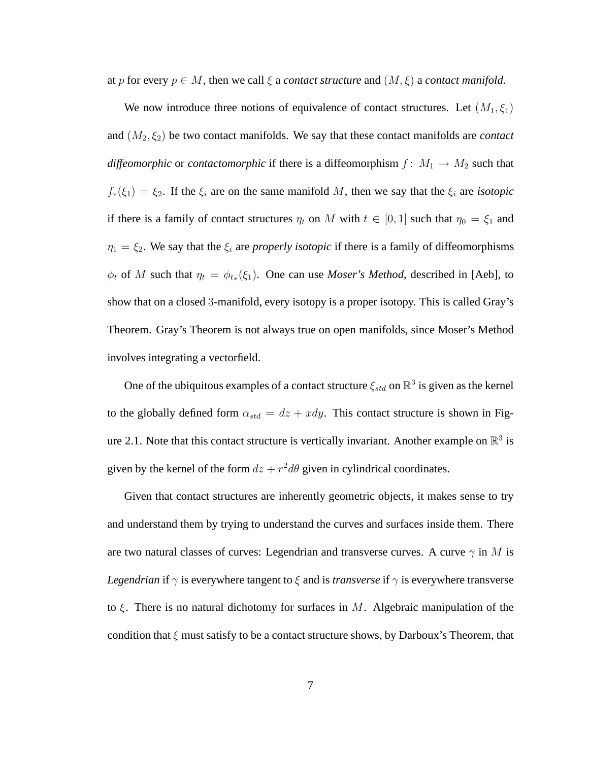at $p$ for every $p \in M$, then we call $\xi$ a *contact structure* and $(M, \xi)$ a *contact manifold*.

We now introduce three notions of equivalence of contact structures. Let $(M_1, \xi_1)$ and $(M_2, \xi_2)$ be two contact manifolds. We say that these contact manifolds are *contact diffeomorphic* or *contactomorphic* if there is a diffeomorphism $f\colon M_1 \to M_2$ such that $f_*(\xi_1) = \xi_2$. If the $\xi_i$ are on the same manifold $M$, then we say that the $\xi_i$ are *isotopic* if there is a family of contact structures $\eta_t$ on $M$ with $t \in [0, 1]$ such that $\eta_0 = \xi_1$ and $\eta_1 = \xi_2$. We say that the $\xi_i$ are *properly isotopic* if there is a family of diffeomorphisms $\phi_t$ of $M$ such that $\eta_t = \phi_{t*}(\xi_1)$. One can use *Moser's Method*, described in [Aeb], to show that on a closed 3-manifold, every isotopy is a proper isotopy. This is called Gray's Theorem. Gray's Theorem is not always true on open manifolds, since Moser's Method involves integrating a vectorfield.

One of the ubiquitous examples of a contact structure $\xi_{std}$ on $\mathbb{R}^3$ is given as the kernel to the globally defined form $\alpha_{std} = dz + xdy$. This contact structure is shown in Figure 2.1. Note that this contact structure is vertically invariant. Another example on $\mathbb{R}^3$ is given by the kernel of the form $dz + r^2 d\theta$ given in cylindrical coordinates.

Given that contact structures are inherently geometric objects, it makes sense to try and understand them by trying to understand the curves and surfaces inside them. There are two natural classes of curves: Legendrian and transverse curves. A curve $\gamma$ in $M$ is *Legendrian* if $\gamma$ is everywhere tangent to $\xi$ and is *transverse* if $\gamma$ is everywhere transverse to $\xi$. There is no natural dichotomy for surfaces in $M$. Algebraic manipulation of the condition that $\xi$ must satisfy to be a contact structure shows, by Darboux's Theorem, that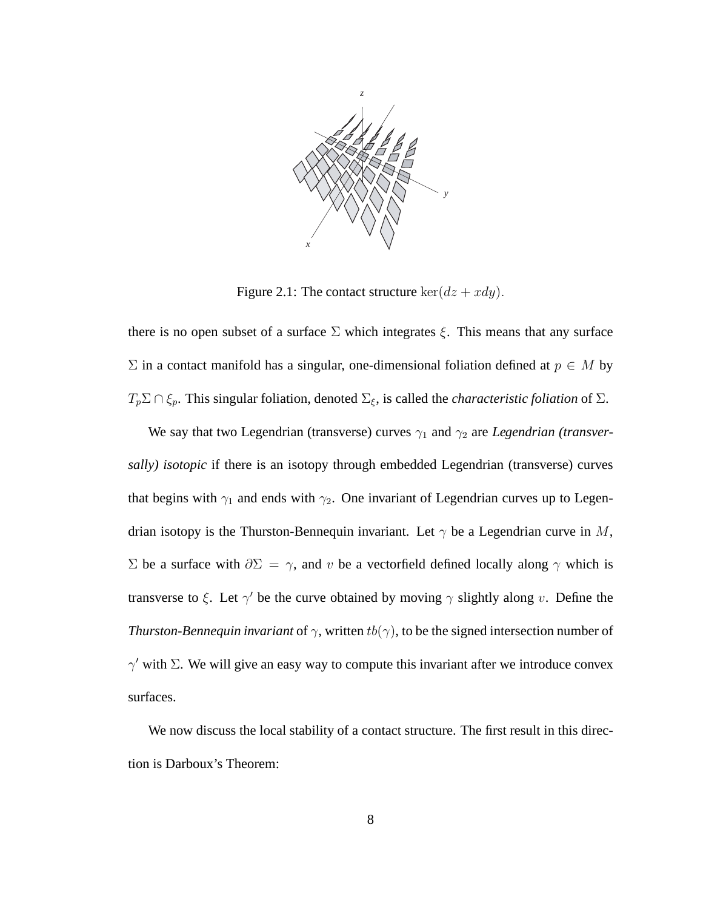z

y

x

Figure 2.1: The contact structure $\ker(dz + xdy)$.

there is no open subset of a surface $\Sigma$ which integrates $\xi$. This means that any surface $\Sigma$ in a contact manifold has a singular, one-dimensional foliation defined at $p \in M$ by $T_p\Sigma \cap \xi_p$. This singular foliation, denoted $\Sigma_\xi$, is called the *characteristic foliation* of $\Sigma$.

We say that two Legendrian (transverse) curves $\gamma_1$ and $\gamma_2$ are *Legendrian (transversally) isotopic* if there is an isotopy through embedded Legendrian (transverse) curves that begins with $\gamma_1$ and ends with $\gamma_2$. One invariant of Legendrian curves up to Legendrian isotopy is the Thurston-Bennequin invariant. Let $\gamma$ be a Legendrian curve in $M$, $\Sigma$ be a surface with $\partial\Sigma = \gamma$, and $v$ be a vectorfield defined locally along $\gamma$ which is transverse to $\xi$. Let $\gamma'$ be the curve obtained by moving $\gamma$ slightly along $v$. Define the *Thurston-Bennequin invariant* of $\gamma$, written $tb(\gamma)$, to be the signed intersection number of $\gamma'$ with $\Sigma$. We will give an easy way to compute this invariant after we introduce convex surfaces.

We now discuss the local stability of a contact structure. The first result in this direction is Darboux's Theorem: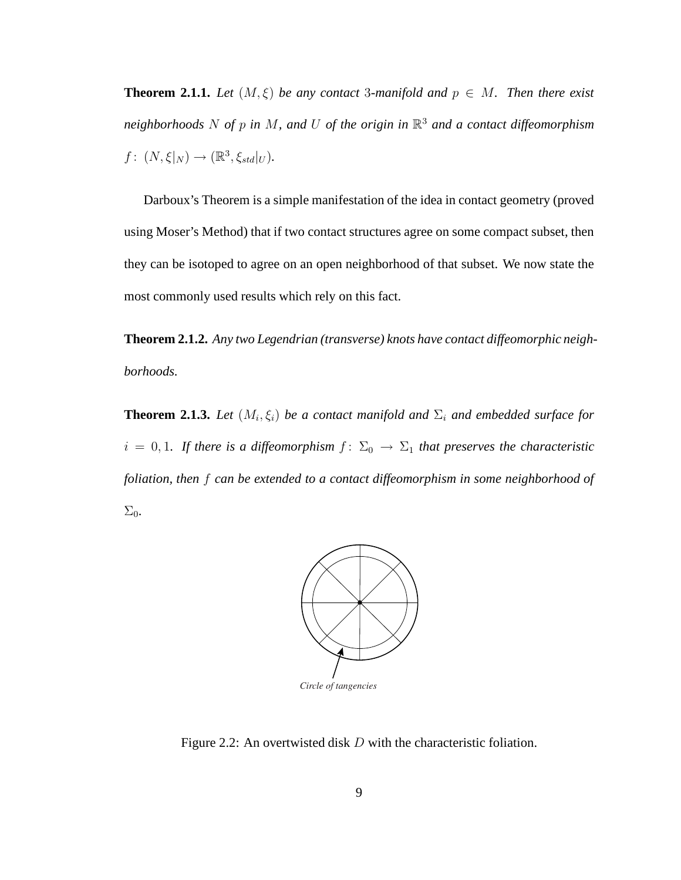**Theorem 2.1.1.** *Let $(M, \xi)$ be any contact 3-manifold and $p \in M$. Then there exist neighborhoods $N$ of $p$ in $M$, and $U$ of the origin in $\mathbb{R}^3$ and a contact diffeomorphism $f\colon (N, \xi|_N) \to (\mathbb{R}^3, \xi_{std}|_U)$.*

Darboux's Theorem is a simple manifestation of the idea in contact geometry (proved using Moser's Method) that if two contact structures agree on some compact subset, then they can be isotoped to agree on an open neighborhood of that subset. We now state the most commonly used results which rely on this fact.

**Theorem 2.1.2.** *Any two Legendrian (transverse) knots have contact diffeomorphic neighborhoods.*

**Theorem 2.1.3.** *Let $(M_i, \xi_i)$ be a contact manifold and $\Sigma_i$ and embedded surface for $i = 0, 1$. If there is a diffeomorphism $f\colon \Sigma_0 \to \Sigma_1$ that preserves the characteristic foliation, then $f$ can be extended to a contact diffeomorphism in some neighborhood of $\Sigma_0$.*

*Circle of tangencies*

Figure 2.2: An overtwisted disk $D$ with the characteristic foliation.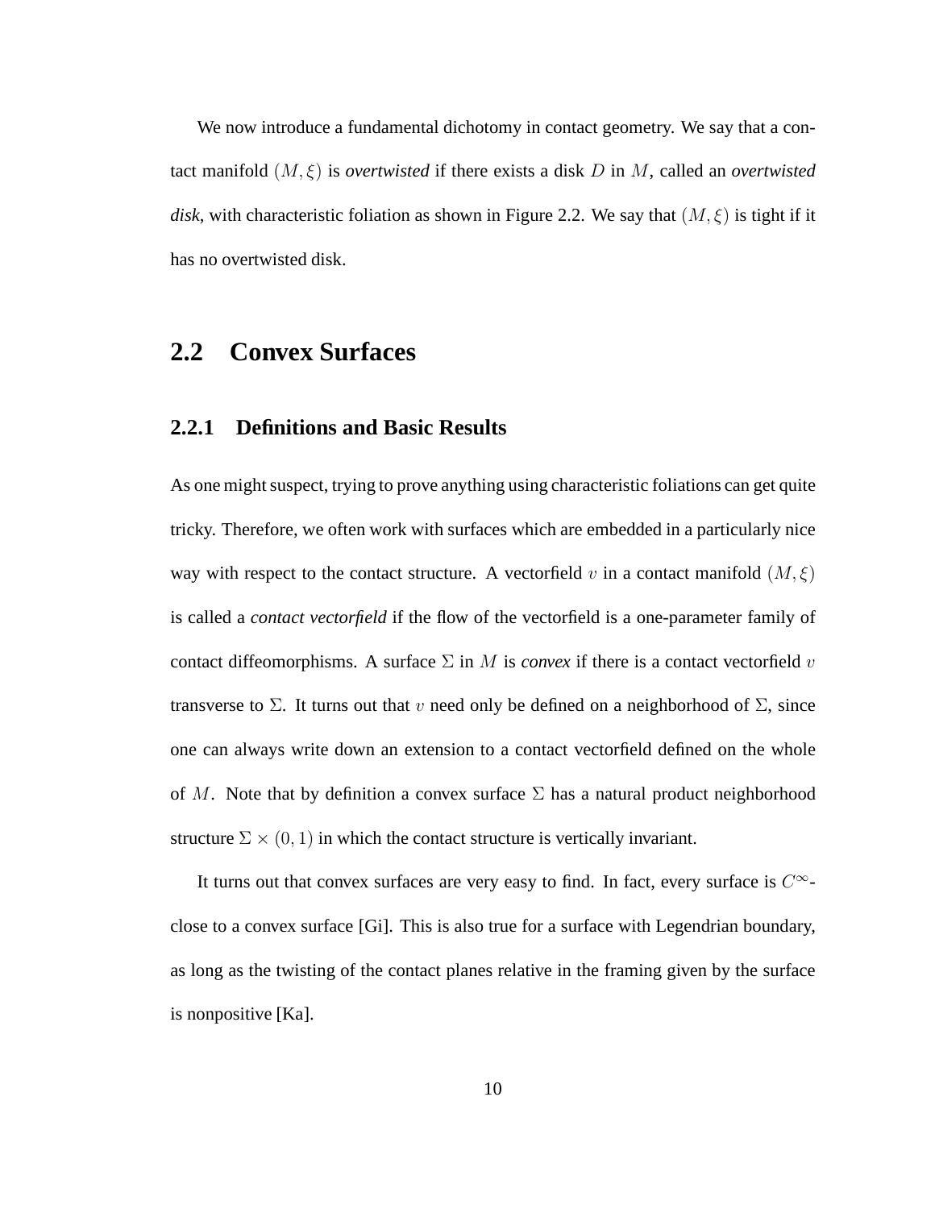We now introduce a fundamental dichotomy in contact geometry. We say that a contact manifold $(M, \xi)$ is *overtwisted* if there exists a disk $D$ in $M$, called an *overtwisted disk*, with characteristic foliation as shown in Figure 2.2. We say that $(M, \xi)$ is tight if it has no overtwisted disk.

## 2.2 Convex Surfaces

### 2.2.1 Definitions and Basic Results

As one might suspect, trying to prove anything using characteristic foliations can get quite tricky. Therefore, we often work with surfaces which are embedded in a particularly nice way with respect to the contact structure. A vectorfield $v$ in a contact manifold $(M, \xi)$ is called a *contact vectorfield* if the flow of the vectorfield is a one-parameter family of contact diffeomorphisms. A surface $\Sigma$ in $M$ is *convex* if there is a contact vectorfield $v$ transverse to $\Sigma$. It turns out that $v$ need only be defined on a neighborhood of $\Sigma$, since one can always write down an extension to a contact vectorfield defined on the whole of $M$. Note that by definition a convex surface $\Sigma$ has a natural product neighborhood structure $\Sigma \times (0, 1)$ in which the contact structure is vertically invariant.

It turns out that convex surfaces are very easy to find. In fact, every surface is $C^\infty$-close to a convex surface [Gi]. This is also true for a surface with Legendrian boundary, as long as the twisting of the contact planes relative in the framing given by the surface is nonpositive [Ka].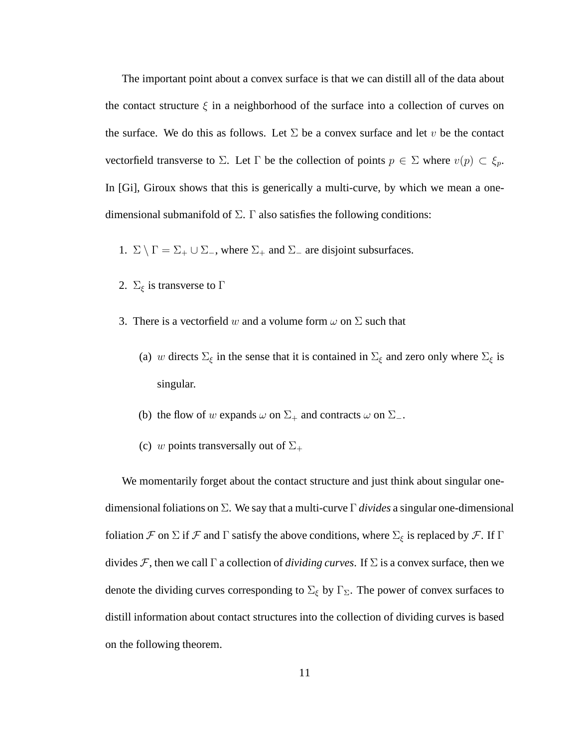The important point about a convex surface is that we can distill all of the data about the contact structure $\xi$ in a neighborhood of the surface into a collection of curves on the surface. We do this as follows. Let $\Sigma$ be a convex surface and let $v$ be the contact vectorfield transverse to $\Sigma$. Let $\Gamma$ be the collection of points $p \in \Sigma$ where $v(p) \subset \xi_p$. In [Gi], Giroux shows that this is generically a multi-curve, by which we mean a one-dimensional submanifold of $\Sigma$. $\Gamma$ also satisfies the following conditions:

1. $\Sigma \setminus \Gamma = \Sigma_+ \cup \Sigma_-$, where $\Sigma_+$ and $\Sigma_-$ are disjoint subsurfaces.
2. $\Sigma_\xi$ is transverse to $\Gamma$
3. There is a vectorfield $w$ and a volume form $\omega$ on $\Sigma$ such that
   (a) $w$ directs $\Sigma_\xi$ in the sense that it is contained in $\Sigma_\xi$ and zero only where $\Sigma_\xi$ is singular.
   (b) the flow of $w$ expands $\omega$ on $\Sigma_+$ and contracts $\omega$ on $\Sigma_-$.
   (c) $w$ points transversally out of $\Sigma_+$

We momentarily forget about the contact structure and just think about singular one-dimensional foliations on $\Sigma$. We say that a multi-curve $\Gamma$ *divides* a singular one-dimensional foliation $\mathcal{F}$ on $\Sigma$ if $\mathcal{F}$ and $\Gamma$ satisfy the above conditions, where $\Sigma_\xi$ is replaced by $\mathcal{F}$. If $\Gamma$ divides $\mathcal{F}$, then we call $\Gamma$ a collection of *dividing curves*. If $\Sigma$ is a convex surface, then we denote the dividing curves corresponding to $\Sigma_\xi$ by $\Gamma_\Sigma$. The power of convex surfaces to distill information about contact structures into the collection of dividing curves is based on the following theorem.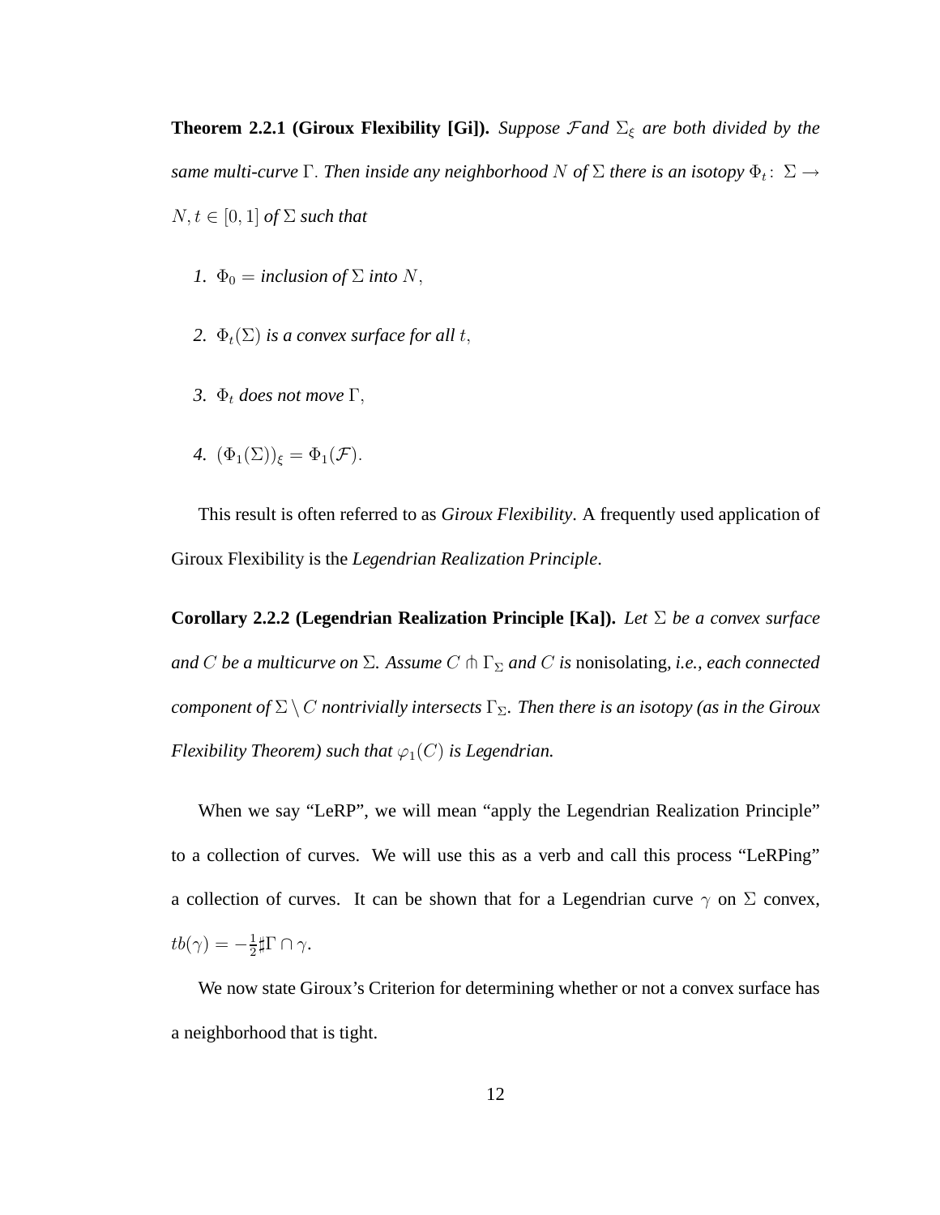**Theorem 2.2.1 (Giroux Flexibility [Gi]).** *Suppose $\mathcal{F}$and $\Sigma_\xi$ are both divided by the same multi-curve $\Gamma$. Then inside any neighborhood $N$ of $\Sigma$ there is an isotopy $\Phi_t \colon \Sigma \to N, t \in [0,1]$ of $\Sigma$ such that*

1. *$\Phi_0 =$ inclusion of $\Sigma$ into $N$,*
2. *$\Phi_t(\Sigma)$ is a convex surface for all $t$,*
3. *$\Phi_t$ does not move $\Gamma$,*
4. *$(\Phi_1(\Sigma))_\xi = \Phi_1(\mathcal{F})$.*

This result is often referred to as *Giroux Flexibility*. A frequently used application of Giroux Flexibility is the *Legendrian Realization Principle*.

**Corollary 2.2.2 (Legendrian Realization Principle [Ka]).** *Let $\Sigma$ be a convex surface and $C$ be a multicurve on $\Sigma$. Assume $C \pitchfork \Gamma_\Sigma$ and $C$ is* nonisolating*, i.e., each connected component of $\Sigma \setminus C$ nontrivially intersects $\Gamma_\Sigma$. Then there is an isotopy (as in the Giroux Flexibility Theorem) such that $\varphi_1(C)$ is Legendrian.*

When we say "LeRP", we will mean "apply the Legendrian Realization Principle" to a collection of curves. We will use this as a verb and call this process "LeRPing" a collection of curves. It can be shown that for a Legendrian curve $\gamma$ on $\Sigma$ convex, $tb(\gamma) = -\frac{1}{2}\sharp\Gamma \cap \gamma$.

We now state Giroux's Criterion for determining whether or not a convex surface has a neighborhood that is tight.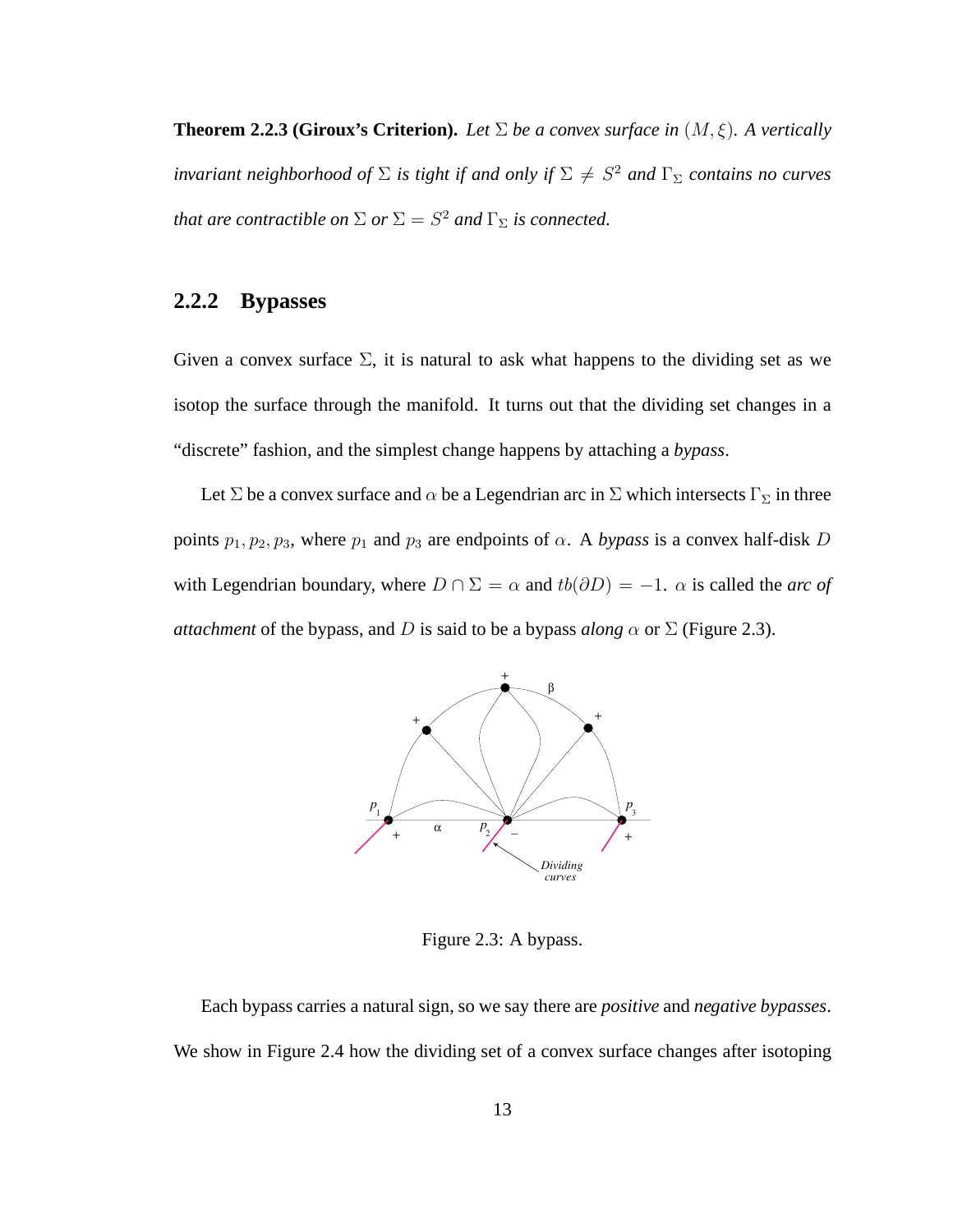**Theorem 2.2.3 (Giroux's Criterion).** *Let $\Sigma$ be a convex surface in $(M, \xi)$. A vertically invariant neighborhood of $\Sigma$ is tight if and only if $\Sigma \neq S^2$ and $\Gamma_\Sigma$ contains no curves that are contractible on $\Sigma$ or $\Sigma = S^2$ and $\Gamma_\Sigma$ is connected.*

### 2.2.2 Bypasses

Given a convex surface $\Sigma$, it is natural to ask what happens to the dividing set as we isotop the surface through the manifold. It turns out that the dividing set changes in a "discrete" fashion, and the simplest change happens by attaching a *bypass*.

Let $\Sigma$ be a convex surface and $\alpha$ be a Legendrian arc in $\Sigma$ which intersects $\Gamma_\Sigma$ in three points $p_1, p_2, p_3$, where $p_1$ and $p_3$ are endpoints of $\alpha$. A *bypass* is a convex half-disk $D$ with Legendrian boundary, where $D \cap \Sigma = \alpha$ and $tb(\partial D) = -1$. $\alpha$ is called the ***arc of attachment*** of the bypass, and $D$ is said to be a bypass *along* $\alpha$ or $\Sigma$ (Figure 2.3).

+

β

+

+

$p_1$

α

$p_2$

$p_3$

+

−

+

*Dividing curves*

Figure 2.3: A bypass.

Each bypass carries a natural sign, so we say there are *positive* and *negative bypasses*. We show in Figure 2.4 how the dividing set of a convex surface changes after isotoping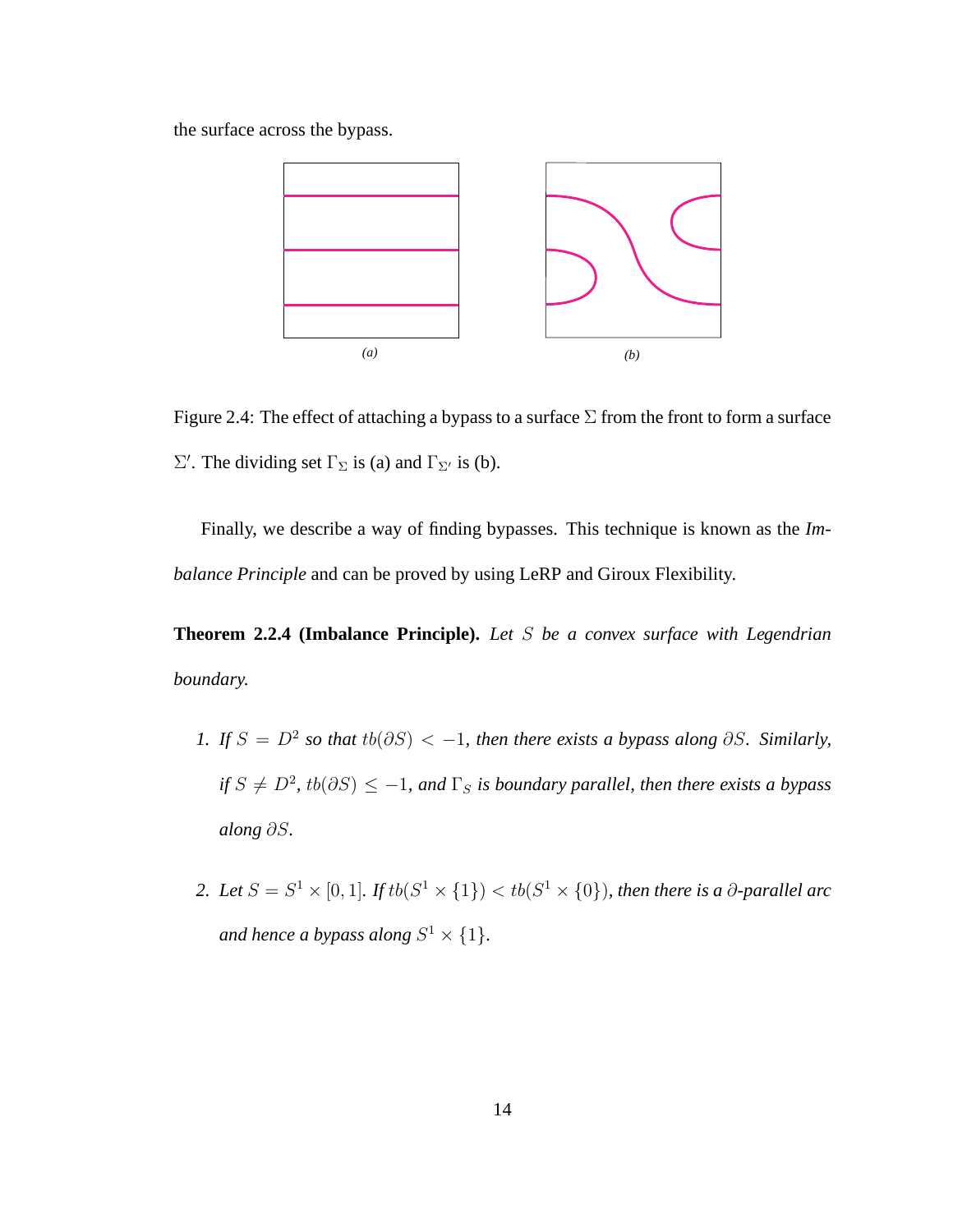the surface across the bypass.

(a)

(b)

Figure 2.4: The effect of attaching a bypass to a surface $\Sigma$ from the front to form a surface $\Sigma'$. The dividing set $\Gamma_\Sigma$ is (a) and $\Gamma_{\Sigma'}$ is (b).

Finally, we describe a way of finding bypasses. This technique is known as the *Imbalance Principle* and can be proved by using LeRP and Giroux Flexibility.

**Theorem 2.2.4 (Imbalance Principle).** *Let $S$ be a convex surface with Legendrian boundary.*

1. *If $S = D^2$ so that $tb(\partial S) < -1$, then there exists a bypass along $\partial S$. Similarly, if $S \neq D^2$, $tb(\partial S) \leq -1$, and $\Gamma_S$ is boundary parallel, then there exists a bypass along $\partial S$.*

2. *Let $S = S^1 \times [0,1]$. If $tb(S^1 \times \{1\}) < tb(S^1 \times \{0\})$, then there is a $\partial$-parallel arc and hence a bypass along $S^1 \times \{1\}$.*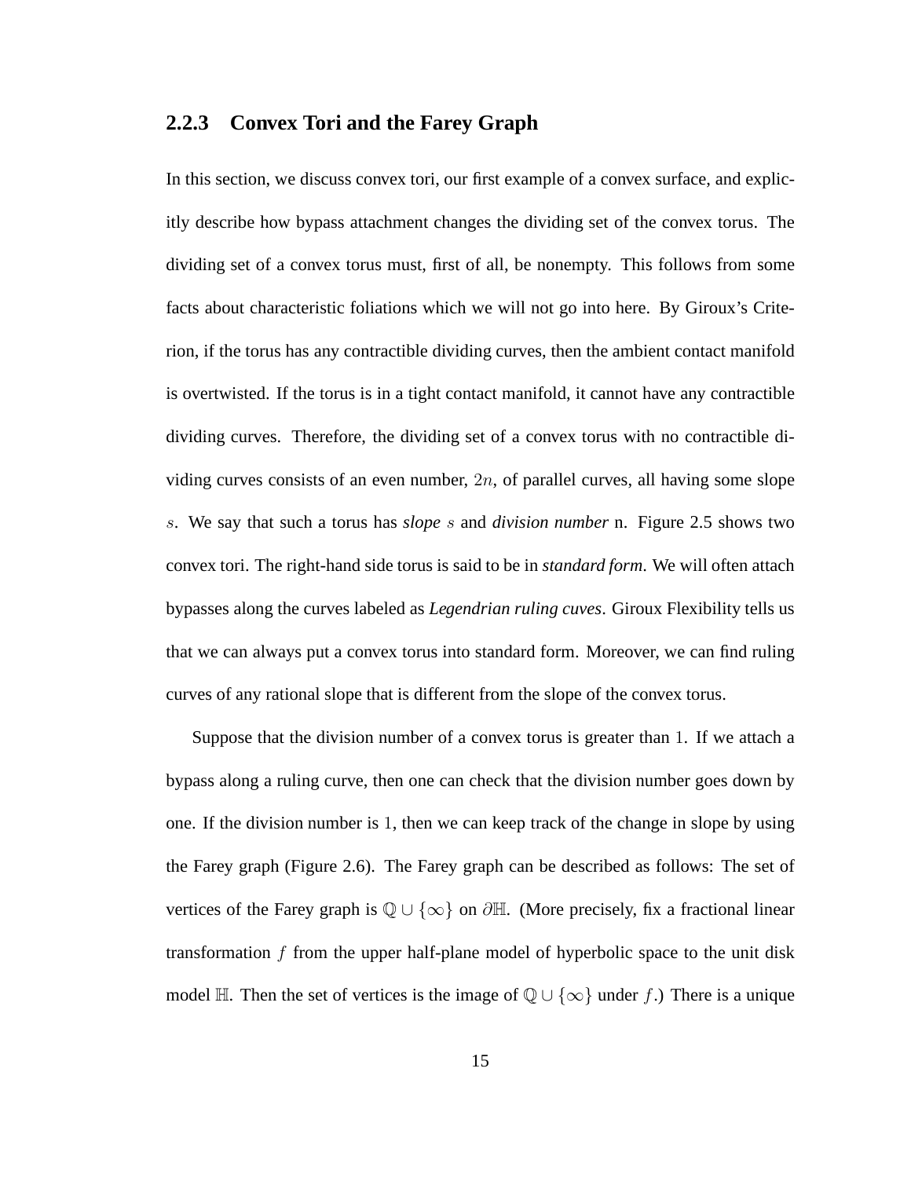### 2.2.3 Convex Tori and the Farey Graph

In this section, we discuss convex tori, our first example of a convex surface, and explicitly describe how bypass attachment changes the dividing set of the convex torus. The dividing set of a convex torus must, first of all, be nonempty. This follows from some facts about characteristic foliations which we will not go into here. By Giroux's Criterion, if the torus has any contractible dividing curves, then the ambient contact manifold is overtwisted. If the torus is in a tight contact manifold, it cannot have any contractible dividing curves. Therefore, the dividing set of a convex torus with no contractible dividing curves consists of an even number, $2n$, of parallel curves, all having some slope $s$. We say that such a torus has *slope* $s$ and *division number* n. Figure 2.5 shows two convex tori. The right-hand side torus is said to be in *standard form*. We will often attach bypasses along the curves labeled as *Legendrian ruling cuves*. Giroux Flexibility tells us that we can always put a convex torus into standard form. Moreover, we can find ruling curves of any rational slope that is different from the slope of the convex torus.

Suppose that the division number of a convex torus is greater than $1$. If we attach a bypass along a ruling curve, then one can check that the division number goes down by one. If the division number is $1$, then we can keep track of the change in slope by using the Farey graph (Figure 2.6). The Farey graph can be described as follows: The set of vertices of the Farey graph is $\mathbb{Q} \cup \{\infty\}$ on $\partial\mathbb{H}$. (More precisely, fix a fractional linear transformation $f$ from the upper half-plane model of hyperbolic space to the unit disk model $\mathbb{H}$. Then the set of vertices is the image of $\mathbb{Q} \cup \{\infty\}$ under $f$.) There is a unique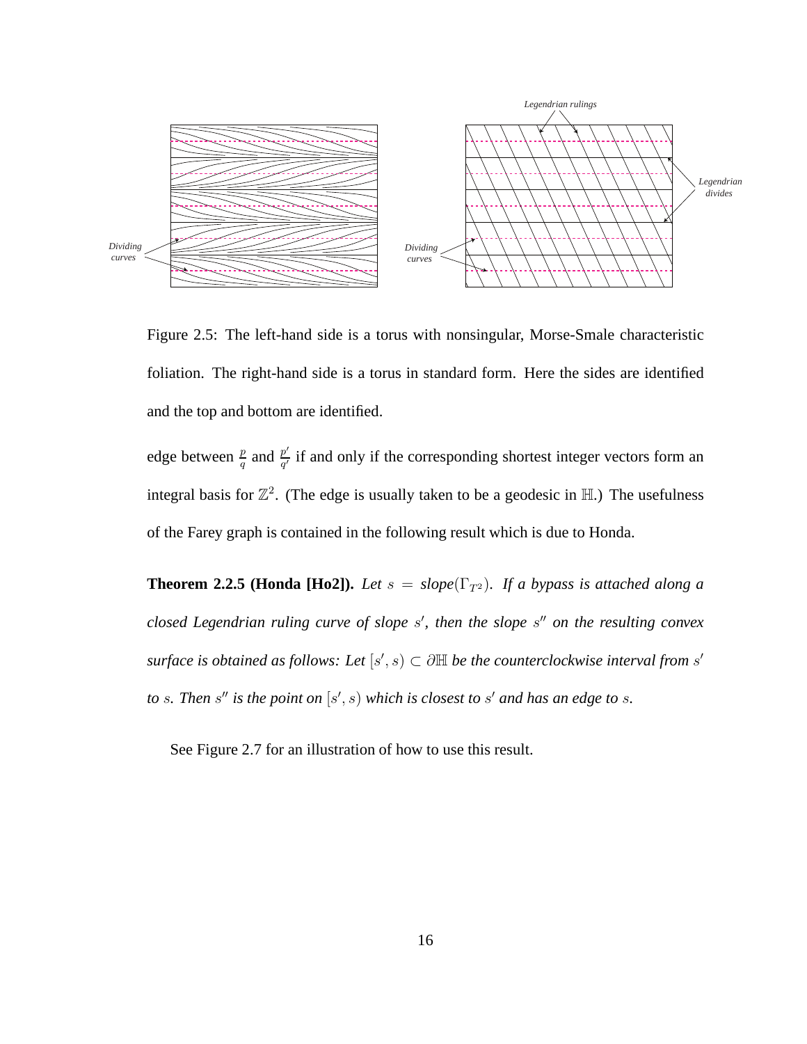Figure 2.5: The left-hand side is a torus with nonsingular, Morse-Smale characteristic foliation. The right-hand side is a torus in standard form. Here the sides are identified and the top and bottom are identified.

edge between $\frac{p}{q}$ and $\frac{p'}{q'}$ if and only if the corresponding shortest integer vectors form an integral basis for $\mathbb{Z}^2$. (The edge is usually taken to be a geodesic in $\mathbb{H}$.) The usefulness of the Farey graph is contained in the following result which is due to Honda.

**Theorem 2.2.5 (Honda [Ho2]).** *Let $s = slope(\Gamma_{T^2})$. If a bypass is attached along a closed Legendrian ruling curve of slope $s'$, then the slope $s''$ on the resulting convex surface is obtained as follows: Let $[s', s) \subset \partial\mathbb{H}$ be the counterclockwise interval from $s'$ to $s$. Then $s''$ is the point on $[s', s)$ which is closest to $s'$ and has an edge to $s$.*

See Figure 2.7 for an illustration of how to use this result.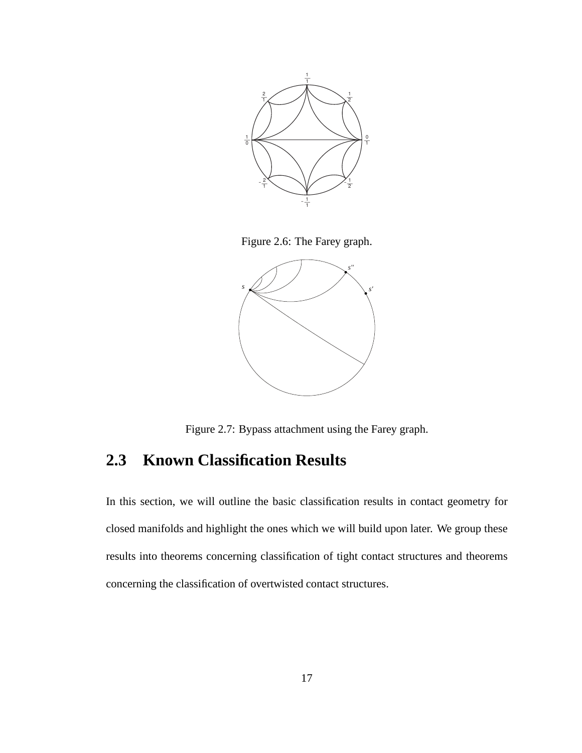Figure 2.6: The Farey graph.

Figure 2.7: Bypass attachment using the Farey graph.

## 2.3 Known Classification Results

In this section, we will outline the basic classification results in contact geometry for closed manifolds and highlight the ones which we will build upon later. We group these results into theorems concerning classification of tight contact structures and theorems concerning the classification of overtwisted contact structures.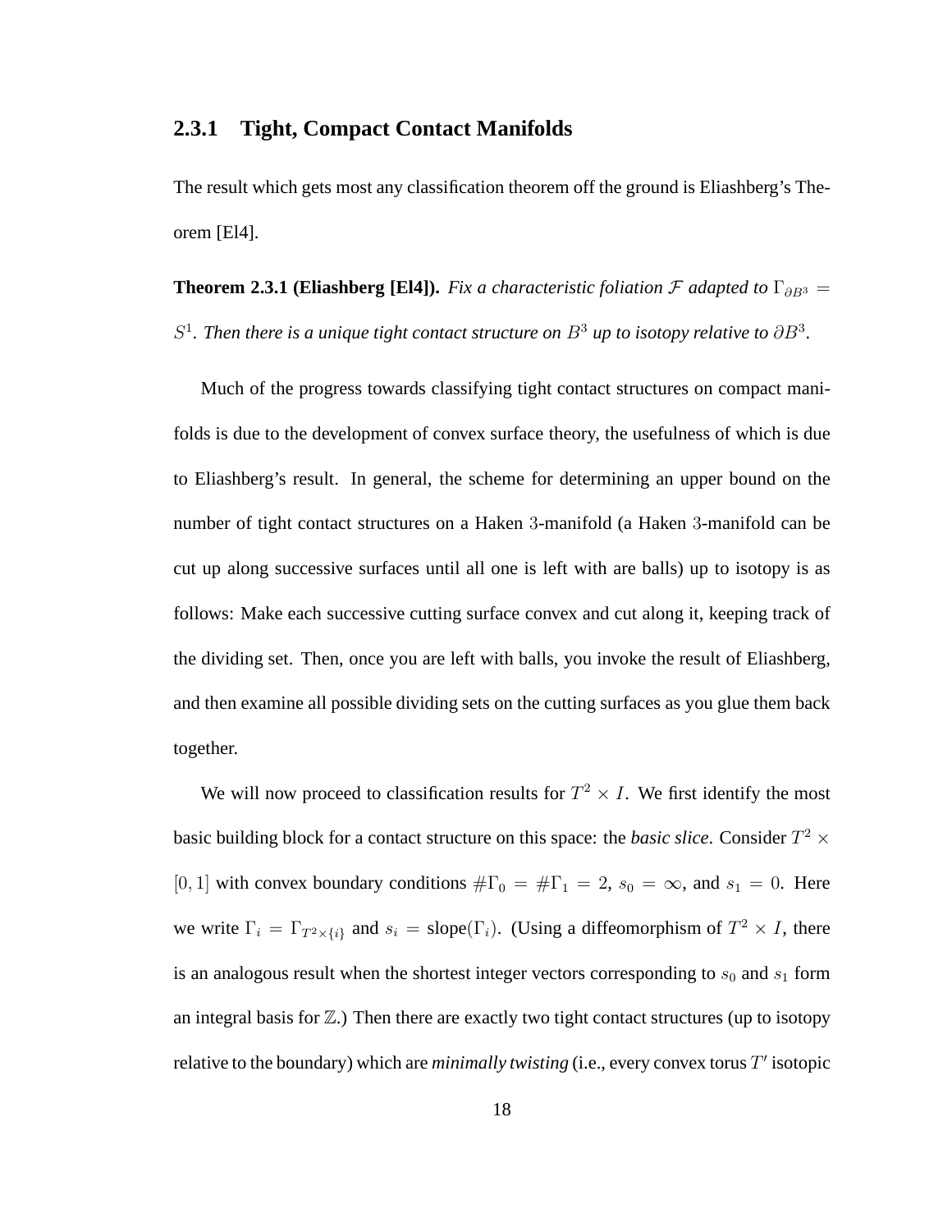### 2.3.1 Tight, Compact Contact Manifolds

The result which gets most any classification theorem off the ground is Eliashberg's Theorem [El4].

**Theorem 2.3.1 (Eliashberg [El4]).** *Fix a characteristic foliation $\mathcal{F}$ adapted to $\Gamma_{\partial B^3} = S^1$. Then there is a unique tight contact structure on $B^3$ up to isotopy relative to $\partial B^3$.*

Much of the progress towards classifying tight contact structures on compact manifolds is due to the development of convex surface theory, the usefulness of which is due to Eliashberg's result. In general, the scheme for determining an upper bound on the number of tight contact structures on a Haken 3-manifold (a Haken 3-manifold can be cut up along successive surfaces until all one is left with are balls) up to isotopy is as follows: Make each successive cutting surface convex and cut along it, keeping track of the dividing set. Then, once you are left with balls, you invoke the result of Eliashberg, and then examine all possible dividing sets on the cutting surfaces as you glue them back together.

We will now proceed to classification results for $T^2 \times I$. We first identify the most basic building block for a contact structure on this space: the *basic slice*. Consider $T^2 \times [0, 1]$ with convex boundary conditions $\#\Gamma_0 = \#\Gamma_1 = 2$, $s_0 = \infty$, and $s_1 = 0$. Here we write $\Gamma_i = \Gamma_{T^2 \times \{i\}}$ and $s_i = \text{slope}(\Gamma_i)$. (Using a diffeomorphism of $T^2 \times I$, there is an analogous result when the shortest integer vectors corresponding to $s_0$ and $s_1$ form an integral basis for $\mathbb{Z}$.) Then there are exactly two tight contact structures (up to isotopy relative to the boundary) which are *minimally twisting* (i.e., every convex torus $T'$ isotopic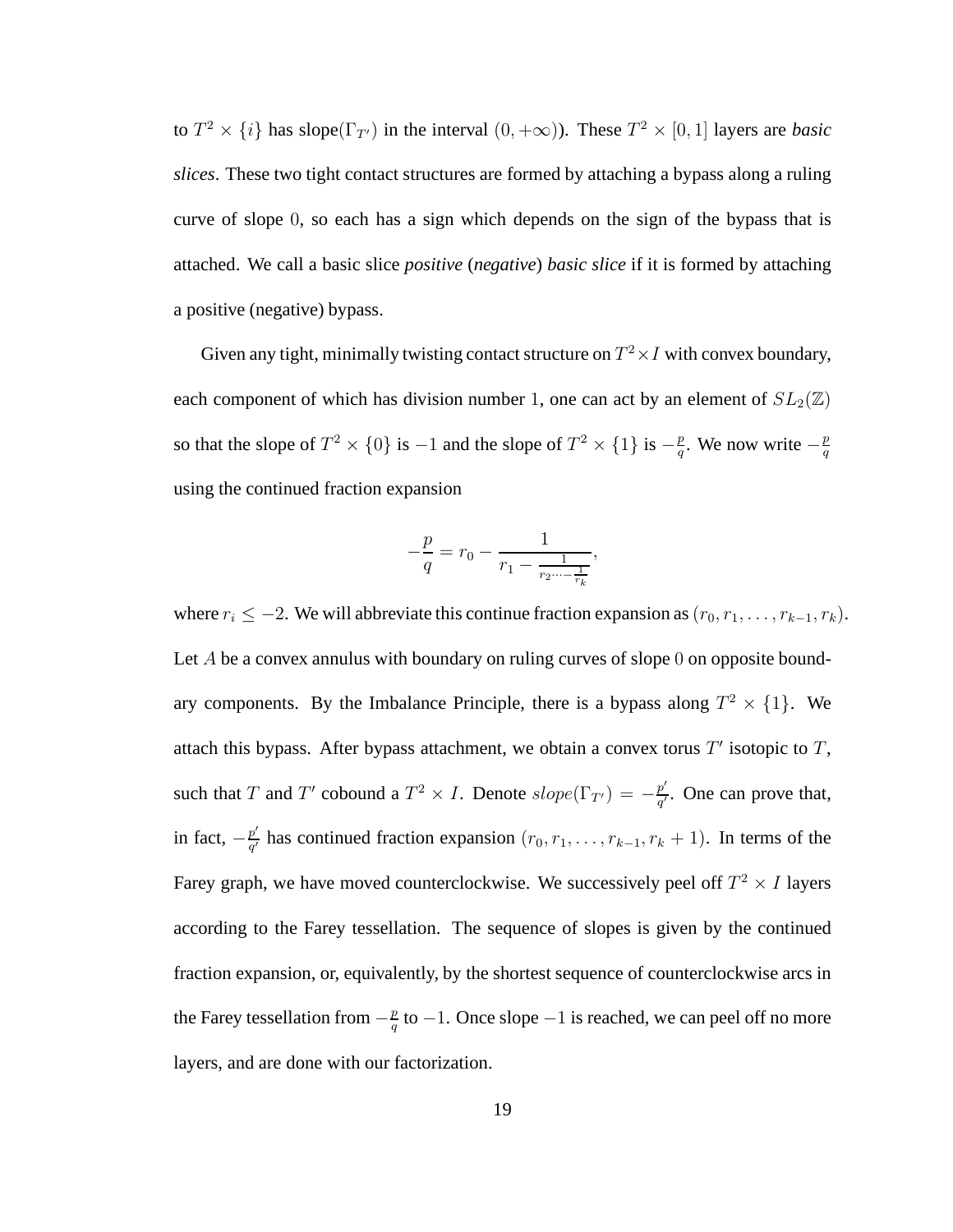to $T^2 \times \{i\}$ has slope($\Gamma_{T'}$) in the interval $(0, +\infty)$). These $T^2 \times [0, 1]$ layers are *basic slices*. These two tight contact structures are formed by attaching a bypass along a ruling curve of slope $0$, so each has a sign which depends on the sign of the bypass that is attached. We call a basic slice *positive* (*negative*) *basic slice* if it is formed by attaching a positive (negative) bypass.

Given any tight, minimally twisting contact structure on $T^2 \times I$ with convex boundary, each component of which has division number $1$, one can act by an element of $SL_2(\mathbb{Z})$ so that the slope of $T^2 \times \{0\}$ is $-1$ and the slope of $T^2 \times \{1\}$ is $-\frac{p}{q}$. We now write $-\frac{p}{q}$ using the continued fraction expansion

$$-\frac{p}{q} = r_0 - \frac{1}{r_1 - \frac{1}{r_2 \cdots - \frac{1}{r_k}}},$$

where $r_i \leq -2$. We will abbreviate this continue fraction expansion as $(r_0, r_1, \ldots, r_{k-1}, r_k)$. Let $A$ be a convex annulus with boundary on ruling curves of slope $0$ on opposite boundary components. By the Imbalance Principle, there is a bypass along $T^2 \times \{1\}$. We attach this bypass. After bypass attachment, we obtain a convex torus $T'$ isotopic to $T$, such that $T$ and $T'$ cobound a $T^2 \times I$. Denote $slope(\Gamma_{T'}) = -\frac{p'}{q'}$. One can prove that, in fact, $-\frac{p'}{q'}$ has continued fraction expansion $(r_0, r_1, \ldots, r_{k-1}, r_k + 1)$. In terms of the Farey graph, we have moved counterclockwise. We successively peel off $T^2 \times I$ layers according to the Farey tessellation. The sequence of slopes is given by the continued fraction expansion, or, equivalently, by the shortest sequence of counterclockwise arcs in the Farey tessellation from $-\frac{p}{q}$ to $-1$. Once slope $-1$ is reached, we can peel off no more layers, and are done with our factorization.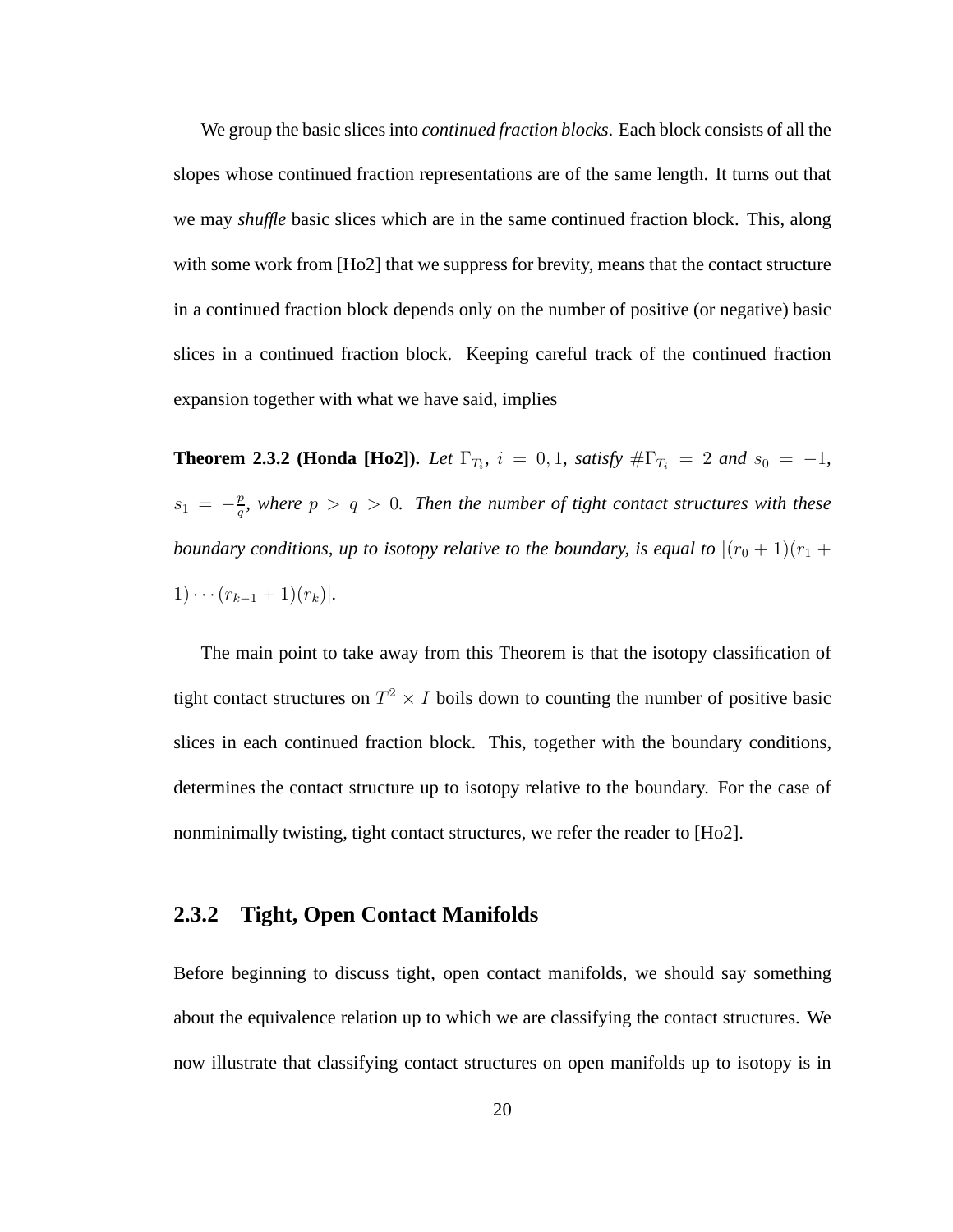We group the basic slices into *continued fraction blocks*. Each block consists of all the slopes whose continued fraction representations are of the same length. It turns out that we may *shuffle* basic slices which are in the same continued fraction block. This, along with some work from [Ho2] that we suppress for brevity, means that the contact structure in a continued fraction block depends only on the number of positive (or negative) basic slices in a continued fraction block. Keeping careful track of the continued fraction expansion together with what we have said, implies

**Theorem 2.3.2 (Honda [Ho2]).** *Let $\Gamma_{T_i}$, $i = 0, 1$, satisfy $\#\Gamma_{T_i} = 2$ and $s_0 = -1$, $s_1 = -\frac{p}{q}$, where $p > q > 0$. Then the number of tight contact structures with these boundary conditions, up to isotopy relative to the boundary, is equal to $|(r_0 + 1)(r_1 + 1) \cdots (r_{k-1} + 1)(r_k)|$.*

The main point to take away from this Theorem is that the isotopy classification of tight contact structures on $T^2 \times I$ boils down to counting the number of positive basic slices in each continued fraction block. This, together with the boundary conditions, determines the contact structure up to isotopy relative to the boundary. For the case of nonminimally twisting, tight contact structures, we refer the reader to [Ho2].

### 2.3.2 Tight, Open Contact Manifolds

Before beginning to discuss tight, open contact manifolds, we should say something about the equivalence relation up to which we are classifying the contact structures. We now illustrate that classifying contact structures on open manifolds up to isotopy is in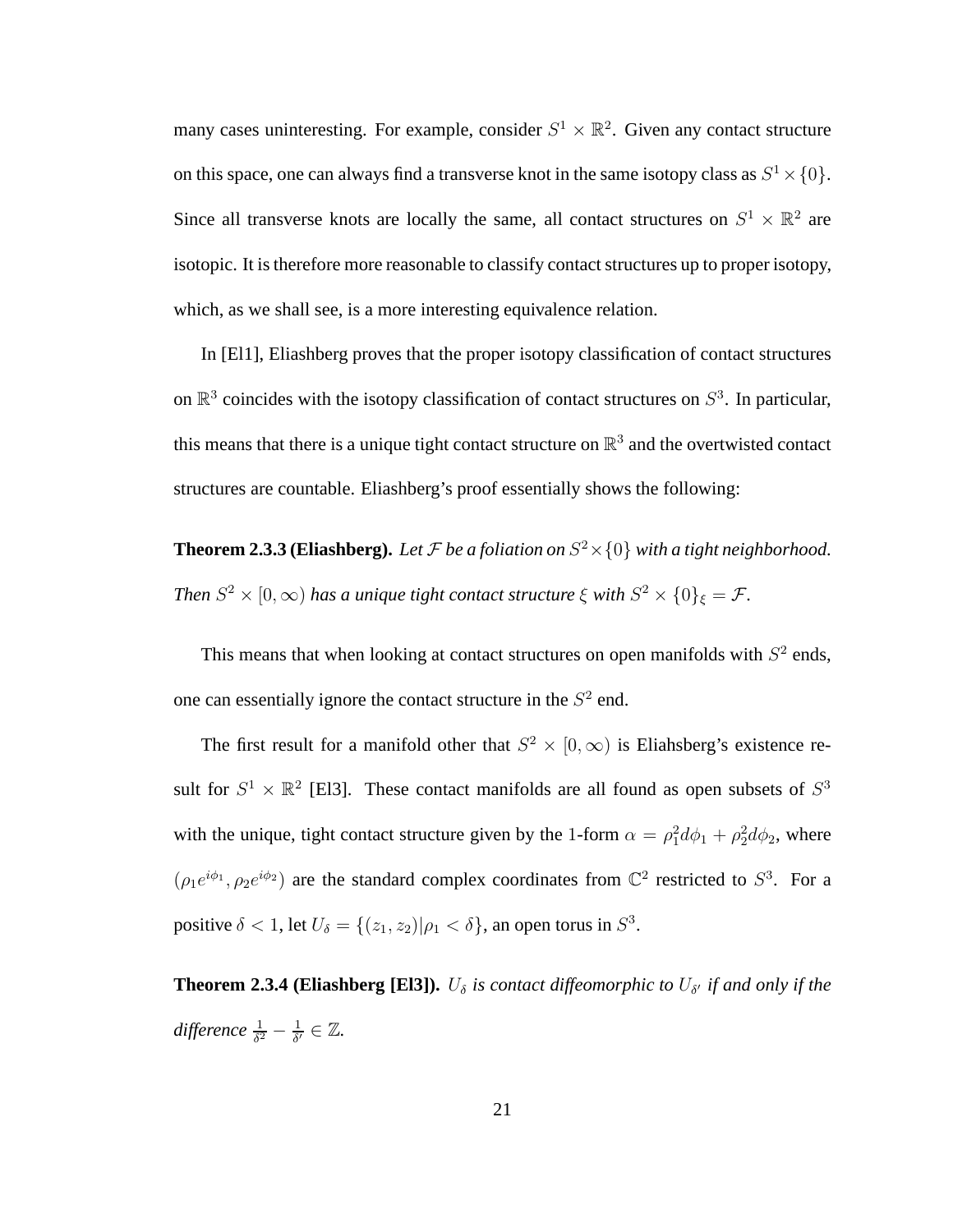many cases uninteresting. For example, consider $S^1 \times \mathbb{R}^2$. Given any contact structure on this space, one can always find a transverse knot in the same isotopy class as $S^1 \times \{0\}$. Since all transverse knots are locally the same, all contact structures on $S^1 \times \mathbb{R}^2$ are isotopic. It is therefore more reasonable to classify contact structures up to proper isotopy, which, as we shall see, is a more interesting equivalence relation.

In [El1], Eliashberg proves that the proper isotopy classification of contact structures on $\mathbb{R}^3$ coincides with the isotopy classification of contact structures on $S^3$. In particular, this means that there is a unique tight contact structure on $\mathbb{R}^3$ and the overtwisted contact structures are countable. Eliashberg's proof essentially shows the following:

**Theorem 2.3.3 (Eliashberg).** *Let $\mathcal{F}$ be a foliation on $S^2 \times \{0\}$ with a tight neighborhood. Then $S^2 \times [0, \infty)$ has a unique tight contact structure $\xi$ with $S^2 \times \{0\}_\xi = \mathcal{F}$.*

This means that when looking at contact structures on open manifolds with $S^2$ ends, one can essentially ignore the contact structure in the $S^2$ end.

The first result for a manifold other that $S^2 \times [0, \infty)$ is Eliahsberg's existence result for $S^1 \times \mathbb{R}^2$ [El3]. These contact manifolds are all found as open subsets of $S^3$ with the unique, tight contact structure given by the 1-form $\alpha = \rho_1^2 d\phi_1 + \rho_2^2 d\phi_2$, where $(\rho_1 e^{i\phi_1}, \rho_2 e^{i\phi_2})$ are the standard complex coordinates from $\mathbb{C}^2$ restricted to $S^3$. For a positive $\delta < 1$, let $U_\delta = \{(z_1, z_2) | \rho_1 < \delta\}$, an open torus in $S^3$.

**Theorem 2.3.4 (Eliashberg [El3]).** *$U_\delta$ is contact diffeomorphic to $U_{\delta'}$ if and only if the difference $\frac{1}{\delta^2} - \frac{1}{\delta'} \in \mathbb{Z}$.*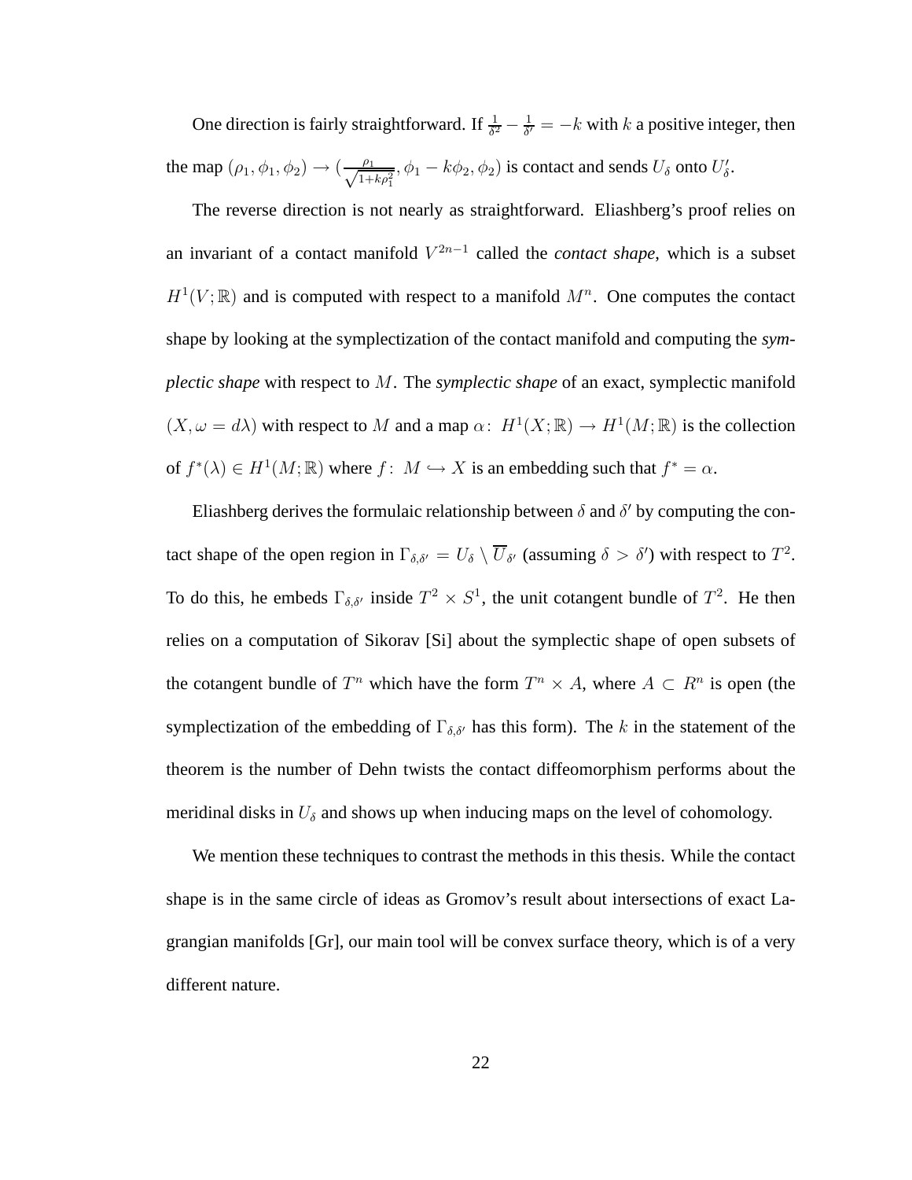One direction is fairly straightforward. If $\frac{1}{\delta^2} - \frac{1}{\delta'} = -k$ with $k$ a positive integer, then the map $(\rho_1, \phi_1, \phi_2) \to (\frac{\rho_1}{\sqrt{1+k\rho_1^2}}, \phi_1 - k\phi_2, \phi_2)$ is contact and sends $U_\delta$ onto $U'_\delta$.

The reverse direction is not nearly as straightforward. Eliashberg's proof relies on an invariant of a contact manifold $V^{2n-1}$ called the *contact shape*, which is a subset $H^1(V; \mathbb{R})$ and is computed with respect to a manifold $M^n$. One computes the contact shape by looking at the symplectization of the contact manifold and computing the *symplectic shape* with respect to $M$. The *symplectic shape* of an exact, symplectic manifold $(X, \omega = d\lambda)$ with respect to $M$ and a map $\alpha\colon\ H^1(X; \mathbb{R}) \to H^1(M; \mathbb{R})$ is the collection of $f^*(\lambda) \in H^1(M; \mathbb{R})$ where $f\colon\ M \hookrightarrow X$ is an embedding such that $f^* = \alpha$.

Eliashberg derives the formulaic relationship between $\delta$ and $\delta'$ by computing the contact shape of the open region in $\Gamma_{\delta,\delta'} = U_\delta \setminus \overline{U}_{\delta'}$ (assuming $\delta > \delta'$) with respect to $T^2$. To do this, he embeds $\Gamma_{\delta,\delta'}$ inside $T^2 \times S^1$, the unit cotangent bundle of $T^2$. He then relies on a computation of Sikorav [Si] about the symplectic shape of open subsets of the cotangent bundle of $T^n$ which have the form $T^n \times A$, where $A \subset R^n$ is open (the symplectization of the embedding of $\Gamma_{\delta,\delta'}$ has this form). The $k$ in the statement of the theorem is the number of Dehn twists the contact diffeomorphism performs about the meridinal disks in $U_\delta$ and shows up when inducing maps on the level of cohomology.

We mention these techniques to contrast the methods in this thesis. While the contact shape is in the same circle of ideas as Gromov's result about intersections of exact Lagrangian manifolds [Gr], our main tool will be convex surface theory, which is of a very different nature.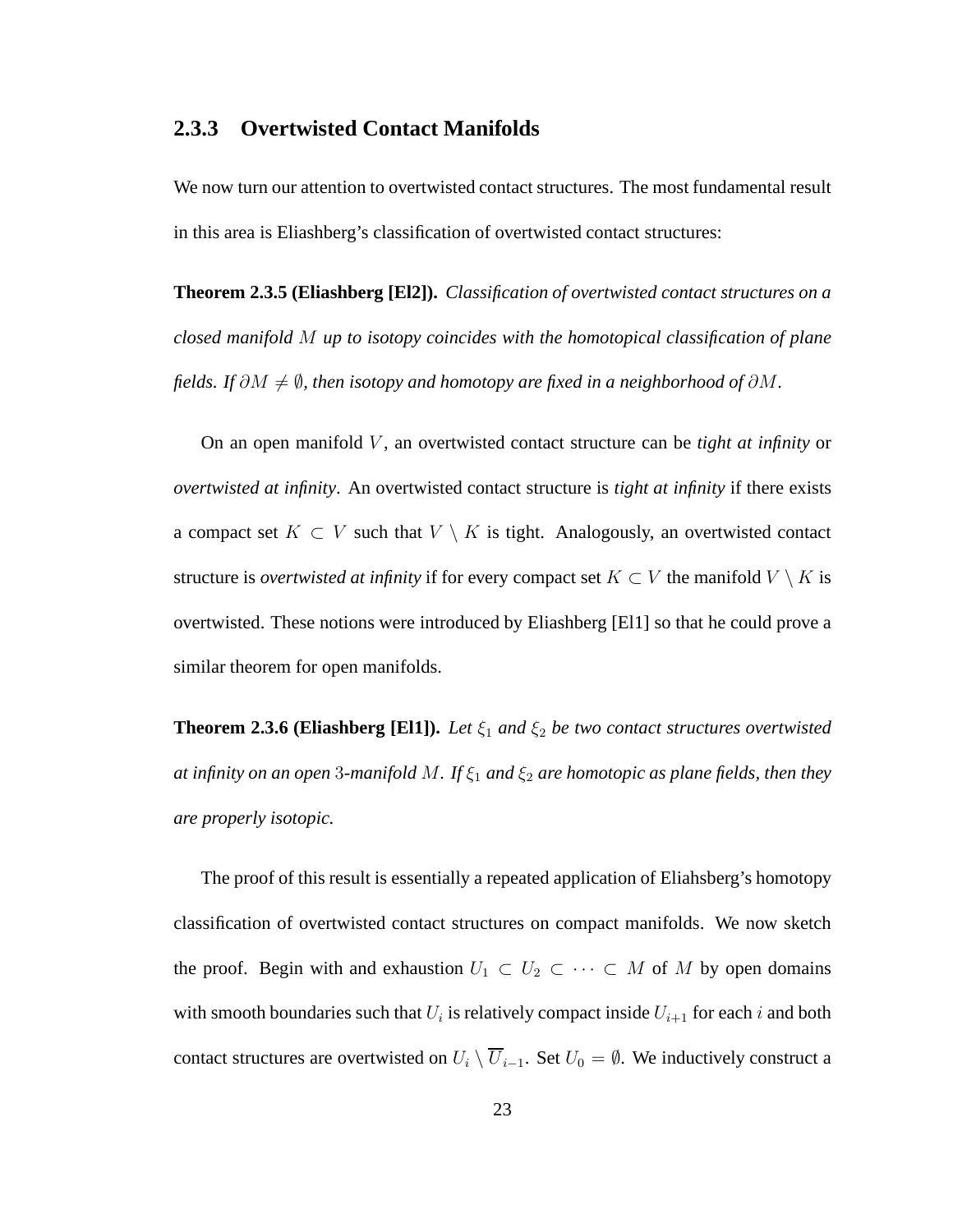### 2.3.3 Overtwisted Contact Manifolds

We now turn our attention to overtwisted contact structures. The most fundamental result in this area is Eliashberg's classification of overtwisted contact structures:

**Theorem 2.3.5 (Eliashberg [El2]).** *Classification of overtwisted contact structures on a closed manifold $M$ up to isotopy coincides with the homotopical classification of plane fields. If $\partial M \neq \emptyset$, then isotopy and homotopy are fixed in a neighborhood of $\partial M$.*

On an open manifold $V$, an overtwisted contact structure can be *tight at infinity* or *overtwisted at infinity*. An overtwisted contact structure is *tight at infinity* if there exists a compact set $K \subset V$ such that $V \setminus K$ is tight. Analogously, an overtwisted contact structure is *overtwisted at infinity* if for every compact set $K \subset V$ the manifold $V \setminus K$ is overtwisted. These notions were introduced by Eliashberg [El1] so that he could prove a similar theorem for open manifolds.

**Theorem 2.3.6 (Eliashberg [El1]).** *Let $\xi_1$ and $\xi_2$ be two contact structures overtwisted at infinity on an open $3$-manifold $M$. If $\xi_1$ and $\xi_2$ are homotopic as plane fields, then they are properly isotopic.*

The proof of this result is essentially a repeated application of Eliahsberg's homotopy classification of overtwisted contact structures on compact manifolds. We now sketch the proof. Begin with and exhaustion $U_1 \subset U_2 \subset \cdots \subset M$ of $M$ by open domains with smooth boundaries such that $U_i$ is relatively compact inside $U_{i+1}$ for each $i$ and both contact structures are overtwisted on $U_i \setminus \overline{U}_{i-1}$. Set $U_0 = \emptyset$. We inductively construct a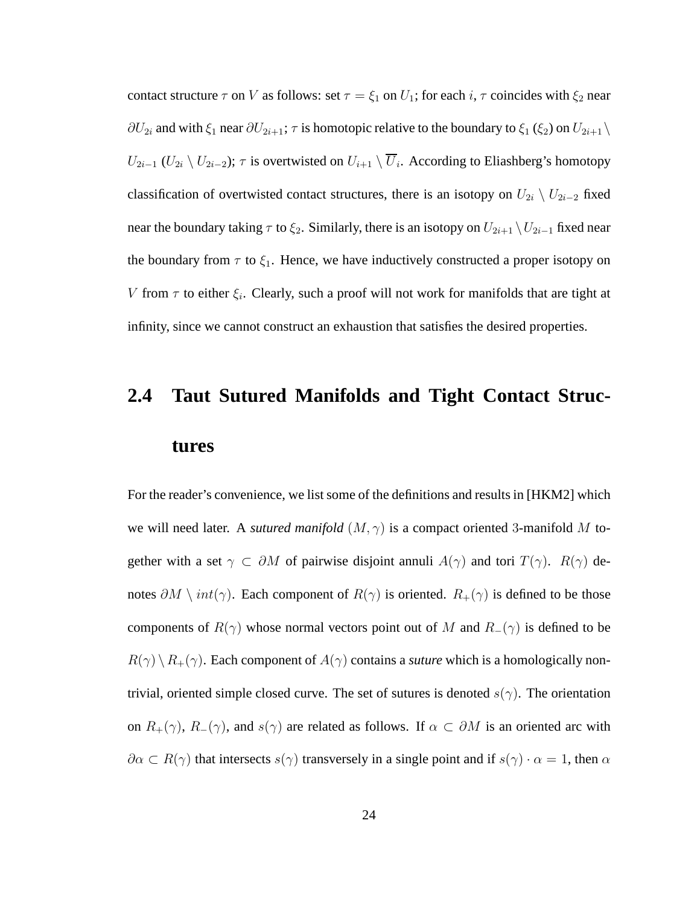contact structure $\tau$ on $V$ as follows: set $\tau = \xi_1$ on $U_1$; for each $i$, $\tau$ coincides with $\xi_2$ near $\partial U_{2i}$ and with $\xi_1$ near $\partial U_{2i+1}$; $\tau$ is homotopic relative to the boundary to $\xi_1$ ($\xi_2$) on $U_{2i+1} \setminus U_{2i-1}$ ($U_{2i} \setminus U_{2i-2}$); $\tau$ is overtwisted on $U_{i+1} \setminus \overline{U}_i$. According to Eliashberg's homotopy classification of overtwisted contact structures, there is an isotopy on $U_{2i} \setminus U_{2i-2}$ fixed near the boundary taking $\tau$ to $\xi_2$. Similarly, there is an isotopy on $U_{2i+1} \setminus U_{2i-1}$ fixed near the boundary from $\tau$ to $\xi_1$. Hence, we have inductively constructed a proper isotopy on $V$ from $\tau$ to either $\xi_i$. Clearly, such a proof will not work for manifolds that are tight at infinity, since we cannot construct an exhaustion that satisfies the desired properties.

## 2.4 Taut Sutured Manifolds and Tight Contact Structures

For the reader's convenience, we list some of the definitions and results in [HKM2] which we will need later. A *sutured manifold* $(M, \gamma)$ is a compact oriented 3-manifold $M$ together with a set $\gamma \subset \partial M$ of pairwise disjoint annuli $A(\gamma)$ and tori $T(\gamma)$. $R(\gamma)$ denotes $\partial M \setminus int(\gamma)$. Each component of $R(\gamma)$ is oriented. $R_+(\gamma)$ is defined to be those components of $R(\gamma)$ whose normal vectors point out of $M$ and $R_-(\gamma)$ is defined to be $R(\gamma) \setminus R_+(\gamma)$. Each component of $A(\gamma)$ contains a *suture* which is a homologically nontrivial, oriented simple closed curve. The set of sutures is denoted $s(\gamma)$. The orientation on $R_+(\gamma)$, $R_-(\gamma)$, and $s(\gamma)$ are related as follows. If $\alpha \subset \partial M$ is an oriented arc with $\partial\alpha \subset R(\gamma)$ that intersects $s(\gamma)$ transversely in a single point and if $s(\gamma) \cdot \alpha = 1$, then $\alpha$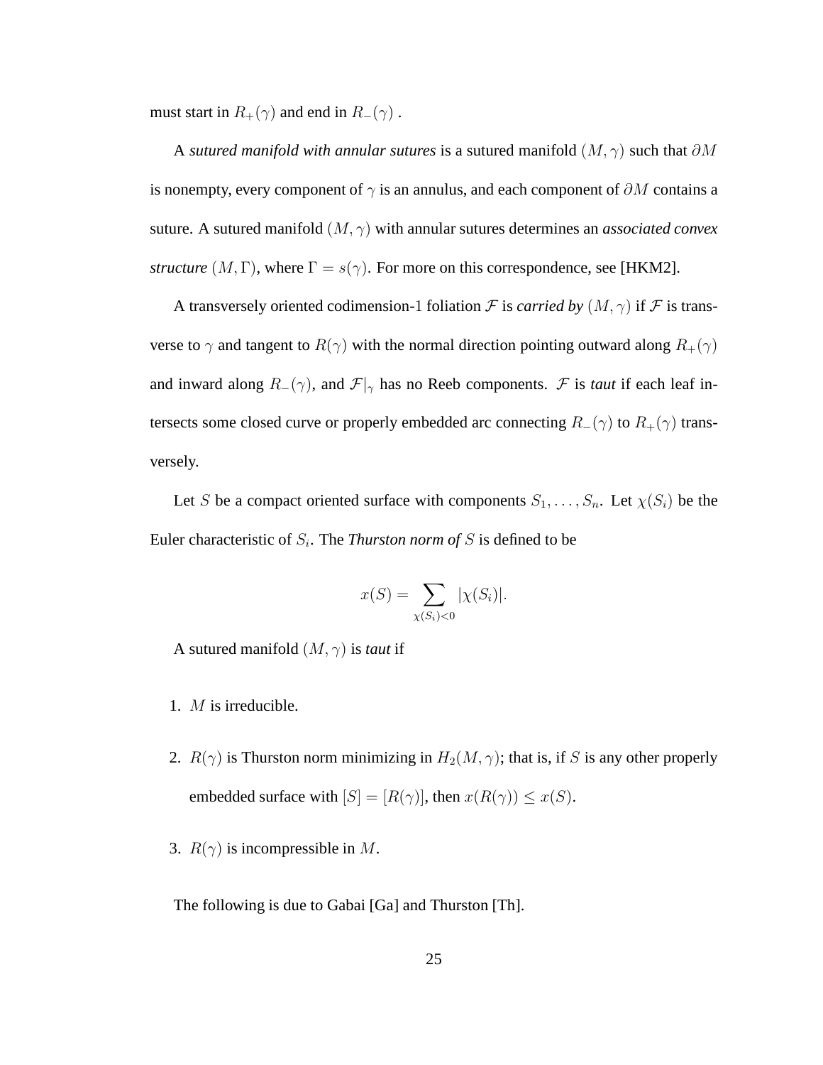must start in $R_+(\gamma)$ and end in $R_-(\gamma)$ .

A *sutured manifold with annular sutures* is a sutured manifold $(M, \gamma)$ such that $\partial M$ is nonempty, every component of $\gamma$ is an annulus, and each component of $\partial M$ contains a suture. A sutured manifold $(M, \gamma)$ with annular sutures determines an *associated convex structure* $(M, \Gamma)$, where $\Gamma = s(\gamma)$. For more on this correspondence, see [HKM2].

A transversely oriented codimension-1 foliation $\mathcal{F}$ is *carried by* $(M, \gamma)$ if $\mathcal{F}$ is transverse to $\gamma$ and tangent to $R(\gamma)$ with the normal direction pointing outward along $R_+(\gamma)$ and inward along $R_-(\gamma)$, and $\mathcal{F}|_\gamma$ has no Reeb components. $\mathcal{F}$ is *taut* if each leaf intersects some closed curve or properly embedded arc connecting $R_-(\gamma)$ to $R_+(\gamma)$ transversely.

Let $S$ be a compact oriented surface with components $S_1, \ldots, S_n$. Let $\chi(S_i)$ be the Euler characteristic of $S_i$. The *Thurston norm of* $S$ is defined to be

$$x(S) = \sum_{\chi(S_i)<0} |\chi(S_i)|.$$

A sutured manifold $(M, \gamma)$ is *taut* if

1. $M$ is irreducible.
2. $R(\gamma)$ is Thurston norm minimizing in $H_2(M, \gamma)$; that is, if $S$ is any other properly embedded surface with $[S] = [R(\gamma)]$, then $x(R(\gamma)) \leq x(S)$.
3. $R(\gamma)$ is incompressible in $M$.

The following is due to Gabai [Ga] and Thurston [Th].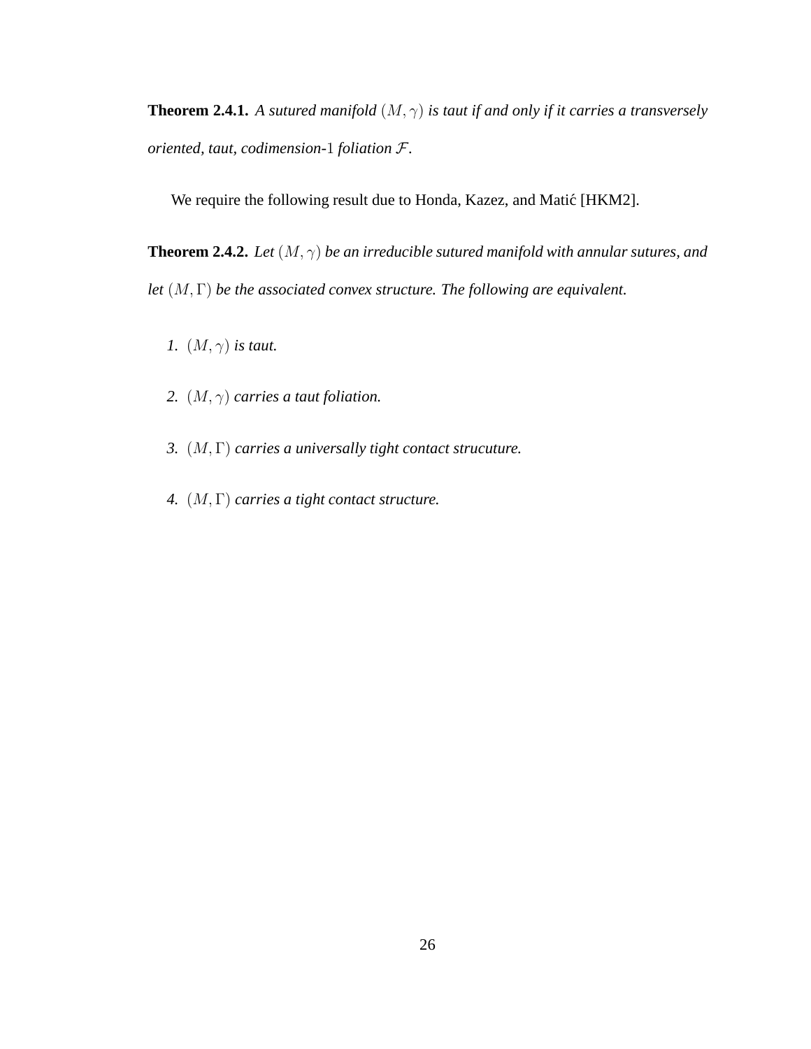**Theorem 2.4.1.** *A sutured manifold $(M, \gamma)$ is taut if and only if it carries a transversely oriented, taut, codimension-$1$ foliation $\mathcal{F}$.*

We require the following result due to Honda, Kazez, and Matić [HKM2].

**Theorem 2.4.2.** *Let $(M, \gamma)$ be an irreducible sutured manifold with annular sutures, and let $(M, \Gamma)$ be the associated convex structure. The following are equivalent.*

1. *$(M, \gamma)$ is taut.*

2. *$(M, \gamma)$ carries a taut foliation.*

3. *$(M, \Gamma)$ carries a universally tight contact strucuture.*

4. *$(M, \Gamma)$ carries a tight contact structure.*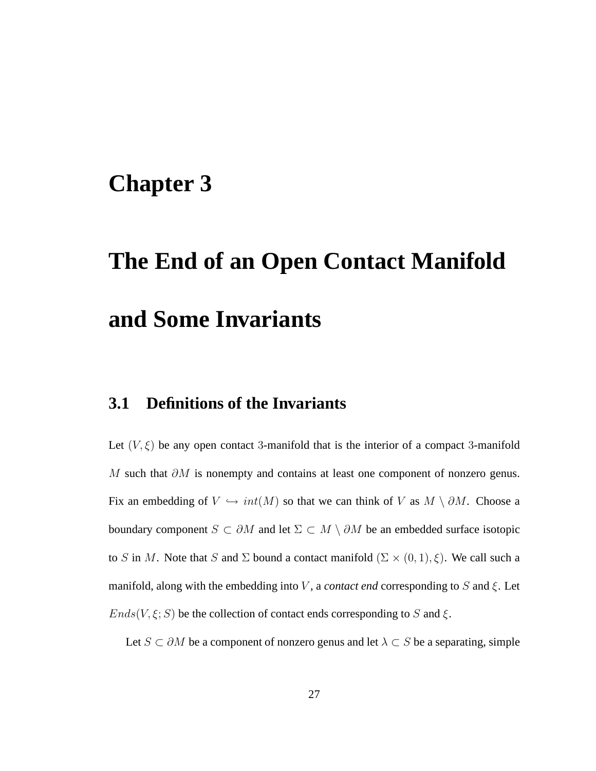# Chapter 3

# The End of an Open Contact Manifold and Some Invariants

## 3.1 Definitions of the Invariants

Let $(V, \xi)$ be any open contact $3$-manifold that is the interior of a compact $3$-manifold $M$ such that $\partial M$ is nonempty and contains at least one component of nonzero genus. Fix an embedding of $V \hookrightarrow int(M)$ so that we can think of $V$ as $M \setminus \partial M$. Choose a boundary component $S \subset \partial M$ and let $\Sigma \subset M \setminus \partial M$ be an embedded surface isotopic to $S$ in $M$. Note that $S$ and $\Sigma$ bound a contact manifold $(\Sigma \times (0, 1), \xi)$. We call such a manifold, along with the embedding into $V$, a *contact end* corresponding to $S$ and $\xi$. Let $Ends(V, \xi; S)$ be the collection of contact ends corresponding to $S$ and $\xi$.

Let $S \subset \partial M$ be a component of nonzero genus and let $\lambda \subset S$ be a separating, simple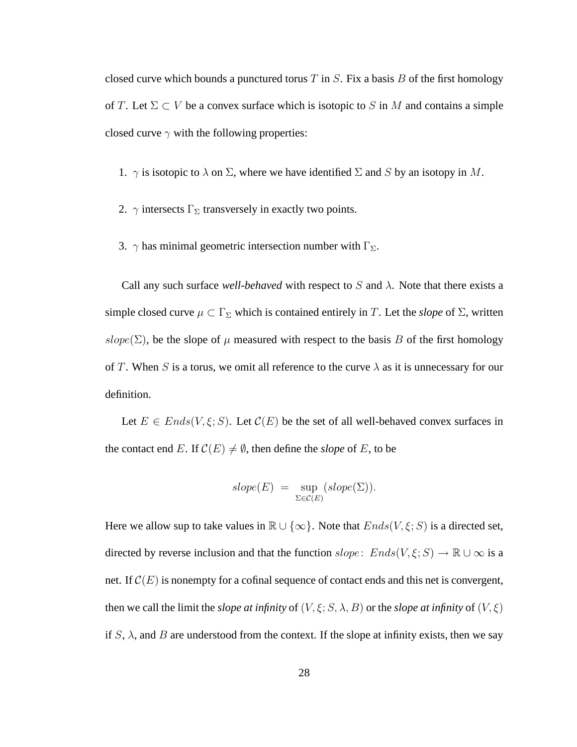closed curve which bounds a punctured torus $T$ in $S$. Fix a basis $B$ of the first homology of $T$. Let $\Sigma \subset V$ be a convex surface which is isotopic to $S$ in $M$ and contains a simple closed curve $\gamma$ with the following properties:

1. $\gamma$ is isotopic to $\lambda$ on $\Sigma$, where we have identified $\Sigma$ and $S$ by an isotopy in $M$.
2. $\gamma$ intersects $\Gamma_\Sigma$ transversely in exactly two points.
3. $\gamma$ has minimal geometric intersection number with $\Gamma_\Sigma$.

Call any such surface *well-behaved* with respect to $S$ and $\lambda$. Note that there exists a simple closed curve $\mu \subset \Gamma_\Sigma$ which is contained entirely in $T$. Let the ***slope*** of $\Sigma$, written $slope(\Sigma)$, be the slope of $\mu$ measured with respect to the basis $B$ of the first homology of $T$. When $S$ is a torus, we omit all reference to the curve $\lambda$ as it is unnecessary for our definition.

Let $E \in Ends(V, \xi; S)$. Let $\mathcal{C}(E)$ be the set of all well-behaved convex surfaces in the contact end $E$. If $\mathcal{C}(E) \neq \emptyset$, then define the ***slope*** of $E$, to be

$$slope(E) \;=\; \sup_{\Sigma \in \mathcal{C}(E)} (slope(\Sigma)).$$

Here we allow sup to take values in $\mathbb{R} \cup \{\infty\}$. Note that $Ends(V, \xi; S)$ is a directed set, directed by reverse inclusion and that the function $slope\colon\ Ends(V, \xi; S) \to \mathbb{R} \cup \infty$ is a net. If $\mathcal{C}(E)$ is nonempty for a cofinal sequence of contact ends and this net is convergent, then we call the limit the ***slope at infinity*** of $(V, \xi; S, \lambda, B)$ or the ***slope at infinity*** of $(V, \xi)$ if $S$, $\lambda$, and $B$ are understood from the context. If the slope at infinity exists, then we say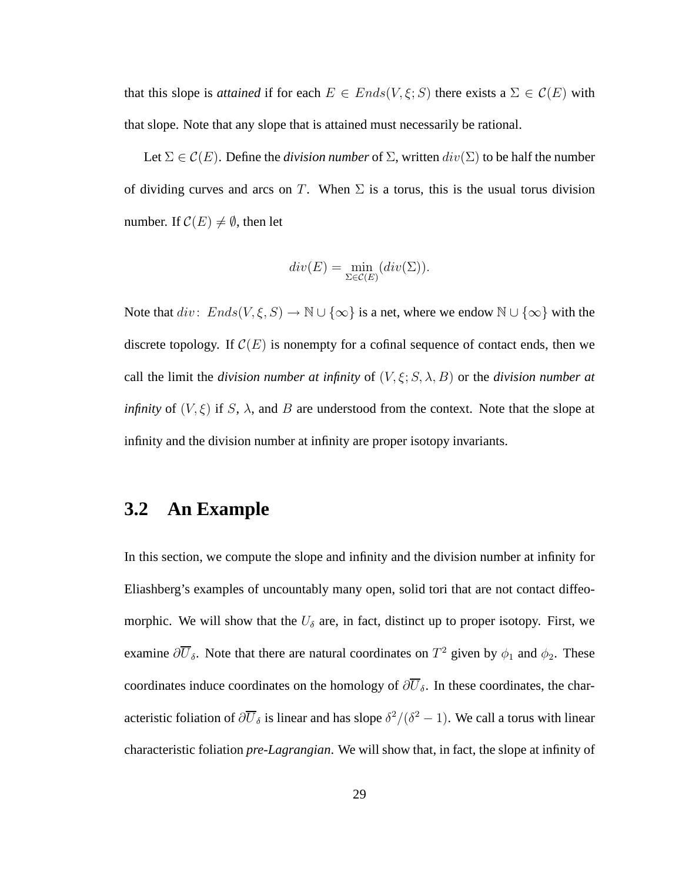that this slope is *attained* if for each $E \in Ends(V, \xi; S)$ there exists a $\Sigma \in \mathcal{C}(E)$ with that slope. Note that any slope that is attained must necessarily be rational.

Let $\Sigma \in \mathcal{C}(E)$. Define the *division number* of $\Sigma$, written $div(\Sigma)$ to be half the number of dividing curves and arcs on $T$. When $\Sigma$ is a torus, this is the usual torus division number. If $\mathcal{C}(E) \neq \emptyset$, then let

$$div(E) = \min_{\Sigma \in \mathcal{C}(E)} (div(\Sigma)).$$

Note that $div\colon\ Ends(V, \xi, S) \to \mathbb{N} \cup \{\infty\}$ is a net, where we endow $\mathbb{N} \cup \{\infty\}$ with the discrete topology. If $\mathcal{C}(E)$ is nonempty for a cofinal sequence of contact ends, then we call the limit the *division number at infinity* of $(V, \xi; S, \lambda, B)$ or the *division number at infinity* of $(V, \xi)$ if $S$, $\lambda$, and $B$ are understood from the context. Note that the slope at infinity and the division number at infinity are proper isotopy invariants.

## 3.2 An Example

In this section, we compute the slope and infinity and the division number at infinity for Eliashberg's examples of uncountably many open, solid tori that are not contact diffeomorphic. We will show that the $U_\delta$ are, in fact, distinct up to proper isotopy. First, we examine $\partial\overline{U}_\delta$. Note that there are natural coordinates on $T^2$ given by $\phi_1$ and $\phi_2$. These coordinates induce coordinates on the homology of $\partial\overline{U}_\delta$. In these coordinates, the characteristic foliation of $\partial\overline{U}_\delta$ is linear and has slope $\delta^2/(\delta^2 - 1)$. We call a torus with linear characteristic foliation *pre-Lagrangian*. We will show that, in fact, the slope at infinity of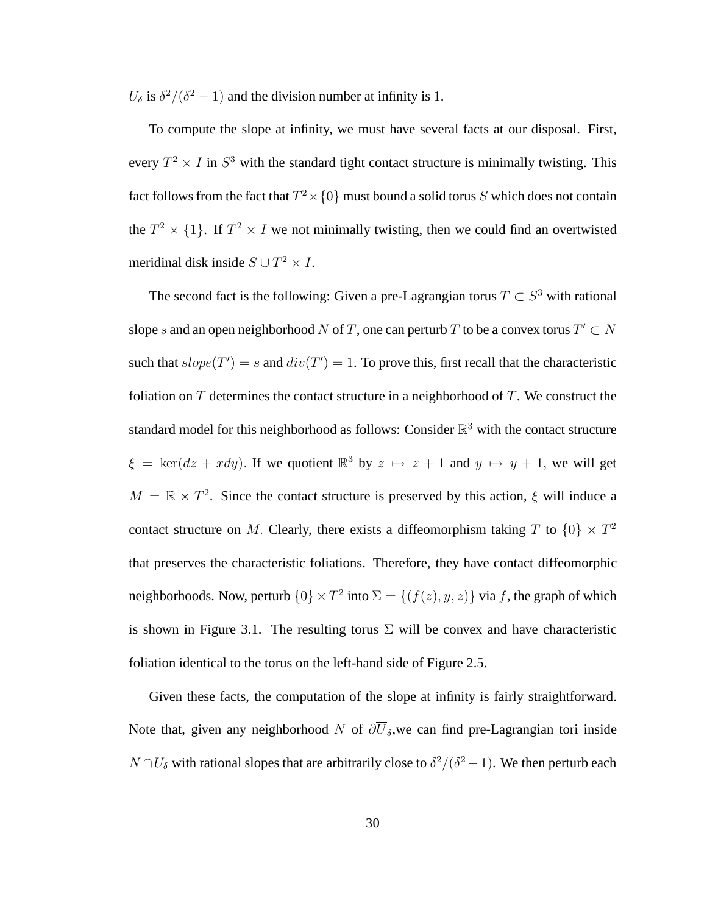$U_\delta$ is $\delta^2/(\delta^2-1)$ and the division number at infinity is 1.

To compute the slope at infinity, we must have several facts at our disposal. First, every $T^2 \times I$ in $S^3$ with the standard tight contact structure is minimally twisting. This fact follows from the fact that $T^2 \times \{0\}$ must bound a solid torus $S$ which does not contain the $T^2 \times \{1\}$. If $T^2 \times I$ we not minimally twisting, then we could find an overtwisted meridinal disk inside $S \cup T^2 \times I$.

The second fact is the following: Given a pre-Lagrangian torus $T \subset S^3$ with rational slope $s$ and an open neighborhood $N$ of $T$, one can perturb $T$ to be a convex torus $T' \subset N$ such that $slope(T') = s$ and $div(T') = 1$. To prove this, first recall that the characteristic foliation on $T$ determines the contact structure in a neighborhood of $T$. We construct the standard model for this neighborhood as follows: Consider $\mathbb{R}^3$ with the contact structure $\xi = \ker(dz + xdy)$. If we quotient $\mathbb{R}^3$ by $z \mapsto z+1$ and $y \mapsto y+1$, we will get $M = \mathbb{R} \times T^2$. Since the contact structure is preserved by this action, $\xi$ will induce a contact structure on $M$. Clearly, there exists a diffeomorphism taking $T$ to $\{0\} \times T^2$ that preserves the characteristic foliations. Therefore, they have contact diffeomorphic neighborhoods. Now, perturb $\{0\} \times T^2$ into $\Sigma = \{(f(z), y, z)\}$ via $f$, the graph of which is shown in Figure 3.1. The resulting torus $\Sigma$ will be convex and have characteristic foliation identical to the torus on the left-hand side of Figure 2.5.

Given these facts, the computation of the slope at infinity is fairly straightforward. Note that, given any neighborhood $N$ of $\partial\overline{U}_\delta$,we can find pre-Lagrangian tori inside $N \cap U_\delta$ with rational slopes that are arbitrarily close to $\delta^2/(\delta^2-1)$. We then perturb each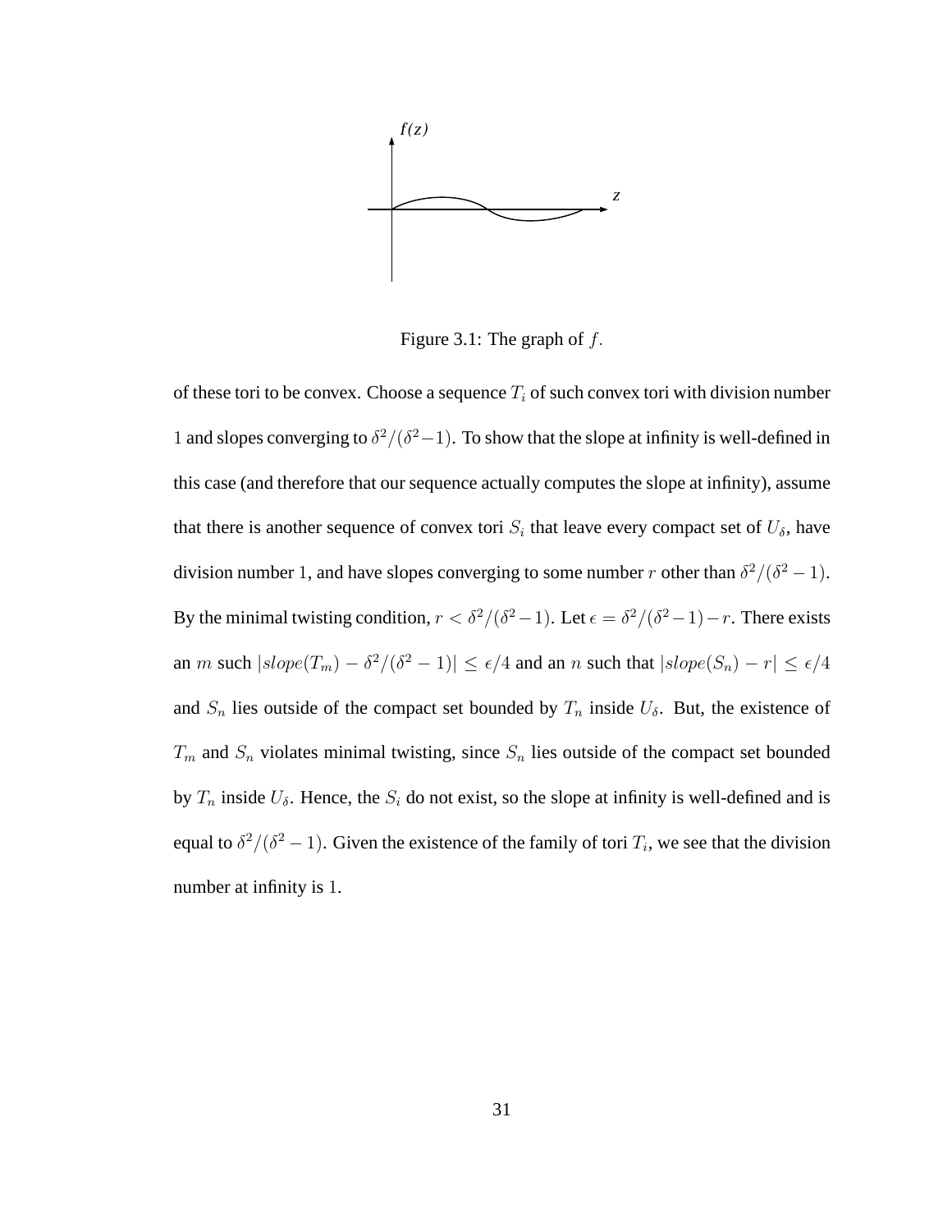f(z)

z

Figure 3.1: The graph of $f$.

of these tori to be convex. Choose a sequence $T_i$ of such convex tori with division number 1 and slopes converging to $\delta^2/(\delta^2-1)$. To show that the slope at infinity is well-defined in this case (and therefore that our sequence actually computes the slope at infinity), assume that there is another sequence of convex tori $S_i$ that leave every compact set of $U_\delta$, have division number 1, and have slopes converging to some number $r$ other than $\delta^2/(\delta^2-1)$. By the minimal twisting condition, $r < \delta^2/(\delta^2-1)$. Let $\epsilon = \delta^2/(\delta^2-1)-r$. There exists an $m$ such $|slope(T_m) - \delta^2/(\delta^2-1)| \leq \epsilon/4$ and an $n$ such that $|slope(S_n) - r| \leq \epsilon/4$ and $S_n$ lies outside of the compact set bounded by $T_n$ inside $U_\delta$. But, the existence of $T_m$ and $S_n$ violates minimal twisting, since $S_n$ lies outside of the compact set bounded by $T_n$ inside $U_\delta$. Hence, the $S_i$ do not exist, so the slope at infinity is well-defined and is equal to $\delta^2/(\delta^2-1)$. Given the existence of the family of tori $T_i$, we see that the division number at infinity is 1.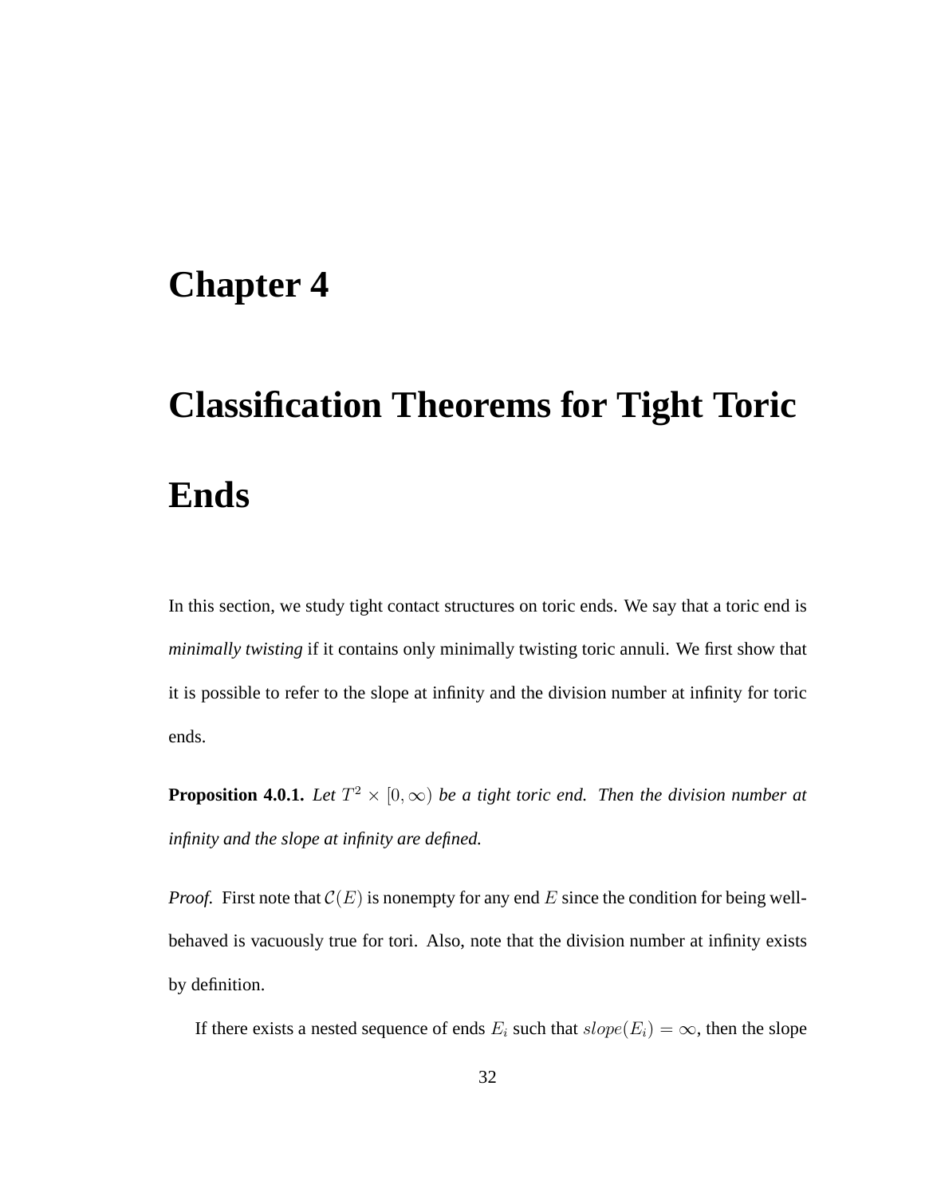# Chapter 4

# Classification Theorems for Tight Toric Ends

In this section, we study tight contact structures on toric ends. We say that a toric end is *minimally twisting* if it contains only minimally twisting toric annuli. We first show that it is possible to refer to the slope at infinity and the division number at infinity for toric ends.

**Proposition 4.0.1.** *Let $T^2 \times [0, \infty)$ be a tight toric end. Then the division number at infinity and the slope at infinity are defined.*

*Proof.* First note that $\mathcal{C}(E)$ is nonempty for any end $E$ since the condition for being well-behaved is vacuously true for tori. Also, note that the division number at infinity exists by definition.

If there exists a nested sequence of ends $E_i$ such that $slope(E_i) = \infty$, then the slope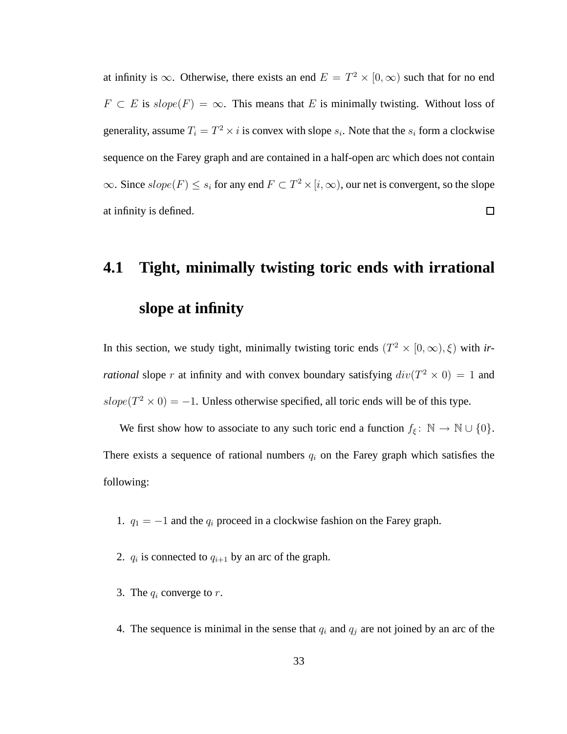at infinity is $\infty$. Otherwise, there exists an end $E = T^2 \times [0, \infty)$ such that for no end $F \subset E$ is $slope(F) = \infty$. This means that $E$ is minimally twisting. Without loss of generality, assume $T_i = T^2 \times i$ is convex with slope $s_i$. Note that the $s_i$ form a clockwise sequence on the Farey graph and are contained in a half-open arc which does not contain $\infty$. Since $slope(F) \leq s_i$ for any end $F \subset T^2 \times [i, \infty)$, our net is convergent, so the slope at infinity is defined. $\square$

## 4.1 Tight, minimally twisting toric ends with irrational slope at infinity

In this section, we study tight, minimally twisting toric ends $(T^2 \times [0, \infty), \xi)$ with ***irrational*** slope $r$ at infinity and with convex boundary satisfying $div(T^2 \times 0) = 1$ and $slope(T^2 \times 0) = -1$. Unless otherwise specified, all toric ends will be of this type.

We first show how to associate to any such toric end a function $f_\xi \colon \mathbb{N} \to \mathbb{N} \cup \{0\}$. There exists a sequence of rational numbers $q_i$ on the Farey graph which satisfies the following:

1. $q_1 = -1$ and the $q_i$ proceed in a clockwise fashion on the Farey graph.
2. $q_i$ is connected to $q_{i+1}$ by an arc of the graph.
3. The $q_i$ converge to $r$.
4. The sequence is minimal in the sense that $q_i$ and $q_j$ are not joined by an arc of the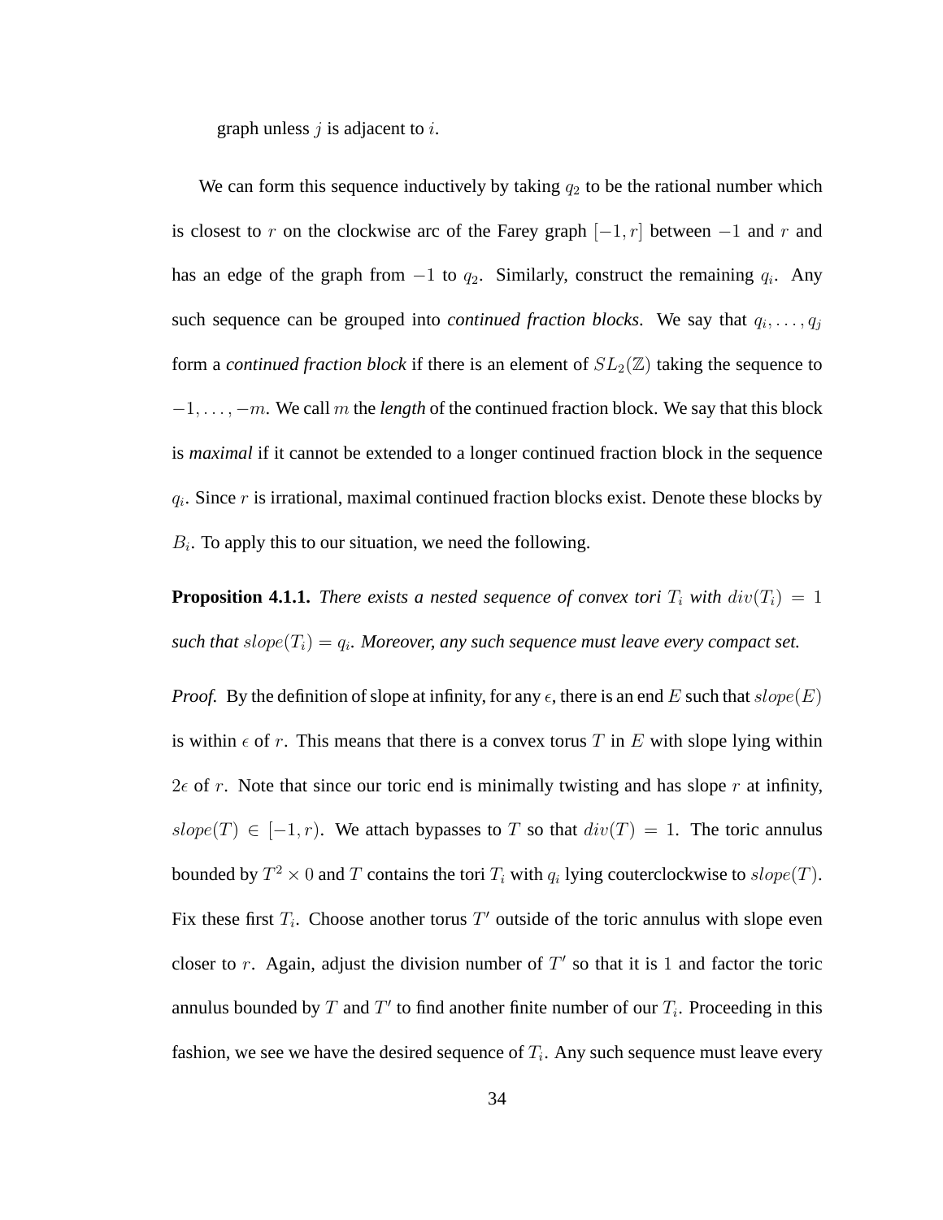graph unless $j$ is adjacent to $i$.

We can form this sequence inductively by taking $q_2$ to be the rational number which is closest to $r$ on the clockwise arc of the Farey graph $[-1, r]$ between $-1$ and $r$ and has an edge of the graph from $-1$ to $q_2$. Similarly, construct the remaining $q_i$. Any such sequence can be grouped into *continued fraction blocks*. We say that $q_i, \ldots, q_j$ form a *continued fraction block* if there is an element of $SL_2(\mathbb{Z})$ taking the sequence to $-1, \ldots, -m$. We call $m$ the *length* of the continued fraction block. We say that this block is *maximal* if it cannot be extended to a longer continued fraction block in the sequence $q_i$. Since $r$ is irrational, maximal continued fraction blocks exist. Denote these blocks by $B_i$. To apply this to our situation, we need the following.

**Proposition 4.1.1.** *There exists a nested sequence of convex tori $T_i$ with $div(T_i) = 1$ such that $slope(T_i) = q_i$. Moreover, any such sequence must leave every compact set.*

*Proof.* By the definition of slope at infinity, for any $\epsilon$, there is an end $E$ such that $slope(E)$ is within $\epsilon$ of $r$. This means that there is a convex torus $T$ in $E$ with slope lying within $2\epsilon$ of $r$. Note that since our toric end is minimally twisting and has slope $r$ at infinity, $slope(T) \in [-1, r)$. We attach bypasses to $T$ so that $div(T) = 1$. The toric annulus bounded by $T^2 \times 0$ and $T$ contains the tori $T_i$ with $q_i$ lying couterclockwise to $slope(T)$. Fix these first $T_i$. Choose another torus $T'$ outside of the toric annulus with slope even closer to $r$. Again, adjust the division number of $T'$ so that it is $1$ and factor the toric annulus bounded by $T$ and $T'$ to find another finite number of our $T_i$. Proceeding in this fashion, we see we have the desired sequence of $T_i$. Any such sequence must leave every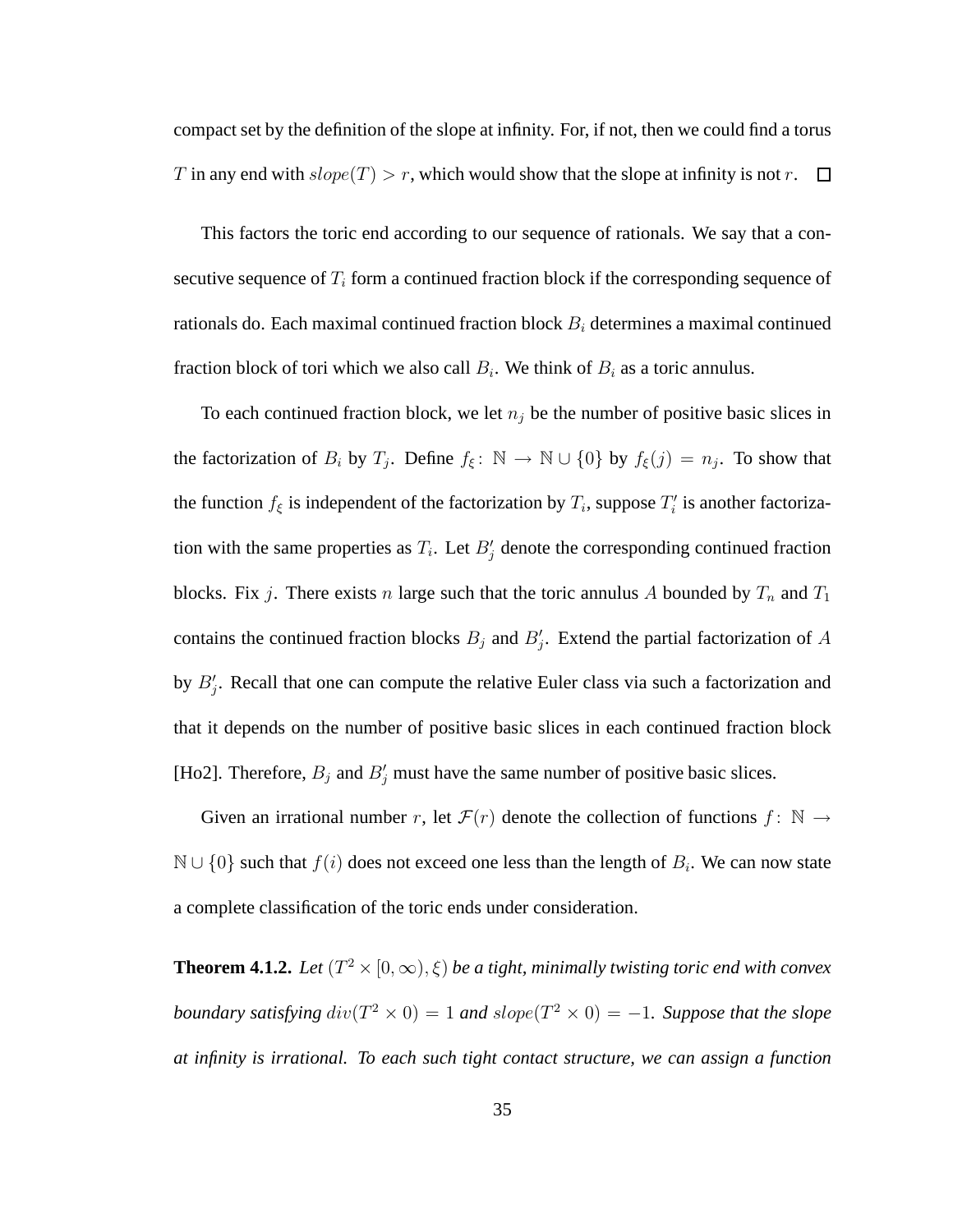compact set by the definition of the slope at infinity. For, if not, then we could find a torus $T$ in any end with $slope(T) > r$, which would show that the slope at infinity is not $r$. $\square$

This factors the toric end according to our sequence of rationals. We say that a consecutive sequence of $T_i$ form a continued fraction block if the corresponding sequence of rationals do. Each maximal continued fraction block $B_i$ determines a maximal continued fraction block of tori which we also call $B_i$. We think of $B_i$ as a toric annulus.

To each continued fraction block, we let $n_j$ be the number of positive basic slices in the factorization of $B_i$ by $T_j$. Define $f_\xi \colon \mathbb{N} \to \mathbb{N} \cup \{0\}$ by $f_\xi(j) = n_j$. To show that the function $f_\xi$ is independent of the factorization by $T_i$, suppose $T_i'$ is another factorization with the same properties as $T_i$. Let $B_j'$ denote the corresponding continued fraction blocks. Fix $j$. There exists $n$ large such that the toric annulus $A$ bounded by $T_n$ and $T_1$ contains the continued fraction blocks $B_j$ and $B_j'$. Extend the partial factorization of $A$ by $B_j'$. Recall that one can compute the relative Euler class via such a factorization and that it depends on the number of positive basic slices in each continued fraction block [Ho2]. Therefore, $B_j$ and $B_j'$ must have the same number of positive basic slices.

Given an irrational number $r$, let $\mathcal{F}(r)$ denote the collection of functions $f \colon \mathbb{N} \to \mathbb{N} \cup \{0\}$ such that $f(i)$ does not exceed one less than the length of $B_i$. We can now state a complete classification of the toric ends under consideration.

**Theorem 4.1.2.** *Let $(T^2 \times [0, \infty), \xi)$ be a tight, minimally twisting toric end with convex boundary satisfying $div(T^2 \times 0) = 1$ and $slope(T^2 \times 0) = -1$. Suppose that the slope at infinity is irrational. To each such tight contact structure, we can assign a function*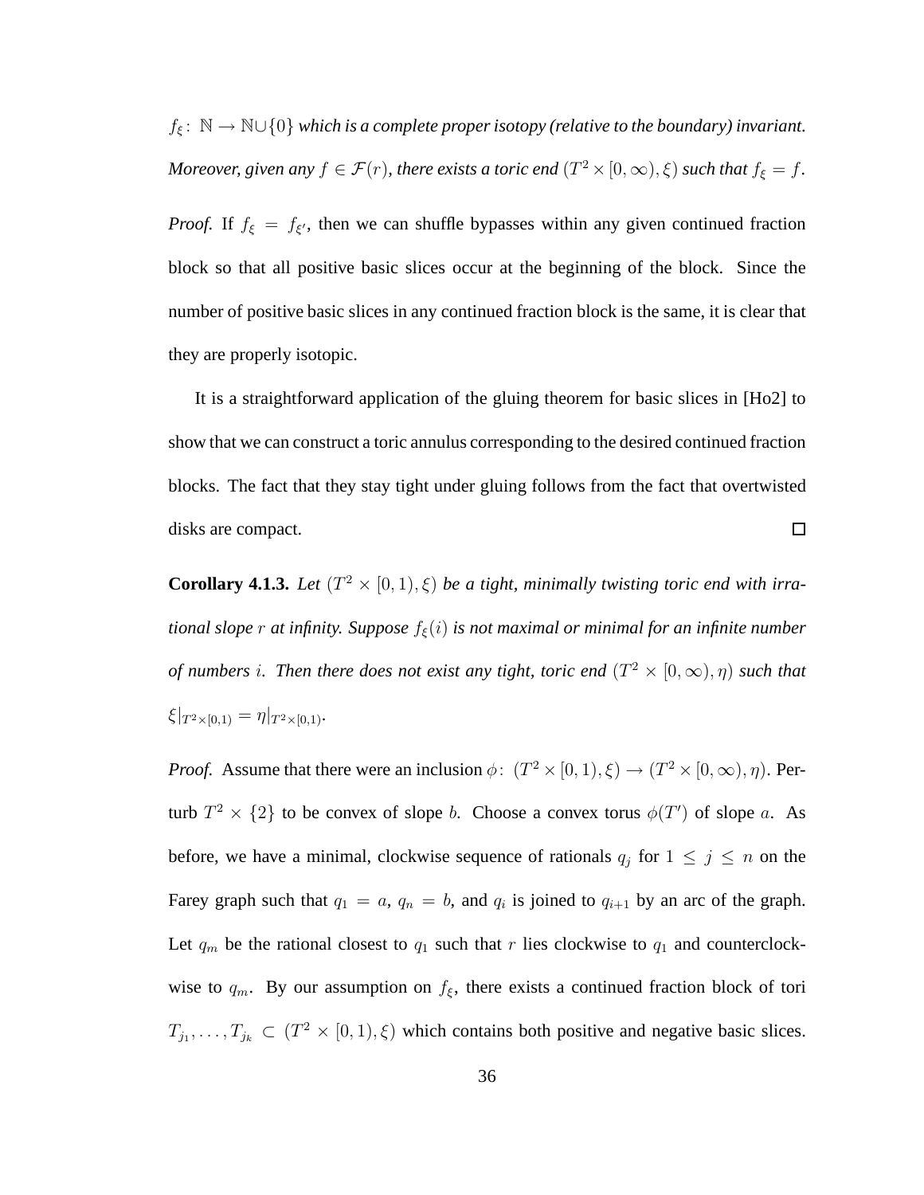$f_\xi\colon \mathbb{N} \to \mathbb{N} \cup \{0\}$ *which is a complete proper isotopy (relative to the boundary) invariant. Moreover, given any $f \in \mathcal{F}(r)$, there exists a toric end $(T^2 \times [0,\infty), \xi)$ such that $f_\xi = f$.*

*Proof.* If $f_\xi = f_{\xi'}$, then we can shuffle bypasses within any given continued fraction block so that all positive basic slices occur at the beginning of the block. Since the number of positive basic slices in any continued fraction block is the same, it is clear that they are properly isotopic.

It is a straightforward application of the gluing theorem for basic slices in [Ho2] to show that we can construct a toric annulus corresponding to the desired continued fraction blocks. The fact that they stay tight under gluing follows from the fact that overtwisted disks are compact. □

**Corollary 4.1.3.** *Let $(T^2 \times [0,1), \xi)$ be a tight, minimally twisting toric end with irrational slope $r$ at infinity. Suppose $f_\xi(i)$ is not maximal or minimal for an infinite number of numbers $i$. Then there does not exist any tight, toric end $(T^2 \times [0,\infty), \eta)$ such that $\xi|_{T^2\times[0,1)} = \eta|_{T^2\times[0,1)}$.*

*Proof.* Assume that there were an inclusion $\phi\colon (T^2 \times [0,1), \xi) \to (T^2 \times [0,\infty), \eta)$. Perturb $T^2 \times \{2\}$ to be convex of slope $b$. Choose a convex torus $\phi(T')$ of slope $a$. As before, we have a minimal, clockwise sequence of rationals $q_j$ for $1 \leq j \leq n$ on the Farey graph such that $q_1 = a$, $q_n = b$, and $q_i$ is joined to $q_{i+1}$ by an arc of the graph. Let $q_m$ be the rational closest to $q_1$ such that $r$ lies clockwise to $q_1$ and counterclockwise to $q_m$. By our assumption on $f_\xi$, there exists a continued fraction block of tori $T_{j_1}, \ldots, T_{j_k} \subset (T^2 \times [0,1), \xi)$ which contains both positive and negative basic slices.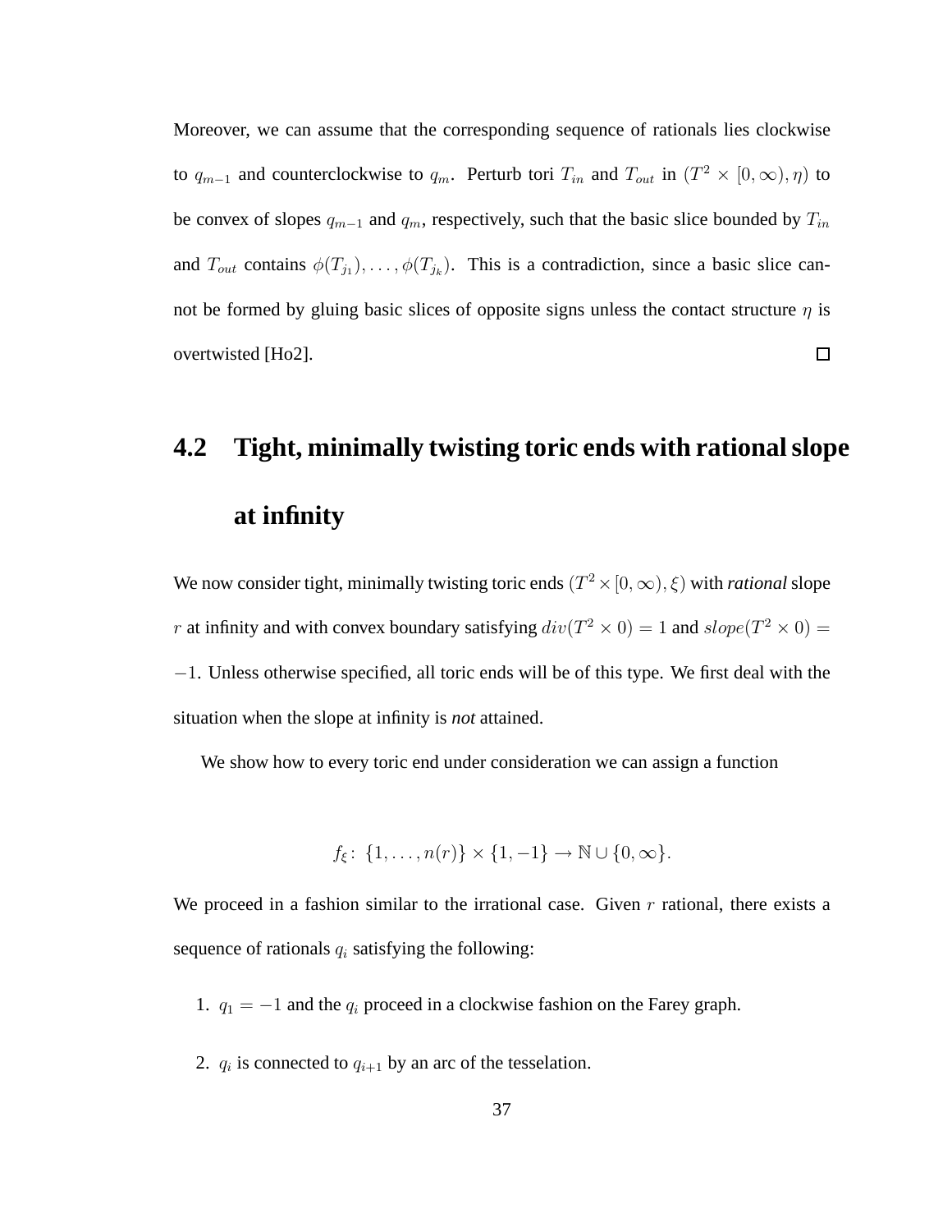Moreover, we can assume that the corresponding sequence of rationals lies clockwise to $q_{m-1}$ and counterclockwise to $q_m$. Perturb tori $T_{in}$ and $T_{out}$ in $(T^2 \times [0, \infty), \eta)$ to be convex of slopes $q_{m-1}$ and $q_m$, respectively, such that the basic slice bounded by $T_{in}$ and $T_{out}$ contains $\phi(T_{j_1}), \ldots, \phi(T_{j_k})$. This is a contradiction, since a basic slice cannot be formed by gluing basic slices of opposite signs unless the contact structure $\eta$ is overtwisted [Ho2]. $\square$

## 4.2 Tight, minimally twisting toric ends with rational slope at infinity

We now consider tight, minimally twisting toric ends $(T^2 \times [0, \infty), \xi)$ with *rational* slope $r$ at infinity and with convex boundary satisfying $div(T^2 \times 0) = 1$ and $slope(T^2 \times 0) = -1$. Unless otherwise specified, all toric ends will be of this type. We first deal with the situation when the slope at infinity is *not* attained.

We show how to every toric end under consideration we can assign a function

$$f_\xi \colon \{1, \ldots, n(r)\} \times \{1, -1\} \to \mathbb{N} \cup \{0, \infty\}.$$

We proceed in a fashion similar to the irrational case. Given $r$ rational, there exists a sequence of rationals $q_i$ satisfying the following:

1. $q_1 = -1$ and the $q_i$ proceed in a clockwise fashion on the Farey graph.
2. $q_i$ is connected to $q_{i+1}$ by an arc of the tesselation.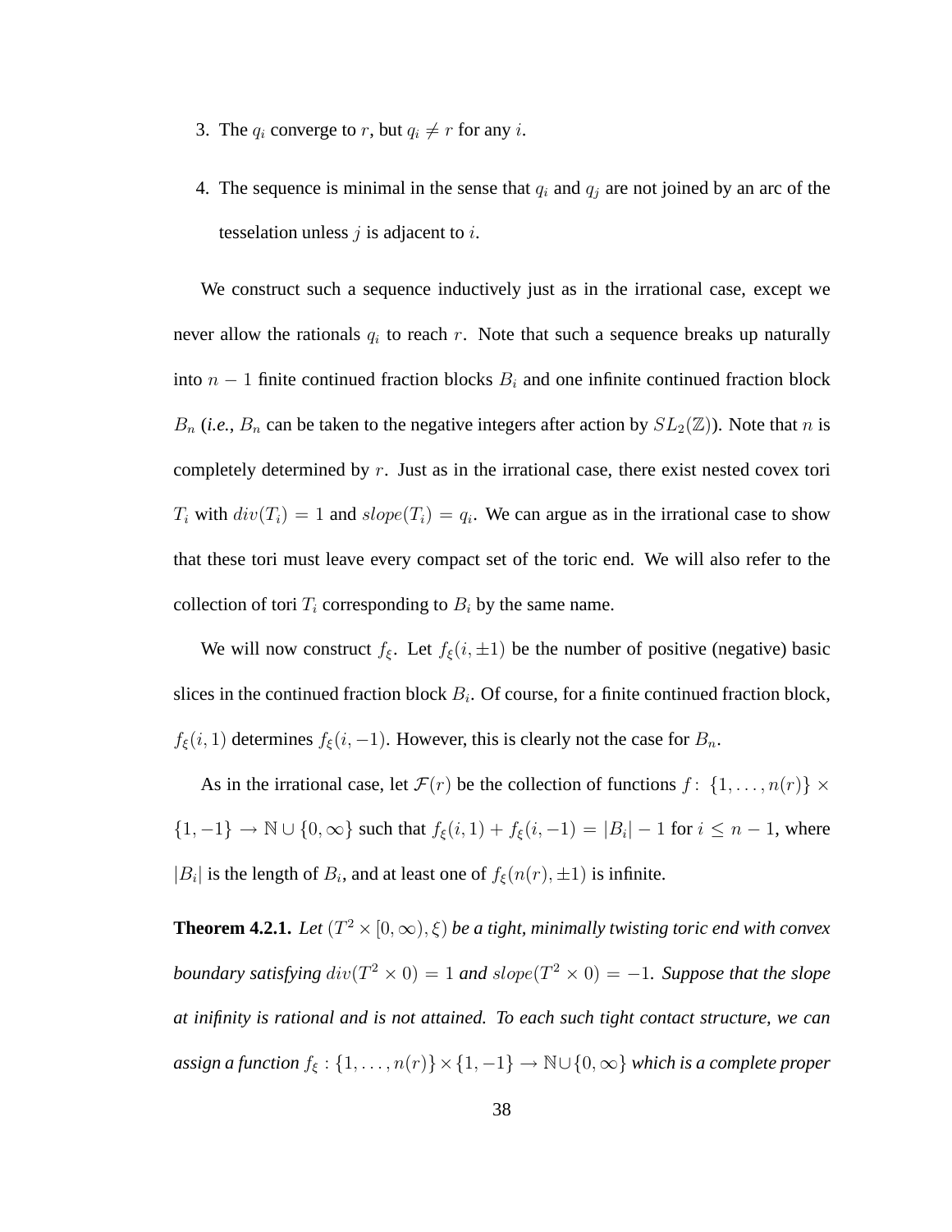3. The $q_i$ converge to $r$, but $q_i \neq r$ for any $i$.

4. The sequence is minimal in the sense that $q_i$ and $q_j$ are not joined by an arc of the tesselation unless $j$ is adjacent to $i$.

We construct such a sequence inductively just as in the irrational case, except we never allow the rationals $q_i$ to reach $r$. Note that such a sequence breaks up naturally into $n-1$ finite continued fraction blocks $B_i$ and one infinite continued fraction block $B_n$ (*i.e.*, $B_n$ can be taken to the negative integers after action by $SL_2(\mathbb{Z})$). Note that $n$ is completely determined by $r$. Just as in the irrational case, there exist nested covex tori $T_i$ with $div(T_i) = 1$ and $slope(T_i) = q_i$. We can argue as in the irrational case to show that these tori must leave every compact set of the toric end. We will also refer to the collection of tori $T_i$ corresponding to $B_i$ by the same name.

We will now construct $f_\xi$. Let $f_\xi(i, \pm 1)$ be the number of positive (negative) basic slices in the continued fraction block $B_i$. Of course, for a finite continued fraction block, $f_\xi(i, 1)$ determines $f_\xi(i, -1)$. However, this is clearly not the case for $B_n$.

As in the irrational case, let $\mathcal{F}(r)$ be the collection of functions $f\colon \{1, \ldots, n(r)\} \times \{1, -1\} \to \mathbb{N} \cup \{0, \infty\}$ such that $f_\xi(i, 1) + f_\xi(i, -1) = |B_i| - 1$ for $i \leq n-1$, where $|B_i|$ is the length of $B_i$, and at least one of $f_\xi(n(r), \pm 1)$ is infinite.

**Theorem 4.2.1.** *Let $(T^2 \times [0, \infty), \xi)$ be a tight, minimally twisting toric end with convex boundary satisfying $div(T^2 \times 0) = 1$ and $slope(T^2 \times 0) = -1$. Suppose that the slope at inifinity is rational and is not attained. To each such tight contact structure, we can assign a function $f_\xi : \{1, \ldots, n(r)\} \times \{1, -1\} \to \mathbb{N} \cup \{0, \infty\}$ which is a complete proper*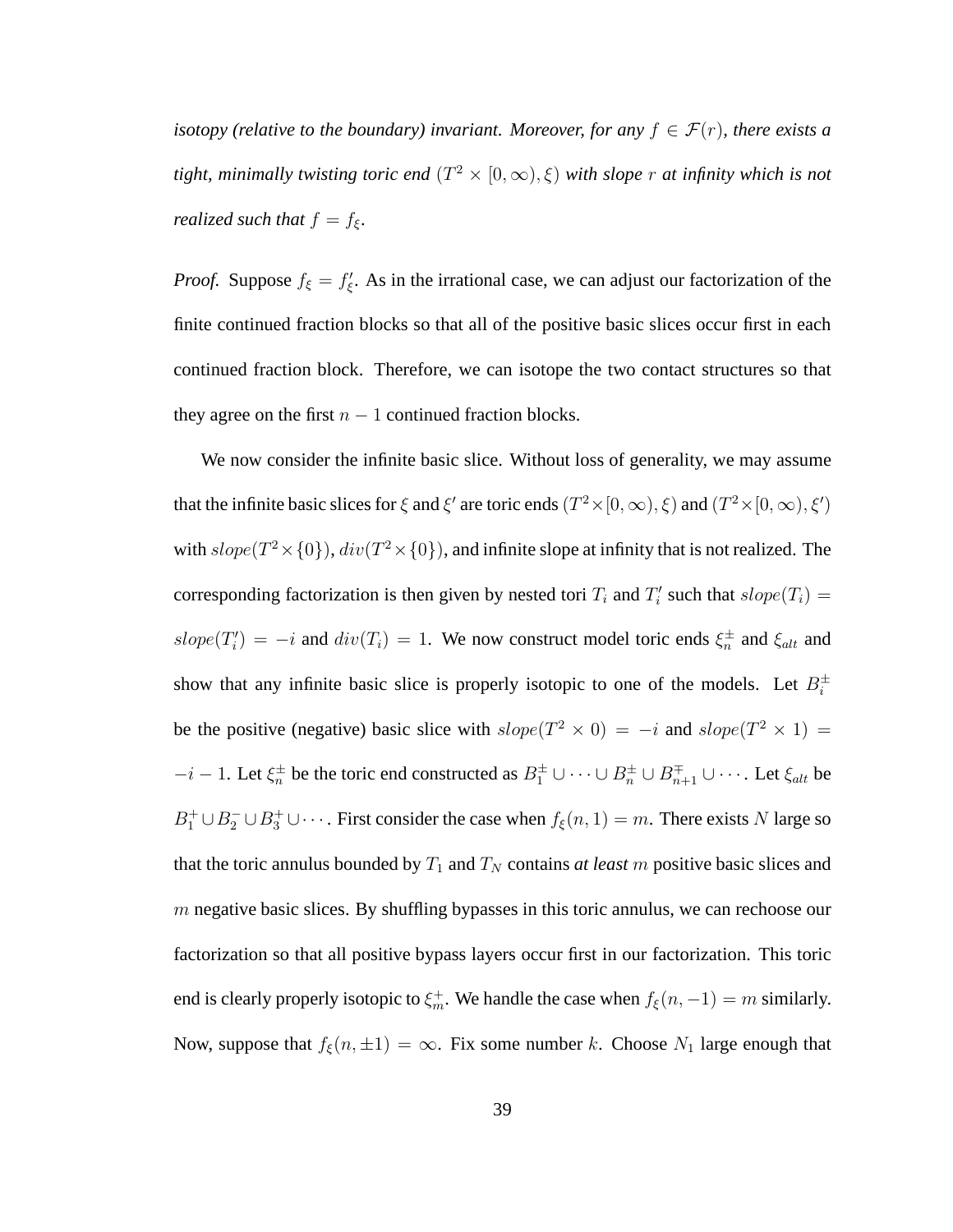*isotopy (relative to the boundary) invariant. Moreover, for any $f \in \mathcal{F}(r)$, there exists a tight, minimally twisting toric end $(T^2 \times [0,\infty), \xi)$ with slope $r$ at infinity which is not realized such that $f = f_\xi$.*

*Proof.* Suppose $f_\xi = f'_\xi$. As in the irrational case, we can adjust our factorization of the finite continued fraction blocks so that all of the positive basic slices occur first in each continued fraction block. Therefore, we can isotope the two contact structures so that they agree on the first $n-1$ continued fraction blocks.

We now consider the infinite basic slice. Without loss of generality, we may assume that the infinite basic slices for $\xi$ and $\xi'$ are toric ends $(T^2 \times [0,\infty), \xi)$ and $(T^2 \times [0,\infty), \xi')$ with $slope(T^2 \times \{0\})$, $div(T^2 \times \{0\})$, and infinite slope at infinity that is not realized. The corresponding factorization is then given by nested tori $T_i$ and $T'_i$ such that $slope(T_i) = slope(T'_i) = -i$ and $div(T_i) = 1$. We now construct model toric ends $\xi_n^\pm$ and $\xi_{alt}$ and show that any infinite basic slice is properly isotopic to one of the models. Let $B_i^\pm$ be the positive (negative) basic slice with $slope(T^2 \times 0) = -i$ and $slope(T^2 \times 1) = -i-1$. Let $\xi_n^\pm$ be the toric end constructed as $B_1^\pm \cup \cdots \cup B_n^\pm \cup B_{n+1}^\mp \cup \cdots$. Let $\xi_{alt}$ be $B_1^+ \cup B_2^- \cup B_3^+ \cup \cdots$. First consider the case when $f_\xi(n,1) = m$. There exists $N$ large so that the toric annulus bounded by $T_1$ and $T_N$ contains *at least* $m$ positive basic slices and $m$ negative basic slices. By shuffling bypasses in this toric annulus, we can rechoose our factorization so that all positive bypass layers occur first in our factorization. This toric end is clearly properly isotopic to $\xi_m^+$. We handle the case when $f_\xi(n,-1) = m$ similarly. Now, suppose that $f_\xi(n,\pm 1) = \infty$. Fix some number $k$. Choose $N_1$ large enough that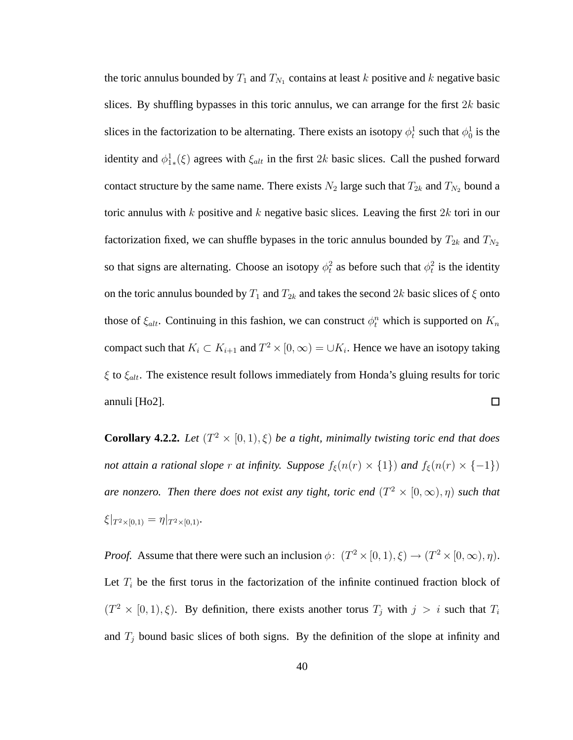the toric annulus bounded by $T_1$ and $T_{N_1}$ contains at least $k$ positive and $k$ negative basic slices. By shuffling bypasses in this toric annulus, we can arrange for the first $2k$ basic slices in the factorization to be alternating. There exists an isotopy $\phi^1_t$ such that $\phi^1_0$ is the identity and $\phi^1_{1*}(\xi)$ agrees with $\xi_{alt}$ in the first $2k$ basic slices. Call the pushed forward contact structure by the same name. There exists $N_2$ large such that $T_{2k}$ and $T_{N_2}$ bound a toric annulus with $k$ positive and $k$ negative basic slices. Leaving the first $2k$ tori in our factorization fixed, we can shuffle bypases in the toric annulus bounded by $T_{2k}$ and $T_{N_2}$ so that signs are alternating. Choose an isotopy $\phi^2_t$ as before such that $\phi^2_t$ is the identity on the toric annulus bounded by $T_1$ and $T_{2k}$ and takes the second $2k$ basic slices of $\xi$ onto those of $\xi_{alt}$. Continuing in this fashion, we can construct $\phi^n_t$ which is supported on $K_n$ compact such that $K_i \subset K_{i+1}$ and $T^2 \times [0, \infty) = \cup K_i$. Hence we have an isotopy taking $\xi$ to $\xi_{alt}$. The existence result follows immediately from Honda's gluing results for toric annuli [Ho2]. □

**Corollary 4.2.2.** *Let $(T^2 \times [0, 1), \xi)$ be a tight, minimally twisting toric end that does not attain a rational slope $r$ at infinity. Suppose $f_\xi(n(r) \times \{1\})$ and $f_\xi(n(r) \times \{-1\})$ are nonzero. Then there does not exist any tight, toric end $(T^2 \times [0, \infty), \eta)$ such that $\xi|_{T^2 \times [0,1)} = \eta|_{T^2 \times [0,1)}$.*

*Proof.* Assume that there were such an inclusion $\phi\colon\ (T^2 \times [0, 1), \xi) \to (T^2 \times [0, \infty), \eta)$. Let $T_i$ be the first torus in the factorization of the infinite continued fraction block of $(T^2 \times [0, 1), \xi)$. By definition, there exists another torus $T_j$ with $j > i$ such that $T_i$ and $T_j$ bound basic slices of both signs. By the definition of the slope at infinity and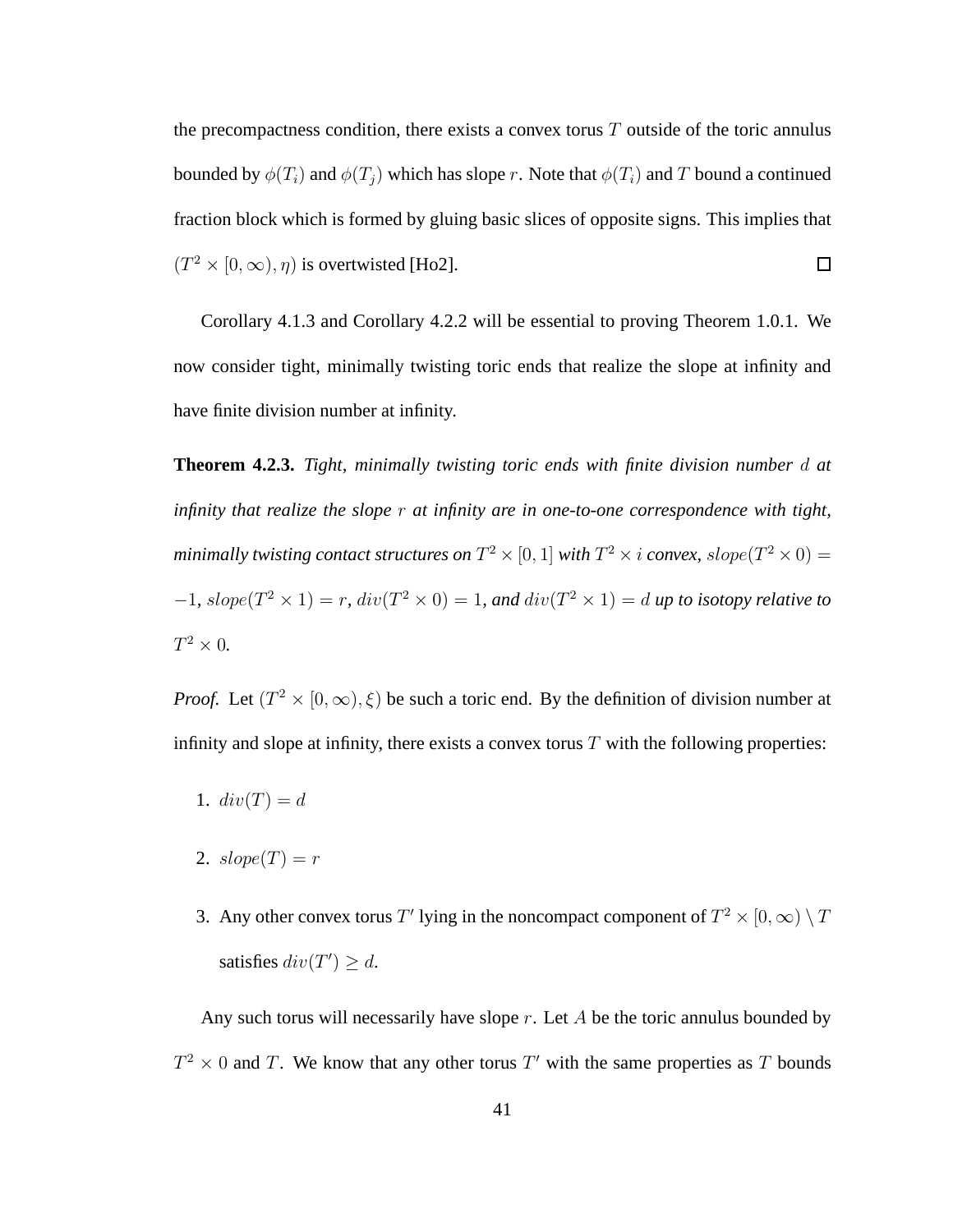the precompactness condition, there exists a convex torus $T$ outside of the toric annulus bounded by $\phi(T_i)$ and $\phi(T_j)$ which has slope $r$. Note that $\phi(T_i)$ and $T$ bound a continued fraction block which is formed by gluing basic slices of opposite signs. This implies that $(T^2 \times [0, \infty), \eta)$ is overtwisted [Ho2]. $\square$

Corollary 4.1.3 and Corollary 4.2.2 will be essential to proving Theorem 1.0.1. We now consider tight, minimally twisting toric ends that realize the slope at infinity and have finite division number at infinity.

**Theorem 4.2.3.** *Tight, minimally twisting toric ends with finite division number $d$ at infinity that realize the slope $r$ at infinity are in one-to-one correspondence with tight, minimally twisting contact structures on $T^2 \times [0, 1]$ with $T^2 \times i$ convex, $slope(T^2 \times 0) = -1$, $slope(T^2 \times 1) = r$, $div(T^2 \times 0) = 1$, and $div(T^2 \times 1) = d$ up to isotopy relative to $T^2 \times 0$.*

*Proof.* Let $(T^2 \times [0, \infty), \xi)$ be such a toric end. By the definition of division number at infinity and slope at infinity, there exists a convex torus $T$ with the following properties:

1. $div(T) = d$
2. $slope(T) = r$
3. Any other convex torus $T'$ lying in the noncompact component of $T^2 \times [0, \infty) \setminus T$ satisfies $div(T') \geq d$.

Any such torus will necessarily have slope $r$. Let $A$ be the toric annulus bounded by $T^2 \times 0$ and $T$. We know that any other torus $T'$ with the same properties as $T$ bounds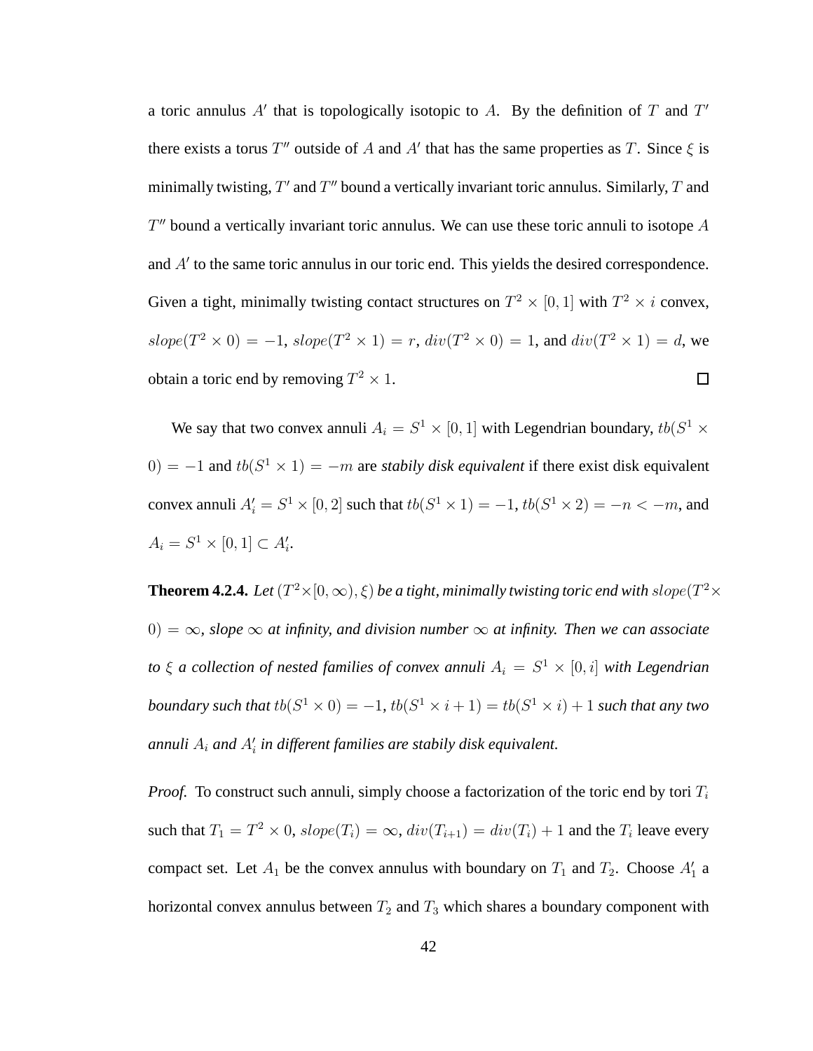a toric annulus $A'$ that is topologically isotopic to $A$. By the definition of $T$ and $T'$ there exists a torus $T''$ outside of $A$ and $A'$ that has the same properties as $T$. Since $\xi$ is minimally twisting, $T'$ and $T''$ bound a vertically invariant toric annulus. Similarly, $T$ and $T''$ bound a vertically invariant toric annulus. We can use these toric annuli to isotope $A$ and $A'$ to the same toric annulus in our toric end. This yields the desired correspondence. Given a tight, minimally twisting contact structures on $T^2 \times [0, 1]$ with $T^2 \times i$ convex, $slope(T^2 \times 0) = -1$, $slope(T^2 \times 1) = r$, $div(T^2 \times 0) = 1$, and $div(T^2 \times 1) = d$, we obtain a toric end by removing $T^2 \times 1$. $\square$

We say that two convex annuli $A_i = S^1 \times [0, 1]$ with Legendrian boundary, $tb(S^1 \times 0) = -1$ and $tb(S^1 \times 1) = -m$ are *stabily disk equivalent* if there exist disk equivalent convex annuli $A_i' = S^1 \times [0, 2]$ such that $tb(S^1 \times 1) = -1$, $tb(S^1 \times 2) = -n < -m$, and $A_i = S^1 \times [0, 1] \subset A_i'$.

**Theorem 4.2.4.** *Let $(T^2 \times [0, \infty), \xi)$ be a tight, minimally twisting toric end with $slope(T^2 \times 0) = \infty$, slope $\infty$ at infinity, and division number $\infty$ at infinity. Then we can associate to $\xi$ a collection of nested families of convex annuli $A_i = S^1 \times [0, i]$ with Legendrian boundary such that $tb(S^1 \times 0) = -1$, $tb(S^1 \times i + 1) = tb(S^1 \times i) + 1$ such that any two annuli $A_i$ and $A_i'$ in different families are stabily disk equivalent.*

*Proof.* To construct such annuli, simply choose a factorization of the toric end by tori $T_i$ such that $T_1 = T^2 \times 0$, $slope(T_i) = \infty$, $div(T_{i+1}) = div(T_i) + 1$ and the $T_i$ leave every compact set. Let $A_1$ be the convex annulus with boundary on $T_1$ and $T_2$. Choose $A_1'$ a horizontal convex annulus between $T_2$ and $T_3$ which shares a boundary component with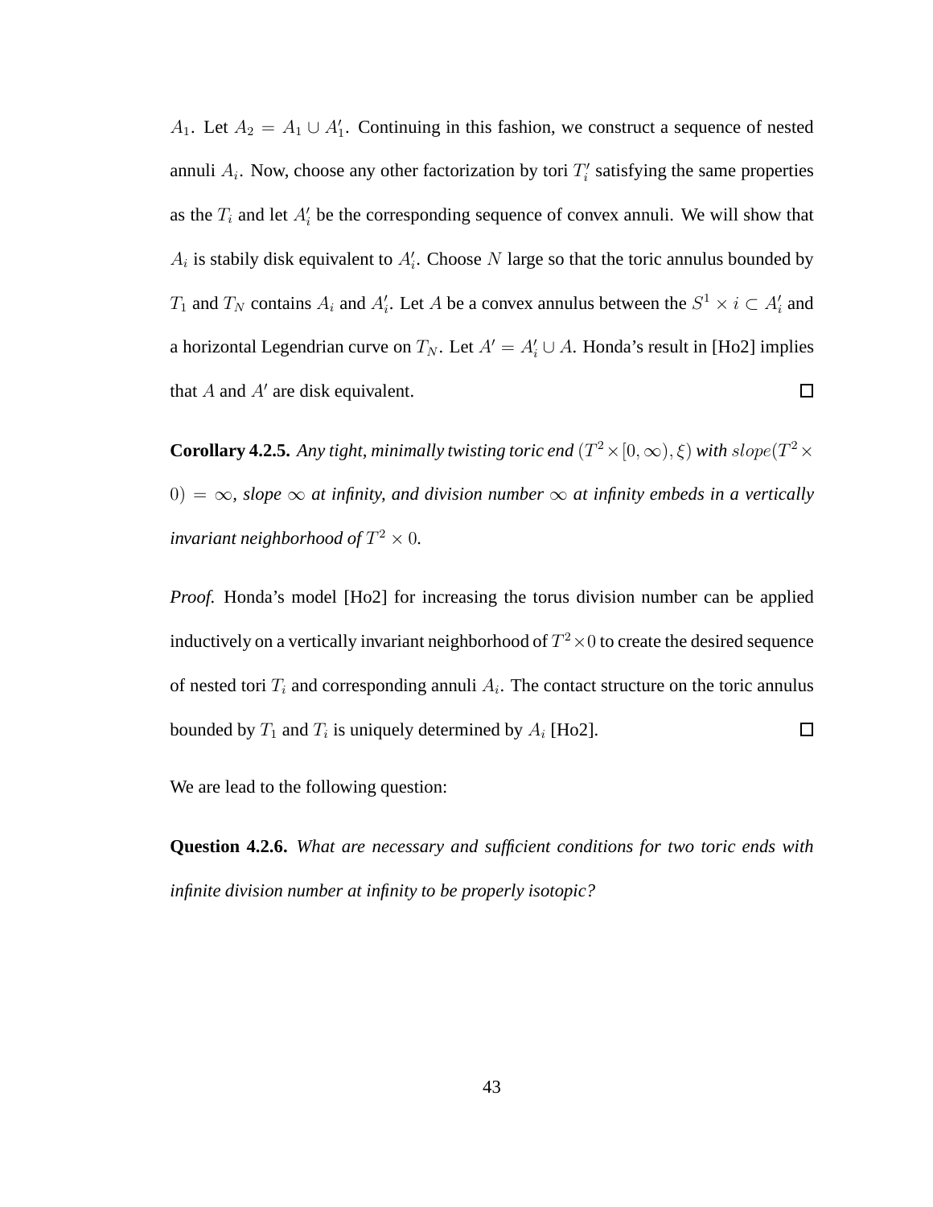$A_1$. Let $A_2 = A_1 \cup A_1'$. Continuing in this fashion, we construct a sequence of nested annuli $A_i$. Now, choose any other factorization by tori $T_i'$ satisfying the same properties as the $T_i$ and let $A_i'$ be the corresponding sequence of convex annuli. We will show that $A_i$ is stabily disk equivalent to $A_i'$. Choose $N$ large so that the toric annulus bounded by $T_1$ and $T_N$ contains $A_i$ and $A_i'$. Let $A$ be a convex annulus between the $S^1 \times i \subset A_i'$ and a horizontal Legendrian curve on $T_N$. Let $A' = A_i' \cup A$. Honda's result in [Ho2] implies that $A$ and $A'$ are disk equivalent. ◻

**Corollary 4.2.5.** *Any tight, minimally twisting toric end $(T^2 \times [0, \infty), \xi)$ with $slope(T^2 \times 0) = \infty$, slope $\infty$ at infinity, and division number $\infty$ at infinity embeds in a vertically invariant neighborhood of $T^2 \times 0$.*

*Proof.* Honda's model [Ho2] for increasing the torus division number can be applied inductively on a vertically invariant neighborhood of $T^2 \times 0$ to create the desired sequence of nested tori $T_i$ and corresponding annuli $A_i$. The contact structure on the toric annulus bounded by $T_1$ and $T_i$ is uniquely determined by $A_i$ [Ho2]. ◻

We are lead to the following question:

**Question 4.2.6.** *What are necessary and sufficient conditions for two toric ends with infinite division number at infinity to be properly isotopic?*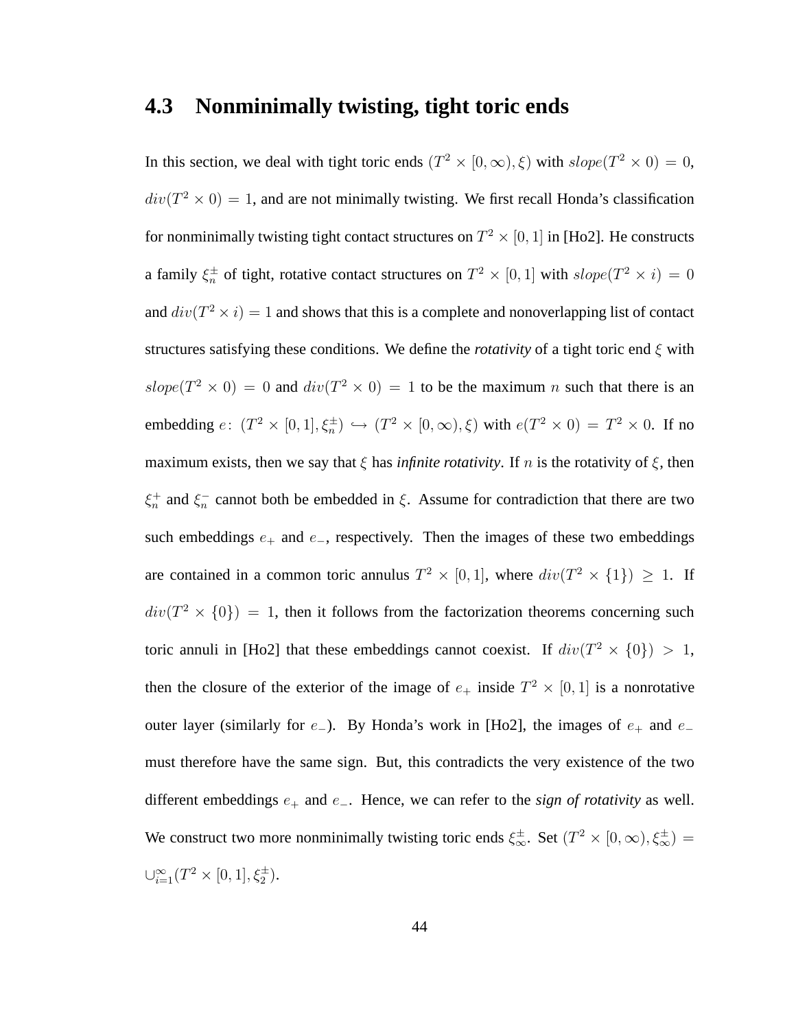## 4.3 Nonminimally twisting, tight toric ends

In this section, we deal with tight toric ends $(T^2 \times [0, \infty), \xi)$ with $slope(T^2 \times 0) = 0$, $div(T^2 \times 0) = 1$, and are not minimally twisting. We first recall Honda's classification for nonminimally twisting tight contact structures on $T^2 \times [0, 1]$ in [Ho2]. He constructs a family $\xi_n^{\pm}$ of tight, rotative contact structures on $T^2 \times [0, 1]$ with $slope(T^2 \times i) = 0$ and $div(T^2 \times i) = 1$ and shows that this is a complete and nonoverlapping list of contact structures satisfying these conditions. We define the *rotativity* of a tight toric end $\xi$ with $slope(T^2 \times 0) = 0$ and $div(T^2 \times 0) = 1$ to be the maximum $n$ such that there is an embedding $e\colon (T^2 \times [0, 1], \xi_n^{\pm}) \hookrightarrow (T^2 \times [0, \infty), \xi)$ with $e(T^2 \times 0) = T^2 \times 0$. If no maximum exists, then we say that $\xi$ has *infinite rotativity*. If $n$ is the rotativity of $\xi$, then $\xi_n^+$ and $\xi_n^-$ cannot both be embedded in $\xi$. Assume for contradiction that there are two such embeddings $e_+$ and $e_-$, respectively. Then the images of these two embeddings are contained in a common toric annulus $T^2 \times [0, 1]$, where $div(T^2 \times \{1\}) \geq 1$. If $div(T^2 \times \{0\}) = 1$, then it follows from the factorization theorems concerning such toric annuli in [Ho2] that these embeddings cannot coexist. If $div(T^2 \times \{0\}) > 1$, then the closure of the exterior of the image of $e_+$ inside $T^2 \times [0, 1]$ is a nonrotative outer layer (similarly for $e_-$). By Honda's work in [Ho2], the images of $e_+$ and $e_-$ must therefore have the same sign. But, this contradicts the very existence of the two different embeddings $e_+$ and $e_-$. Hence, we can refer to the *sign of rotativity* as well. We construct two more nonminimally twisting toric ends $\xi_\infty^{\pm}$. Set $(T^2 \times [0, \infty), \xi_\infty^{\pm}) = \cup_{i=1}^{\infty} (T^2 \times [0, 1], \xi_2^{\pm})$.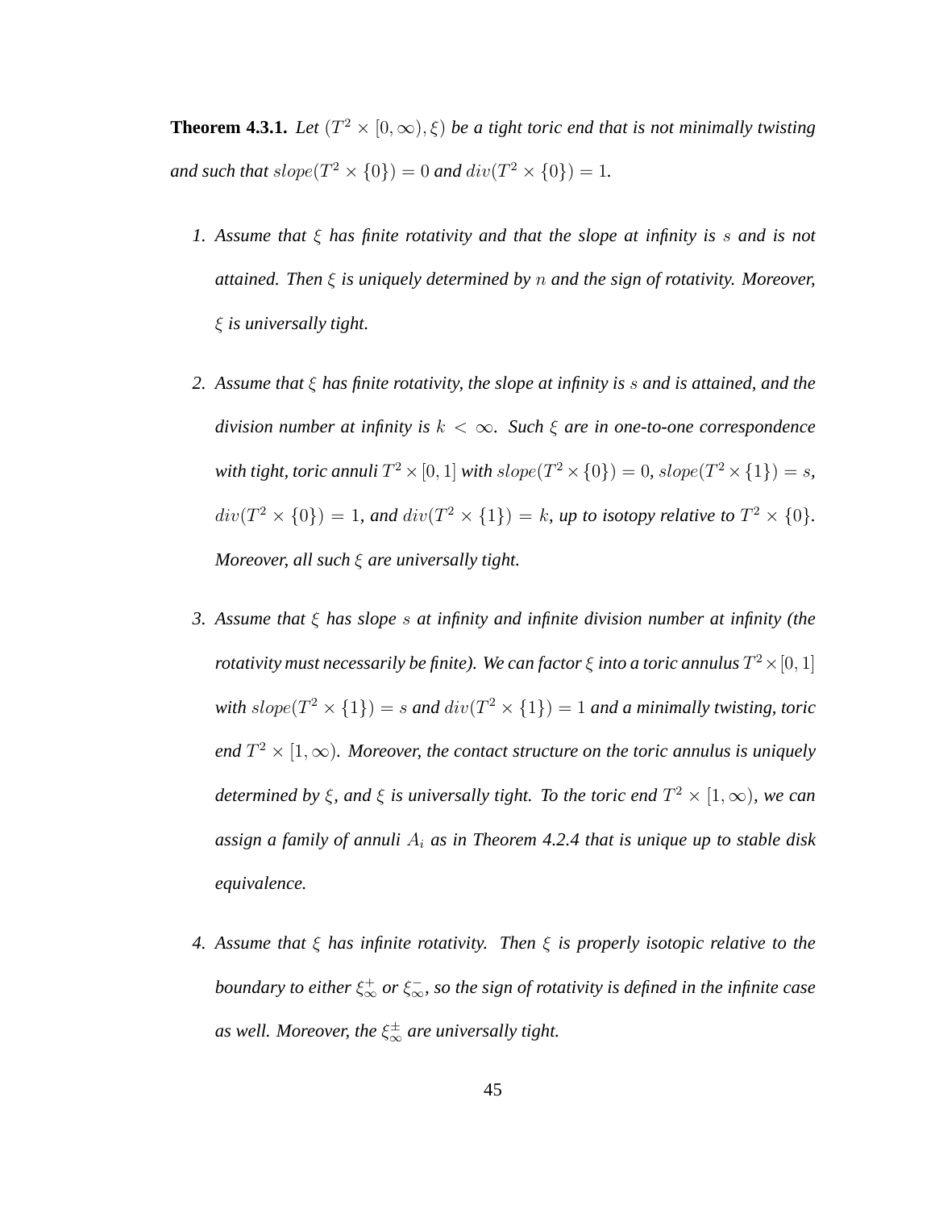**Theorem 4.3.1.** *Let $(T^2 \times [0, \infty), \xi)$ be a tight toric end that is not minimally twisting and such that $slope(T^2 \times \{0\}) = 0$ and $div(T^2 \times \{0\}) = 1$.*

1. *Assume that $\xi$ has finite rotativity and that the slope at infinity is $s$ and is not attained. Then $\xi$ is uniquely determined by $n$ and the sign of rotativity. Moreover, $\xi$ is universally tight.*

2. *Assume that $\xi$ has finite rotativity, the slope at infinity is $s$ and is attained, and the division number at infinity is $k < \infty$. Such $\xi$ are in one-to-one correspondence with tight, toric annuli $T^2 \times [0, 1]$ with $slope(T^2 \times \{0\}) = 0$, $slope(T^2 \times \{1\}) = s$, $div(T^2 \times \{0\}) = 1$, and $div(T^2 \times \{1\}) = k$, up to isotopy relative to $T^2 \times \{0\}$. Moreover, all such $\xi$ are universally tight.*

3. *Assume that $\xi$ has slope $s$ at infinity and infinite division number at infinity (the rotativity must necessarily be finite). We can factor $\xi$ into a toric annulus $T^2 \times [0, 1]$ with $slope(T^2 \times \{1\}) = s$ and $div(T^2 \times \{1\}) = 1$ and a minimally twisting, toric end $T^2 \times [1, \infty)$. Moreover, the contact structure on the toric annulus is uniquely determined by $\xi$, and $\xi$ is universally tight. To the toric end $T^2 \times [1, \infty)$, we can assign a family of annuli $A_i$ as in Theorem 4.2.4 that is unique up to stable disk equivalence.*

4. *Assume that $\xi$ has infinite rotativity. Then $\xi$ is properly isotopic relative to the boundary to either $\xi^+_\infty$ or $\xi^-_\infty$, so the sign of rotativity is defined in the infinite case as well. Moreover, the $\xi^\pm_\infty$ are universally tight.*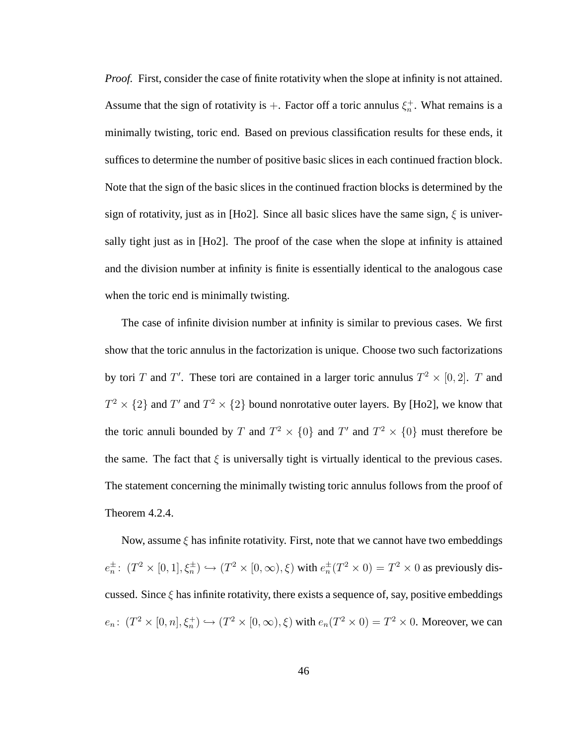*Proof.* First, consider the case of finite rotativity when the slope at infinity is not attained. Assume that the sign of rotativity is $+$. Factor off a toric annulus $\xi_n^+$. What remains is a minimally twisting, toric end. Based on previous classification results for these ends, it suffices to determine the number of positive basic slices in each continued fraction block. Note that the sign of the basic slices in the continued fraction blocks is determined by the sign of rotativity, just as in [Ho2]. Since all basic slices have the same sign, $\xi$ is universally tight just as in [Ho2]. The proof of the case when the slope at infinity is attained and the division number at infinity is finite is essentially identical to the analogous case when the toric end is minimally twisting.

The case of infinite division number at infinity is similar to previous cases. We first show that the toric annulus in the factorization is unique. Choose two such factorizations by tori $T$ and $T'$. These tori are contained in a larger toric annulus $T^2 \times [0, 2]$. $T$ and $T^2 \times \{2\}$ and $T'$ and $T^2 \times \{2\}$ bound nonrotative outer layers. By [Ho2], we know that the toric annuli bounded by $T$ and $T^2 \times \{0\}$ and $T'$ and $T^2 \times \{0\}$ must therefore be the same. The fact that $\xi$ is universally tight is virtually identical to the previous cases. The statement concerning the minimally twisting toric annulus follows from the proof of Theorem 4.2.4.

Now, assume $\xi$ has infinite rotativity. First, note that we cannot have two embeddings $e_n^{\pm} \colon (T^2 \times [0, 1], \xi_n^{\pm}) \hookrightarrow (T^2 \times [0, \infty), \xi)$ with $e_n^{\pm}(T^2 \times 0) = T^2 \times 0$ as previously discussed. Since $\xi$ has infinite rotativity, there exists a sequence of, say, positive embeddings $e_n \colon (T^2 \times [0, n], \xi_n^+) \hookrightarrow (T^2 \times [0, \infty), \xi)$ with $e_n(T^2 \times 0) = T^2 \times 0$. Moreover, we can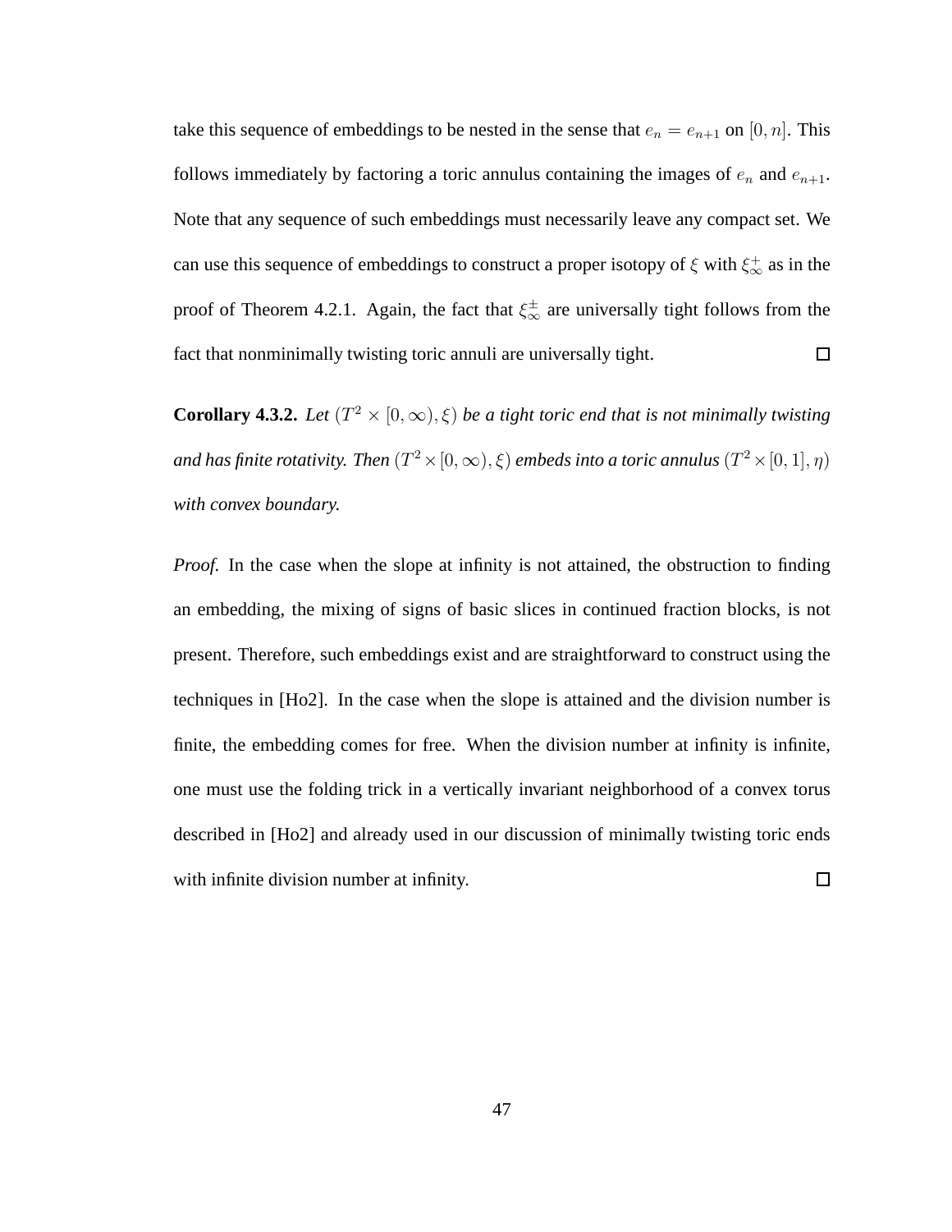take this sequence of embeddings to be nested in the sense that $e_n = e_{n+1}$ on $[0, n]$. This follows immediately by factoring a toric annulus containing the images of $e_n$ and $e_{n+1}$. Note that any sequence of such embeddings must necessarily leave any compact set. We can use this sequence of embeddings to construct a proper isotopy of $\xi$ with $\xi_\infty^+$ as in the proof of Theorem 4.2.1. Again, the fact that $\xi_\infty^\pm$ are universally tight follows from the fact that nonminimally twisting toric annuli are universally tight. ☐

**Corollary 4.3.2.** *Let $(T^2 \times [0, \infty), \xi)$ be a tight toric end that is not minimally twisting and has finite rotativity. Then $(T^2 \times [0, \infty), \xi)$ embeds into a toric annulus $(T^2 \times [0, 1], \eta)$ with convex boundary.*

*Proof.* In the case when the slope at infinity is not attained, the obstruction to finding an embedding, the mixing of signs of basic slices in continued fraction blocks, is not present. Therefore, such embeddings exist and are straightforward to construct using the techniques in [Ho2]. In the case when the slope is attained and the division number is finite, the embedding comes for free. When the division number at infinity is infinite, one must use the folding trick in a vertically invariant neighborhood of a convex torus described in [Ho2] and already used in our discussion of minimally twisting toric ends with infinite division number at infinity. ☐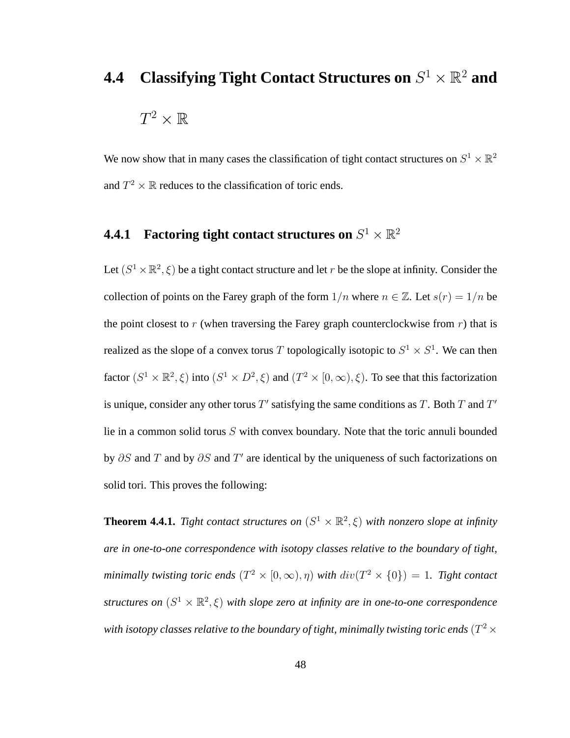## 4.4 Classifying Tight Contact Structures on $S^1 \times \mathbb{R}^2$ and $T^2 \times \mathbb{R}$

We now show that in many cases the classification of tight contact structures on $S^1 \times \mathbb{R}^2$ and $T^2 \times \mathbb{R}$ reduces to the classification of toric ends.

### 4.4.1 Factoring tight contact structures on $S^1 \times \mathbb{R}^2$

Let $(S^1 \times \mathbb{R}^2, \xi)$ be a tight contact structure and let $r$ be the slope at infinity. Consider the collection of points on the Farey graph of the form $1/n$ where $n \in \mathbb{Z}$. Let $s(r) = 1/n$ be the point closest to $r$ (when traversing the Farey graph counterclockwise from $r$) that is realized as the slope of a convex torus $T$ topologically isotopic to $S^1 \times S^1$. We can then factor $(S^1 \times \mathbb{R}^2, \xi)$ into $(S^1 \times D^2, \xi)$ and $(T^2 \times [0, \infty), \xi)$. To see that this factorization is unique, consider any other torus $T'$ satisfying the same conditions as $T$. Both $T$ and $T'$ lie in a common solid torus $S$ with convex boundary. Note that the toric annuli bounded by $\partial S$ and $T$ and by $\partial S$ and $T'$ are identical by the uniqueness of such factorizations on solid tori. This proves the following:

**Theorem 4.4.1.** *Tight contact structures on $(S^1 \times \mathbb{R}^2, \xi)$ with nonzero slope at infinity are in one-to-one correspondence with isotopy classes relative to the boundary of tight, minimally twisting toric ends $(T^2 \times [0, \infty), \eta)$ with $div(T^2 \times \{0\}) = 1$. Tight contact structures on $(S^1 \times \mathbb{R}^2, \xi)$ with slope zero at infinity are in one-to-one correspondence with isotopy classes relative to the boundary of tight, minimally twisting toric ends $(T^2 \times$*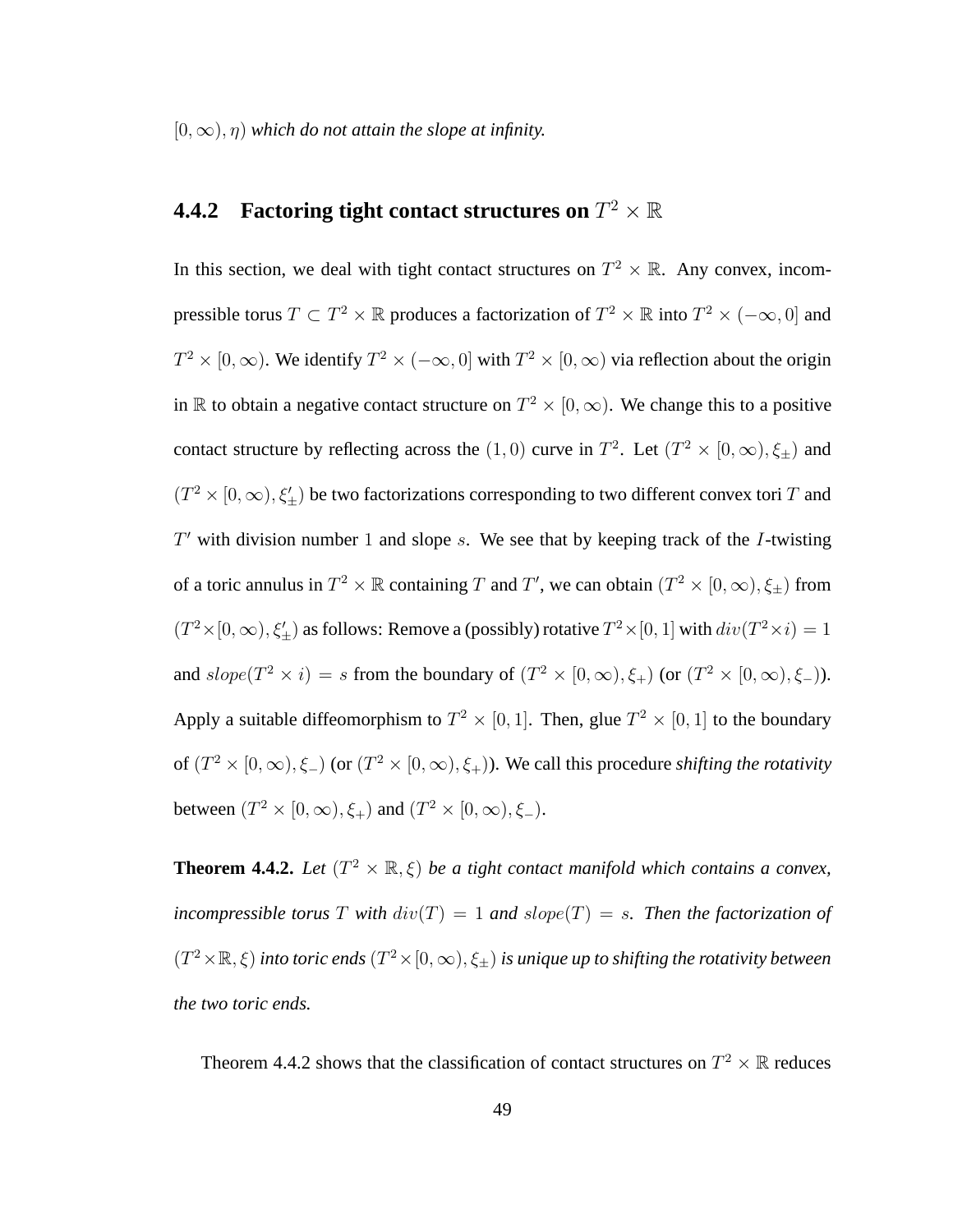$[0, \infty), \eta)$ *which do not attain the slope at infinity.*

### 4.4.2 Factoring tight contact structures on $T^2 \times \mathbb{R}$

In this section, we deal with tight contact structures on $T^2 \times \mathbb{R}$. Any convex, incompressible torus $T \subset T^2 \times \mathbb{R}$ produces a factorization of $T^2 \times \mathbb{R}$ into $T^2 \times (-\infty, 0]$ and $T^2 \times [0, \infty)$. We identify $T^2 \times (-\infty, 0]$ with $T^2 \times [0, \infty)$ via reflection about the origin in $\mathbb{R}$ to obtain a negative contact structure on $T^2 \times [0, \infty)$. We change this to a positive contact structure by reflecting across the $(1, 0)$ curve in $T^2$. Let $(T^2 \times [0, \infty), \xi_\pm)$ and $(T^2 \times [0, \infty), \xi'_\pm)$ be two factorizations corresponding to two different convex tori $T$ and $T'$ with division number $1$ and slope $s$. We see that by keeping track of the $I$-twisting of a toric annulus in $T^2 \times \mathbb{R}$ containing $T$ and $T'$, we can obtain $(T^2 \times [0, \infty), \xi_\pm)$ from $(T^2 \times [0, \infty), \xi'_\pm)$ as follows: Remove a (possibly) rotative $T^2 \times [0, 1]$ with $div(T^2 \times i) = 1$ and $slope(T^2 \times i) = s$ from the boundary of $(T^2 \times [0, \infty), \xi_+)$ (or $(T^2 \times [0, \infty), \xi_-)$). Apply a suitable diffeomorphism to $T^2 \times [0, 1]$. Then, glue $T^2 \times [0, 1]$ to the boundary of $(T^2 \times [0, \infty), \xi_-)$ (or $(T^2 \times [0, \infty), \xi_+)$). We call this procedure *shifting the rotativity* between $(T^2 \times [0, \infty), \xi_+)$ and $(T^2 \times [0, \infty), \xi_-)$.

**Theorem 4.4.2.** *Let $(T^2 \times \mathbb{R}, \xi)$ be a tight contact manifold which contains a convex, incompressible torus $T$ with $div(T) = 1$ and $slope(T) = s$. Then the factorization of $(T^2 \times \mathbb{R}, \xi)$ into toric ends $(T^2 \times [0, \infty), \xi_\pm)$ is unique up to shifting the rotativity between the two toric ends.*

Theorem 4.4.2 shows that the classification of contact structures on $T^2 \times \mathbb{R}$ reduces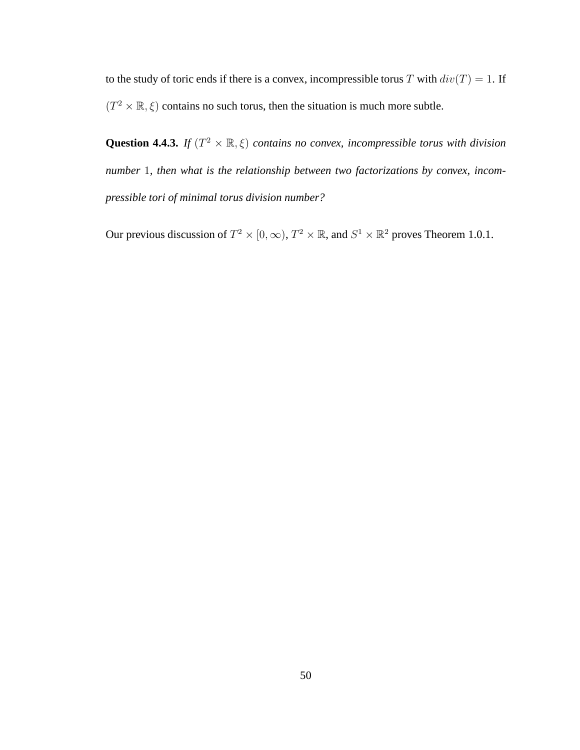to the study of toric ends if there is a convex, incompressible torus $T$ with $div(T) = 1$. If $(T^2 \times \mathbb{R}, \xi)$ contains no such torus, then the situation is much more subtle.

**Question 4.4.3.** *If $(T^2 \times \mathbb{R}, \xi)$ contains no convex, incompressible torus with division number $1$, then what is the relationship between two factorizations by convex, incompressible tori of minimal torus division number?*

Our previous discussion of $T^2 \times [0, \infty)$, $T^2 \times \mathbb{R}$, and $S^1 \times \mathbb{R}^2$ proves Theorem 1.0.1.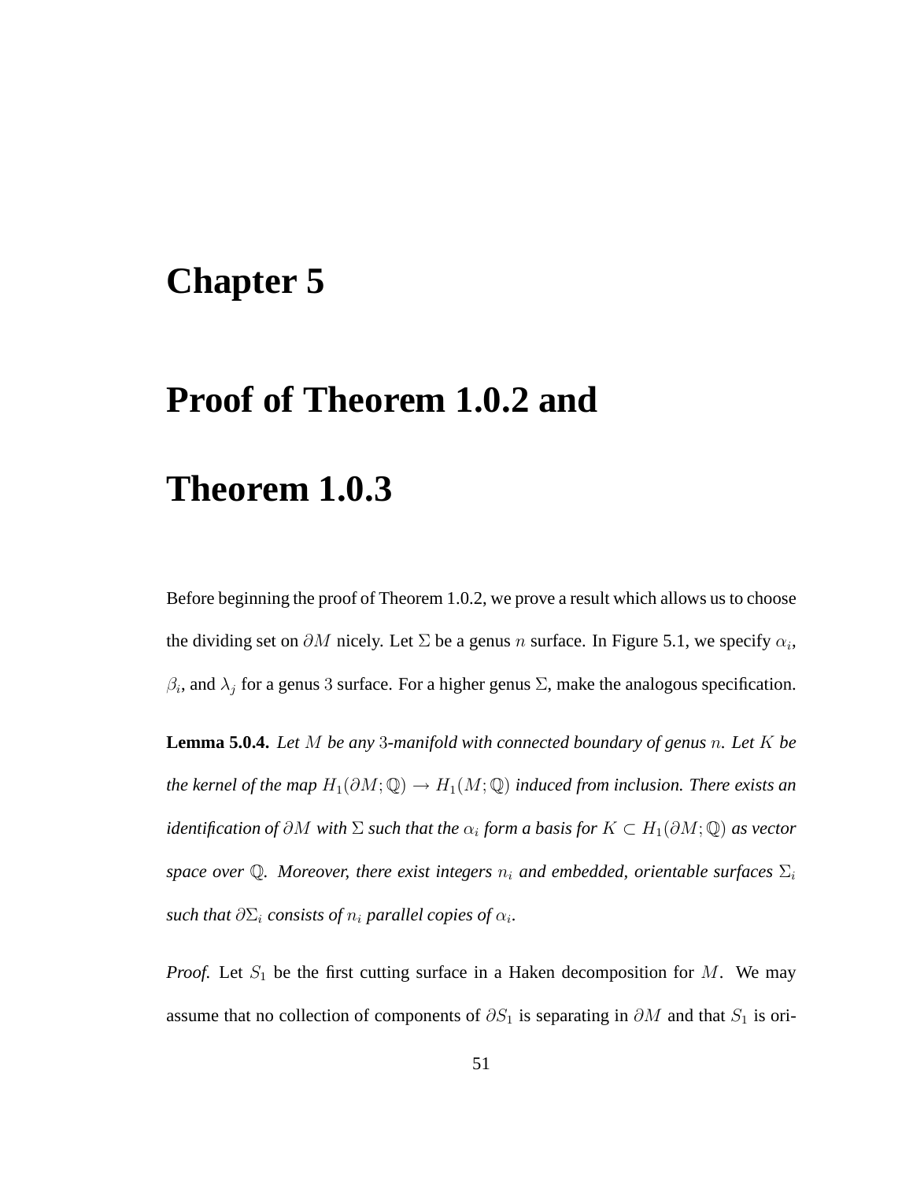# Chapter 5

# Proof of Theorem 1.0.2 and Theorem 1.0.3

Before beginning the proof of Theorem 1.0.2, we prove a result which allows us to choose the dividing set on $\partial M$ nicely. Let $\Sigma$ be a genus $n$ surface. In Figure 5.1, we specify $\alpha_i$, $\beta_i$, and $\lambda_j$ for a genus $3$ surface. For a higher genus $\Sigma$, make the analogous specification.

**Lemma 5.0.4.** *Let $M$ be any $3$-manifold with connected boundary of genus $n$. Let $K$ be the kernel of the map $H_1(\partial M;\mathbb{Q}) \to H_1(M;\mathbb{Q})$ induced from inclusion. There exists an identification of $\partial M$ with $\Sigma$ such that the $\alpha_i$ form a basis for $K \subset H_1(\partial M;\mathbb{Q})$ as vector space over $\mathbb{Q}$. Moreover, there exist integers $n_i$ and embedded, orientable surfaces $\Sigma_i$ such that $\partial \Sigma_i$ consists of $n_i$ parallel copies of $\alpha_i$.*

*Proof.* Let $S_1$ be the first cutting surface in a Haken decomposition for $M$. We may assume that no collection of components of $\partial S_1$ is separating in $\partial M$ and that $S_1$ is ori-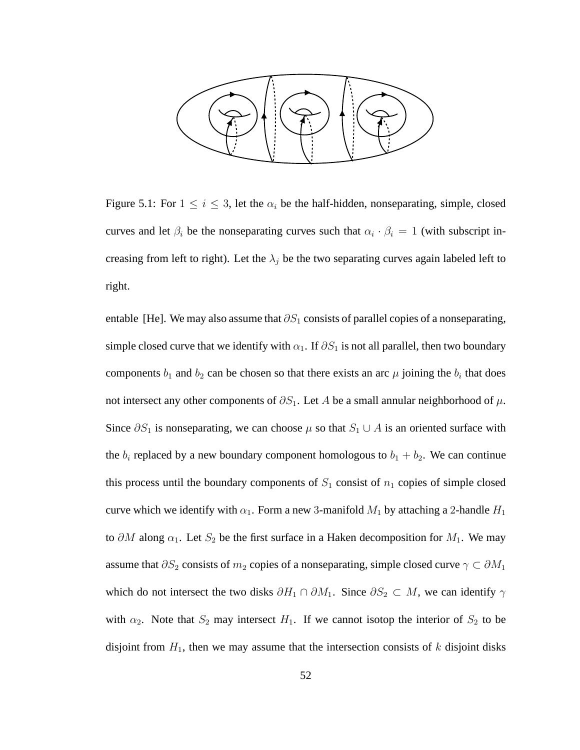Figure 5.1: For $1 \leq i \leq 3$, let the $\alpha_i$ be the half-hidden, nonseparating, simple, closed curves and let $\beta_i$ be the nonseparating curves such that $\alpha_i \cdot \beta_i = 1$ (with subscript increasing from left to right). Let the $\lambda_j$ be the two separating curves again labeled left to right.

entable [He]. We may also assume that $\partial S_1$ consists of parallel copies of a nonseparating, simple closed curve that we identify with $\alpha_1$. If $\partial S_1$ is not all parallel, then two boundary components $b_1$ and $b_2$ can be chosen so that there exists an arc $\mu$ joining the $b_i$ that does not intersect any other components of $\partial S_1$. Let $A$ be a small annular neighborhood of $\mu$. Since $\partial S_1$ is nonseparating, we can choose $\mu$ so that $S_1 \cup A$ is an oriented surface with the $b_i$ replaced by a new boundary component homologous to $b_1 + b_2$. We can continue this process until the boundary components of $S_1$ consist of $n_1$ copies of simple closed curve which we identify with $\alpha_1$. Form a new 3-manifold $M_1$ by attaching a 2-handle $H_1$ to $\partial M$ along $\alpha_1$. Let $S_2$ be the first surface in a Haken decomposition for $M_1$. We may assume that $\partial S_2$ consists of $m_2$ copies of a nonseparating, simple closed curve $\gamma \subset \partial M_1$ which do not intersect the two disks $\partial H_1 \cap \partial M_1$. Since $\partial S_2 \subset M$, we can identify $\gamma$ with $\alpha_2$. Note that $S_2$ may intersect $H_1$. If we cannot isotop the interior of $S_2$ to be disjoint from $H_1$, then we may assume that the intersection consists of $k$ disjoint disks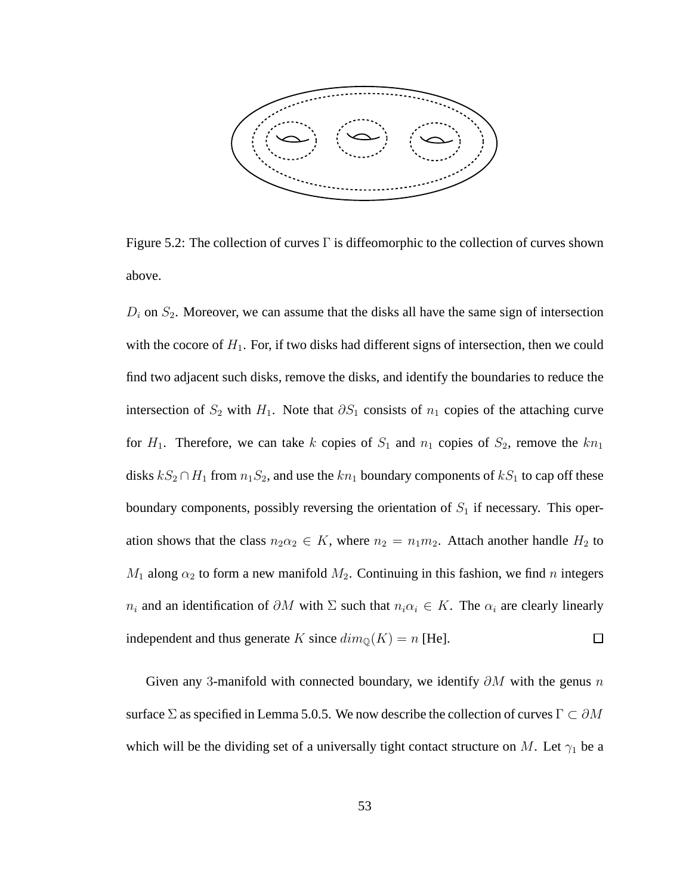Figure 5.2: The collection of curves $\Gamma$ is diffeomorphic to the collection of curves shown above.

$D_i$ on $S_2$. Moreover, we can assume that the disks all have the same sign of intersection with the cocore of $H_1$. For, if two disks had different signs of intersection, then we could find two adjacent such disks, remove the disks, and identify the boundaries to reduce the intersection of $S_2$ with $H_1$. Note that $\partial S_1$ consists of $n_1$ copies of the attaching curve for $H_1$. Therefore, we can take $k$ copies of $S_1$ and $n_1$ copies of $S_2$, remove the $kn_1$ disks $kS_2 \cap H_1$ from $n_1 S_2$, and use the $kn_1$ boundary components of $kS_1$ to cap off these boundary components, possibly reversing the orientation of $S_1$ if necessary. This operation shows that the class $n_2\alpha_2 \in K$, where $n_2 = n_1 m_2$. Attach another handle $H_2$ to $M_1$ along $\alpha_2$ to form a new manifold $M_2$. Continuing in this fashion, we find $n$ integers $n_i$ and an identification of $\partial M$ with $\Sigma$ such that $n_i\alpha_i \in K$. The $\alpha_i$ are clearly linearly independent and thus generate $K$ since $dim_{\mathbb{Q}}(K) = n$ [He]. $\square$

Given any 3-manifold with connected boundary, we identify $\partial M$ with the genus $n$ surface $\Sigma$ as specified in Lemma 5.0.5. We now describe the collection of curves $\Gamma \subset \partial M$ which will be the dividing set of a universally tight contact structure on $M$. Let $\gamma_1$ be a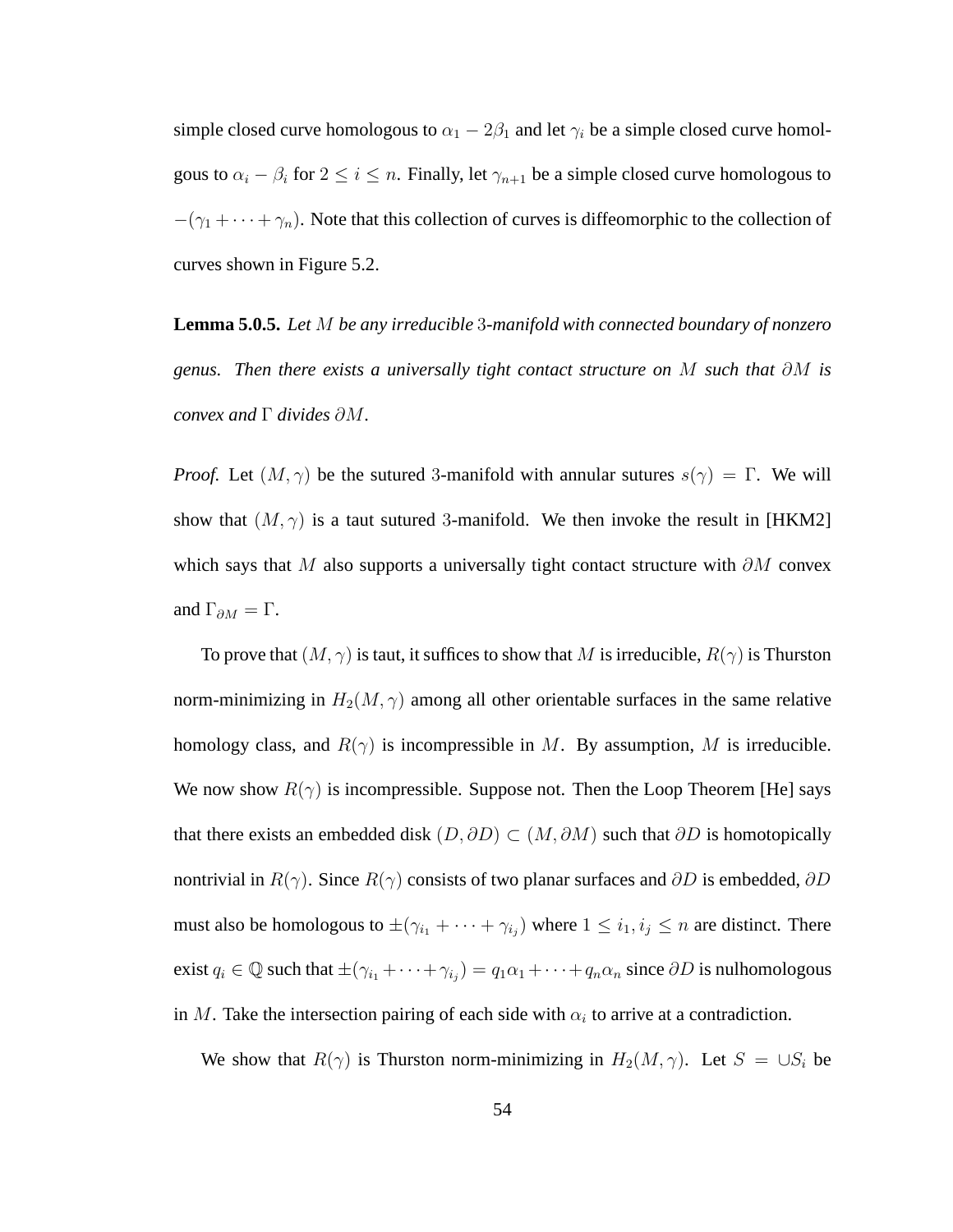simple closed curve homologous to $\alpha_1 - 2\beta_1$ and let $\gamma_i$ be a simple closed curve homologous to $\alpha_i - \beta_i$ for $2 \leq i \leq n$. Finally, let $\gamma_{n+1}$ be a simple closed curve homologous to $-(\gamma_1 + \cdots + \gamma_n)$. Note that this collection of curves is diffeomorphic to the collection of curves shown in Figure 5.2.

**Lemma 5.0.5.** *Let $M$ be any irreducible 3-manifold with connected boundary of nonzero genus. Then there exists a universally tight contact structure on $M$ such that $\partial M$ is convex and $\Gamma$ divides $\partial M$.*

*Proof.* Let $(M, \gamma)$ be the sutured 3-manifold with annular sutures $s(\gamma) = \Gamma$. We will show that $(M, \gamma)$ is a taut sutured 3-manifold. We then invoke the result in [HKM2] which says that $M$ also supports a universally tight contact structure with $\partial M$ convex and $\Gamma_{\partial M} = \Gamma$.

To prove that $(M, \gamma)$ is taut, it suffices to show that $M$ is irreducible, $R(\gamma)$ is Thurston norm-minimizing in $H_2(M, \gamma)$ among all other orientable surfaces in the same relative homology class, and $R(\gamma)$ is incompressible in $M$. By assumption, $M$ is irreducible. We now show $R(\gamma)$ is incompressible. Suppose not. Then the Loop Theorem [He] says that there exists an embedded disk $(D, \partial D) \subset (M, \partial M)$ such that $\partial D$ is homotopically nontrivial in $R(\gamma)$. Since $R(\gamma)$ consists of two planar surfaces and $\partial D$ is embedded, $\partial D$ must also be homologous to $\pm(\gamma_{i_1} + \cdots + \gamma_{i_j})$ where $1 \leq i_1, i_j \leq n$ are distinct. There exist $q_i \in \mathbb{Q}$ such that $\pm(\gamma_{i_1} + \cdots + \gamma_{i_j}) = q_1\alpha_1 + \cdots + q_n\alpha_n$ since $\partial D$ is nulhomologous in $M$. Take the intersection pairing of each side with $\alpha_i$ to arrive at a contradiction.

We show that $R(\gamma)$ is Thurston norm-minimizing in $H_2(M, \gamma)$. Let $S = \cup S_i$ be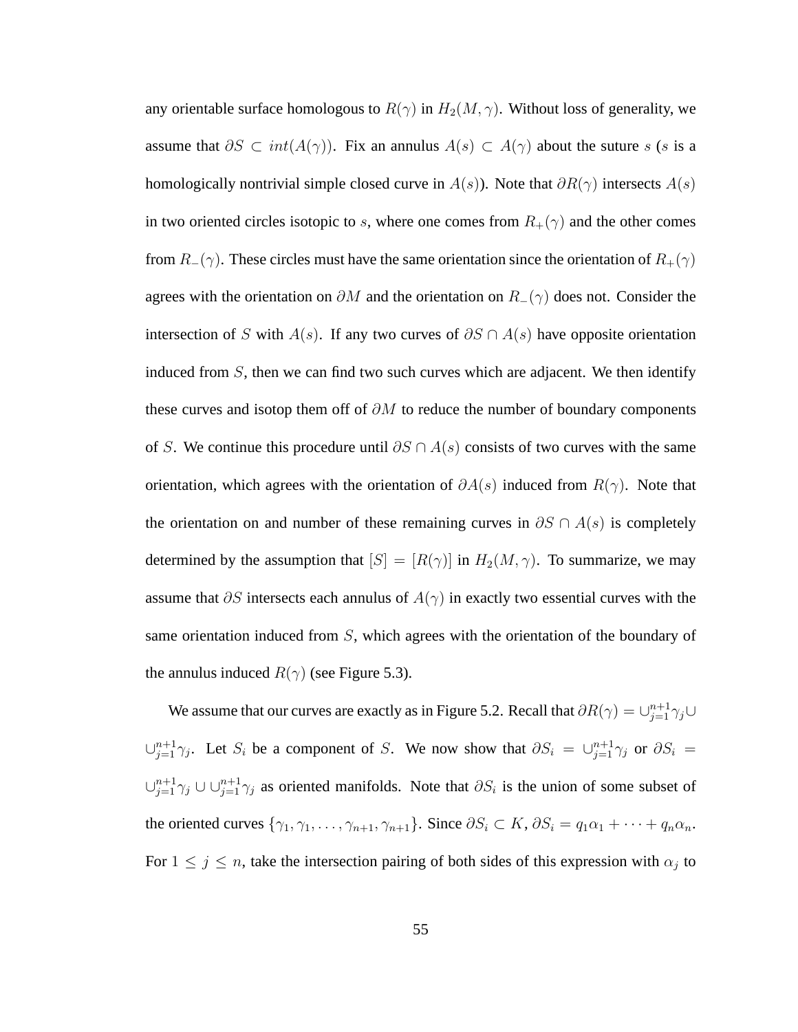any orientable surface homologous to $R(\gamma)$ in $H_2(M, \gamma)$. Without loss of generality, we assume that $\partial S \subset int(A(\gamma))$. Fix an annulus $A(s) \subset A(\gamma)$ about the suture $s$ ($s$ is a homologically nontrivial simple closed curve in $A(s)$). Note that $\partial R(\gamma)$ intersects $A(s)$ in two oriented circles isotopic to $s$, where one comes from $R_+(\gamma)$ and the other comes from $R_-(\gamma)$. These circles must have the same orientation since the orientation of $R_+(\gamma)$ agrees with the orientation on $\partial M$ and the orientation on $R_-(\gamma)$ does not. Consider the intersection of $S$ with $A(s)$. If any two curves of $\partial S \cap A(s)$ have opposite orientation induced from $S$, then we can find two such curves which are adjacent. We then identify these curves and isotop them off of $\partial M$ to reduce the number of boundary components of $S$. We continue this procedure until $\partial S \cap A(s)$ consists of two curves with the same orientation, which agrees with the orientation of $\partial A(s)$ induced from $R(\gamma)$. Note that the orientation on and number of these remaining curves in $\partial S \cap A(s)$ is completely determined by the assumption that $[S] = [R(\gamma)]$ in $H_2(M, \gamma)$. To summarize, we may assume that $\partial S$ intersects each annulus of $A(\gamma)$ in exactly two essential curves with the same orientation induced from $S$, which agrees with the orientation of the boundary of the annulus induced $R(\gamma)$ (see Figure 5.3).

We assume that our curves are exactly as in Figure 5.2. Recall that $\partial R(\gamma) = \cup_{j=1}^{n+1} \gamma_j \cup \cup_{j=1}^{n+1} \gamma_j$. Let $S_i$ be a component of $S$. We now show that $\partial S_i = \cup_{j=1}^{n+1} \gamma_j$ or $\partial S_i = \cup_{j=1}^{n+1} \gamma_j \cup \cup_{j=1}^{n+1} \gamma_j$ as oriented manifolds. Note that $\partial S_i$ is the union of some subset of the oriented curves $\{\gamma_1, \gamma_1, \ldots, \gamma_{n+1}, \gamma_{n+1}\}$. Since $\partial S_i \subset K$, $\partial S_i = q_1 \alpha_1 + \cdots + q_n \alpha_n$. For $1 \leq j \leq n$, take the intersection pairing of both sides of this expression with $\alpha_j$ to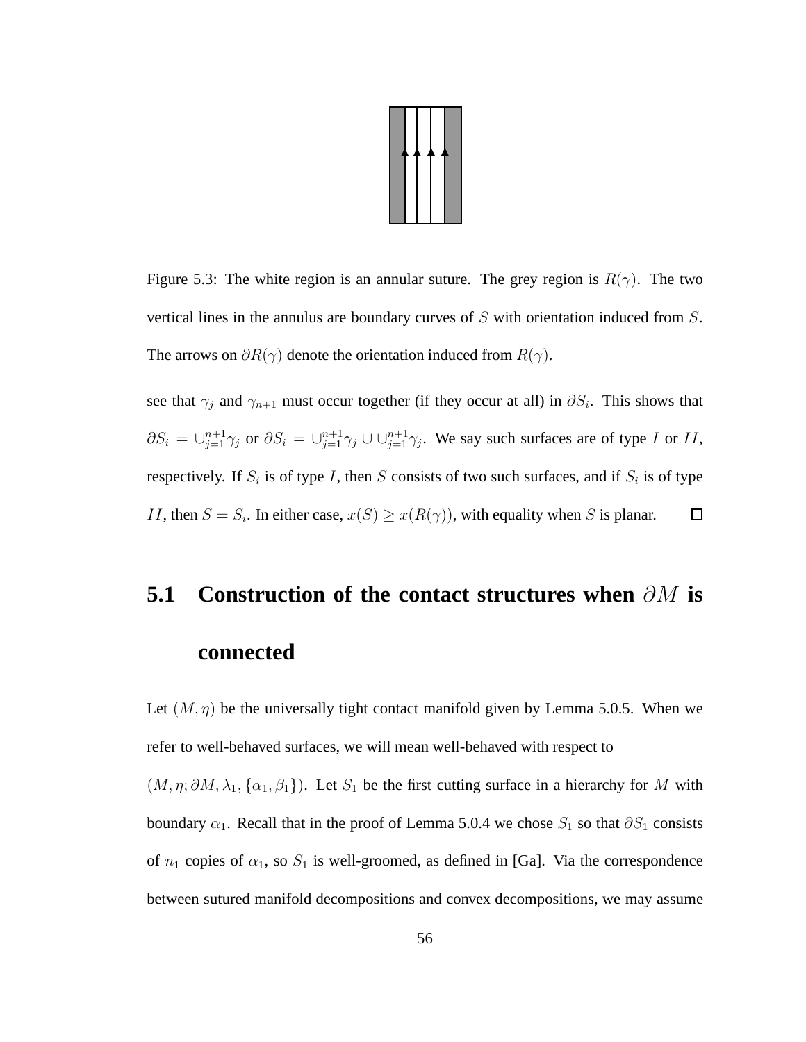Figure 5.3: The white region is an annular suture. The grey region is $R(\gamma)$. The two vertical lines in the annulus are boundary curves of $S$ with orientation induced from $S$. The arrows on $\partial R(\gamma)$ denote the orientation induced from $R(\gamma)$.

see that $\gamma_j$ and $\gamma_{n+1}$ must occur together (if they occur at all) in $\partial S_i$. This shows that $\partial S_i = \cup_{j=1}^{n+1}\gamma_j$ or $\partial S_i = \cup_{j=1}^{n+1}\gamma_j \cup \cup_{j=1}^{n+1}\gamma_j$. We say such surfaces are of type $I$ or $II$, respectively. If $S_i$ is of type $I$, then $S$ consists of two such surfaces, and if $S_i$ is of type $II$, then $S = S_i$. In either case, $x(S) \geq x(R(\gamma))$, with equality when $S$ is planar. □

## 5.1 Construction of the contact structures when $\partial M$ is connected

Let $(M, \eta)$ be the universally tight contact manifold given by Lemma 5.0.5. When we refer to well-behaved surfaces, we will mean well-behaved with respect to $(M, \eta; \partial M, \lambda_1, \{\alpha_1, \beta_1\})$. Let $S_1$ be the first cutting surface in a hierarchy for $M$ with boundary $\alpha_1$. Recall that in the proof of Lemma 5.0.4 we chose $S_1$ so that $\partial S_1$ consists of $n_1$ copies of $\alpha_1$, so $S_1$ is well-groomed, as defined in [Ga]. Via the correspondence between sutured manifold decompositions and convex decompositions, we may assume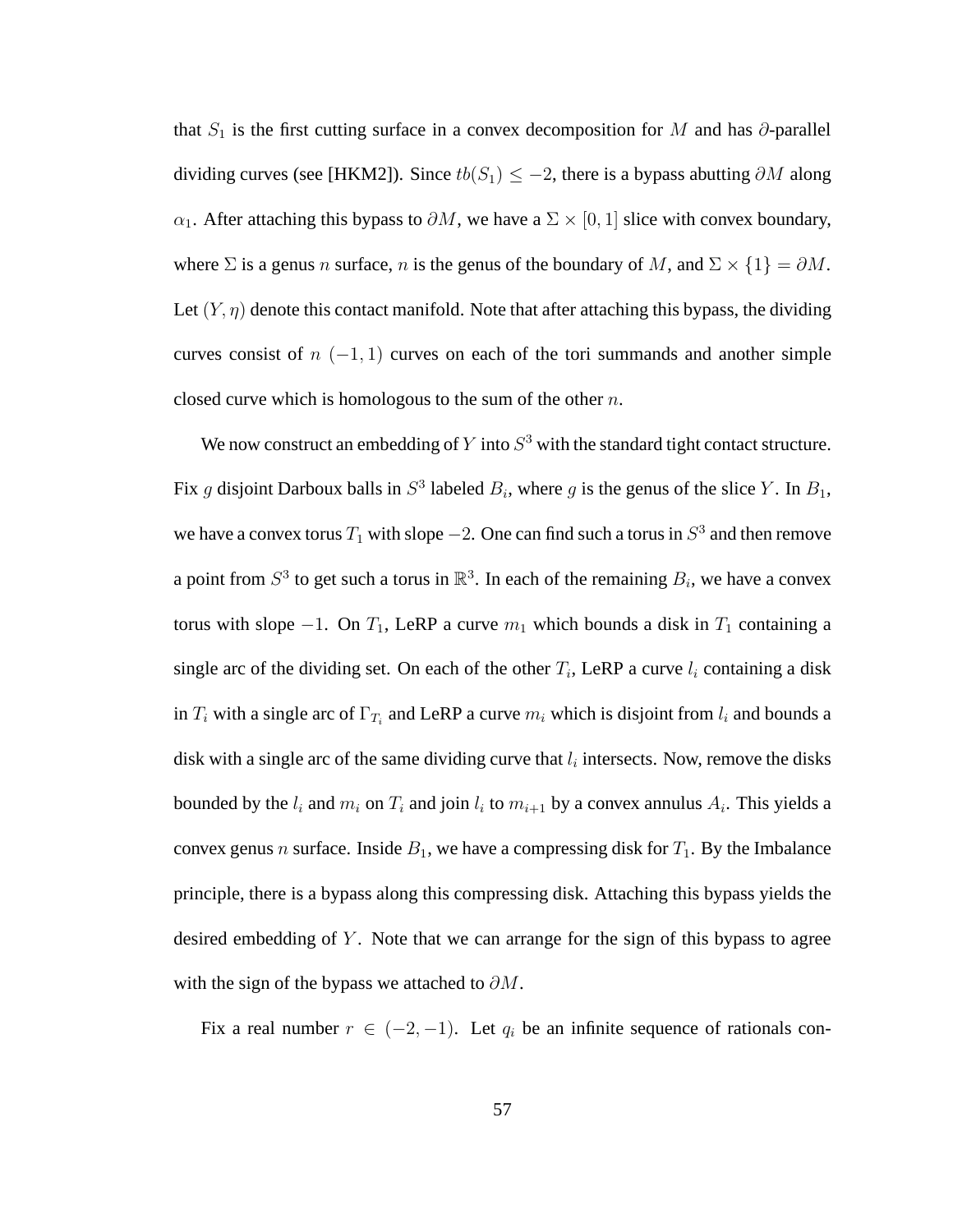that $S_1$ is the first cutting surface in a convex decomposition for $M$ and has $\partial$-parallel dividing curves (see [HKM2]). Since $tb(S_1) \leq -2$, there is a bypass abutting $\partial M$ along $\alpha_1$. After attaching this bypass to $\partial M$, we have a $\Sigma \times [0, 1]$ slice with convex boundary, where $\Sigma$ is a genus $n$ surface, $n$ is the genus of the boundary of $M$, and $\Sigma \times \{1\} = \partial M$. Let $(Y, \eta)$ denote this contact manifold. Note that after attaching this bypass, the dividing curves consist of $n$ $(-1, 1)$ curves on each of the tori summands and another simple closed curve which is homologous to the sum of the other $n$.

We now construct an embedding of $Y$ into $S^3$ with the standard tight contact structure. Fix $g$ disjoint Darboux balls in $S^3$ labeled $B_i$, where $g$ is the genus of the slice $Y$. In $B_1$, we have a convex torus $T_1$ with slope $-2$. One can find such a torus in $S^3$ and then remove a point from $S^3$ to get such a torus in $\mathbb{R}^3$. In each of the remaining $B_i$, we have a convex torus with slope $-1$. On $T_1$, LeRP a curve $m_1$ which bounds a disk in $T_1$ containing a single arc of the dividing set. On each of the other $T_i$, LeRP a curve $l_i$ containing a disk in $T_i$ with a single arc of $\Gamma_{T_i}$ and LeRP a curve $m_i$ which is disjoint from $l_i$ and bounds a disk with a single arc of the same dividing curve that $l_i$ intersects. Now, remove the disks bounded by the $l_i$ and $m_i$ on $T_i$ and join $l_i$ to $m_{i+1}$ by a convex annulus $A_i$. This yields a convex genus $n$ surface. Inside $B_1$, we have a compressing disk for $T_1$. By the Imbalance principle, there is a bypass along this compressing disk. Attaching this bypass yields the desired embedding of $Y$. Note that we can arrange for the sign of this bypass to agree with the sign of the bypass we attached to $\partial M$.

Fix a real number $r \in (-2, -1)$. Let $q_i$ be an infinite sequence of rationals con-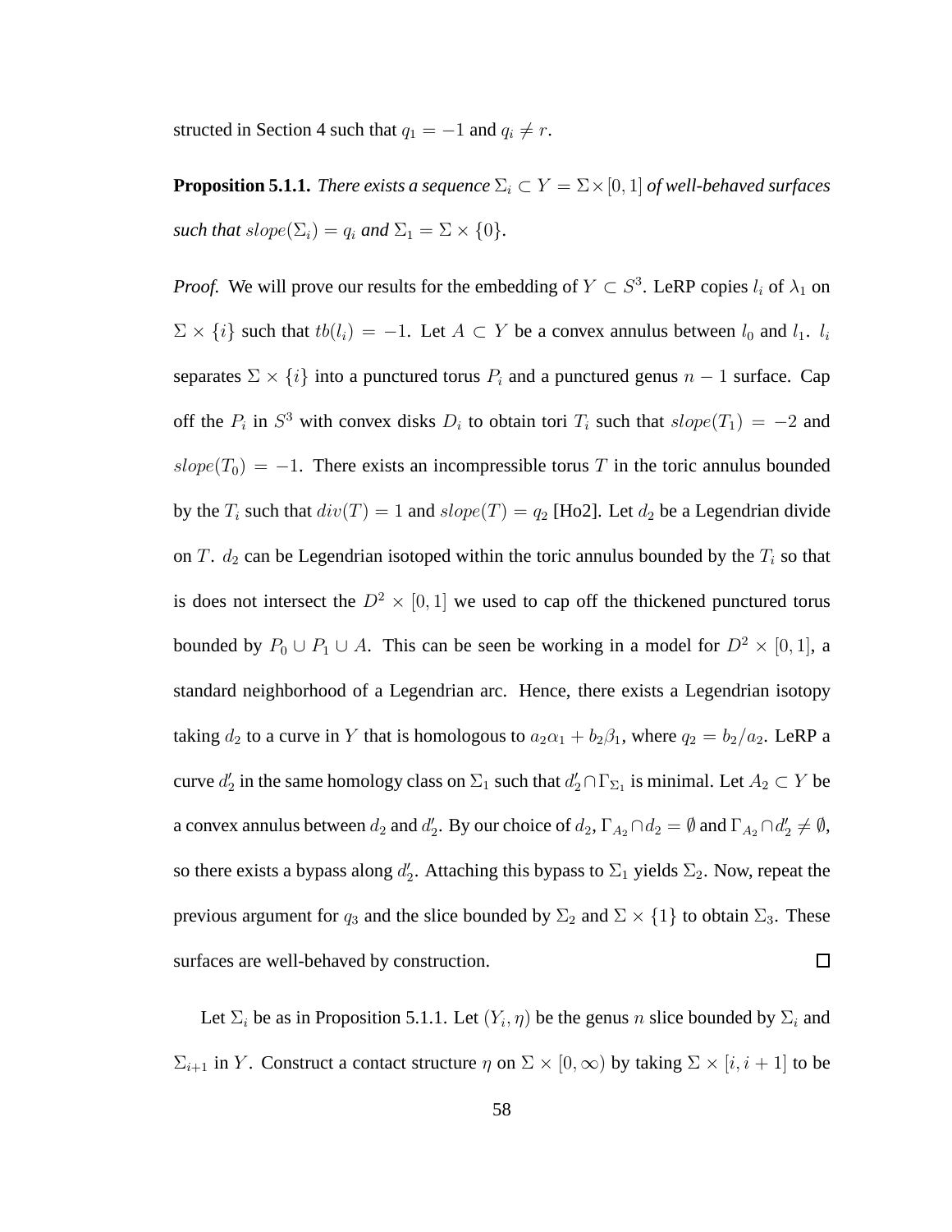structed in Section 4 such that $q_1 = -1$ and $q_i \neq r$.

**Proposition 5.1.1.** *There exists a sequence $\Sigma_i \subset Y = \Sigma \times [0,1]$ of well-behaved surfaces such that $slope(\Sigma_i) = q_i$ and $\Sigma_1 = \Sigma \times \{0\}$.*

*Proof.* We will prove our results for the embedding of $Y \subset S^3$. LeRP copies $l_i$ of $\lambda_1$ on $\Sigma \times \{i\}$ such that $tb(l_i) = -1$. Let $A \subset Y$ be a convex annulus between $l_0$ and $l_1$. $l_i$ separates $\Sigma \times \{i\}$ into a punctured torus $P_i$ and a punctured genus $n-1$ surface. Cap off the $P_i$ in $S^3$ with convex disks $D_i$ to obtain tori $T_i$ such that $slope(T_1) = -2$ and $slope(T_0) = -1$. There exists an incompressible torus $T$ in the toric annulus bounded by the $T_i$ such that $div(T) = 1$ and $slope(T) = q_2$ [Ho2]. Let $d_2$ be a Legendrian divide on $T$. $d_2$ can be Legendrian isotoped within the toric annulus bounded by the $T_i$ so that is does not intersect the $D^2 \times [0,1]$ we used to cap off the thickened punctured torus bounded by $P_0 \cup P_1 \cup A$. This can be seen be working in a model for $D^2 \times [0,1]$, a standard neighborhood of a Legendrian arc. Hence, there exists a Legendrian isotopy taking $d_2$ to a curve in $Y$ that is homologous to $a_2\alpha_1 + b_2\beta_1$, where $q_2 = b_2/a_2$. LeRP a curve $d_2'$ in the same homology class on $\Sigma_1$ such that $d_2' \cap \Gamma_{\Sigma_1}$ is minimal. Let $A_2 \subset Y$ be a convex annulus between $d_2$ and $d_2'$. By our choice of $d_2$, $\Gamma_{A_2} \cap d_2 = \emptyset$ and $\Gamma_{A_2} \cap d_2' \neq \emptyset$, so there exists a bypass along $d_2'$. Attaching this bypass to $\Sigma_1$ yields $\Sigma_2$. Now, repeat the previous argument for $q_3$ and the slice bounded by $\Sigma_2$ and $\Sigma \times \{1\}$ to obtain $\Sigma_3$. These surfaces are well-behaved by construction. $\square$

Let $\Sigma_i$ be as in Proposition 5.1.1. Let $(Y_i, \eta)$ be the genus $n$ slice bounded by $\Sigma_i$ and $\Sigma_{i+1}$ in $Y$. Construct a contact structure $\eta$ on $\Sigma \times [0, \infty)$ by taking $\Sigma \times [i, i+1]$ to be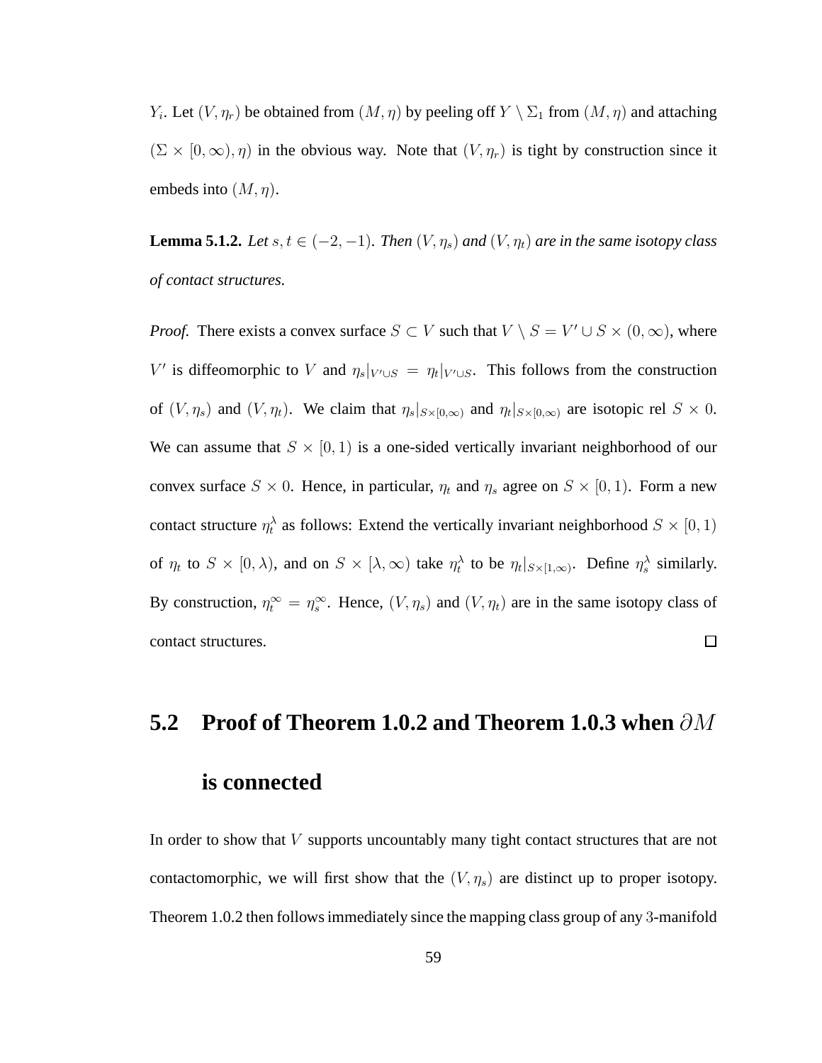$Y_i$. Let $(V, \eta_r)$ be obtained from $(M, \eta)$ by peeling off $Y \setminus \Sigma_1$ from $(M, \eta)$ and attaching $(\Sigma \times [0, \infty), \eta)$ in the obvious way. Note that $(V, \eta_r)$ is tight by construction since it embeds into $(M, \eta)$.

**Lemma 5.1.2.** *Let $s, t \in (-2, -1)$. Then $(V, \eta_s)$ and $(V, \eta_t)$ are in the same isotopy class of contact structures.*

*Proof.* There exists a convex surface $S \subset V$ such that $V \setminus S = V' \cup S \times (0, \infty)$, where $V'$ is diffeomorphic to $V$ and $\eta_s|_{V' \cup S} = \eta_t|_{V' \cup S}$. This follows from the construction of $(V, \eta_s)$ and $(V, \eta_t)$. We claim that $\eta_s|_{S \times [0,\infty)}$ and $\eta_t|_{S \times [0,\infty)}$ are isotopic rel $S \times 0$. We can assume that $S \times [0, 1)$ is a one-sided vertically invariant neighborhood of our convex surface $S \times 0$. Hence, in particular, $\eta_t$ and $\eta_s$ agree on $S \times [0, 1)$. Form a new contact structure $\eta_t^\lambda$ as follows: Extend the vertically invariant neighborhood $S \times [0, 1)$ of $\eta_t$ to $S \times [0, \lambda)$, and on $S \times [\lambda, \infty)$ take $\eta_t^\lambda$ to be $\eta_t|_{S \times [1,\infty)}$. Define $\eta_s^\lambda$ similarly. By construction, $\eta_t^\infty = \eta_s^\infty$. Hence, $(V, \eta_s)$ and $(V, \eta_t)$ are in the same isotopy class of contact structures. □

## 5.2 Proof of Theorem 1.0.2 and Theorem 1.0.3 when $\partial M$ is connected

In order to show that $V$ supports uncountably many tight contact structures that are not contactomorphic, we will first show that the $(V, \eta_s)$ are distinct up to proper isotopy. Theorem 1.0.2 then follows immediately since the mapping class group of any 3-manifold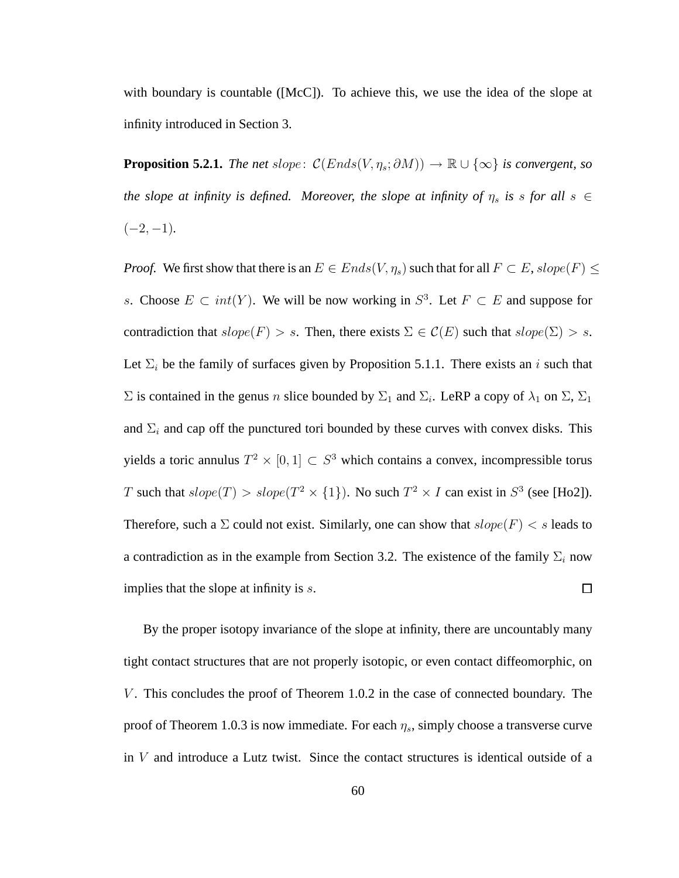with boundary is countable ([McC]). To achieve this, we use the idea of the slope at infinity introduced in Section 3.

**Proposition 5.2.1.** *The net* $slope\colon \mathcal{C}(Ends(V, \eta_s; \partial M)) \to \mathbb{R} \cup \{\infty\}$ *is convergent, so the slope at infinity is defined. Moreover, the slope at infinity of* $\eta_s$ *is* $s$ *for all* $s \in (-2, -1)$*.*

*Proof.* We first show that there is an $E \in Ends(V, \eta_s)$ such that for all $F \subset E$, $slope(F) \leq s$. Choose $E \subset int(Y)$. We will be now working in $S^3$. Let $F \subset E$ and suppose for contradiction that $slope(F) > s$. Then, there exists $\Sigma \in \mathcal{C}(E)$ such that $slope(\Sigma) > s$. Let $\Sigma_i$ be the family of surfaces given by Proposition 5.1.1. There exists an $i$ such that $\Sigma$ is contained in the genus $n$ slice bounded by $\Sigma_1$ and $\Sigma_i$. LeRP a copy of $\lambda_1$ on $\Sigma$, $\Sigma_1$ and $\Sigma_i$ and cap off the punctured tori bounded by these curves with convex disks. This yields a toric annulus $T^2 \times [0, 1] \subset S^3$ which contains a convex, incompressible torus $T$ such that $slope(T) > slope(T^2 \times \{1\})$. No such $T^2 \times I$ can exist in $S^3$ (see [Ho2]). Therefore, such a $\Sigma$ could not exist. Similarly, one can show that $slope(F) < s$ leads to a contradiction as in the example from Section 3.2. The existence of the family $\Sigma_i$ now implies that the slope at infinity is $s$. □

By the proper isotopy invariance of the slope at infinity, there are uncountably many tight contact structures that are not properly isotopic, or even contact diffeomorphic, on $V$. This concludes the proof of Theorem 1.0.2 in the case of connected boundary. The proof of Theorem 1.0.3 is now immediate. For each $\eta_s$, simply choose a transverse curve in $V$ and introduce a Lutz twist. Since the contact structures is identical outside of a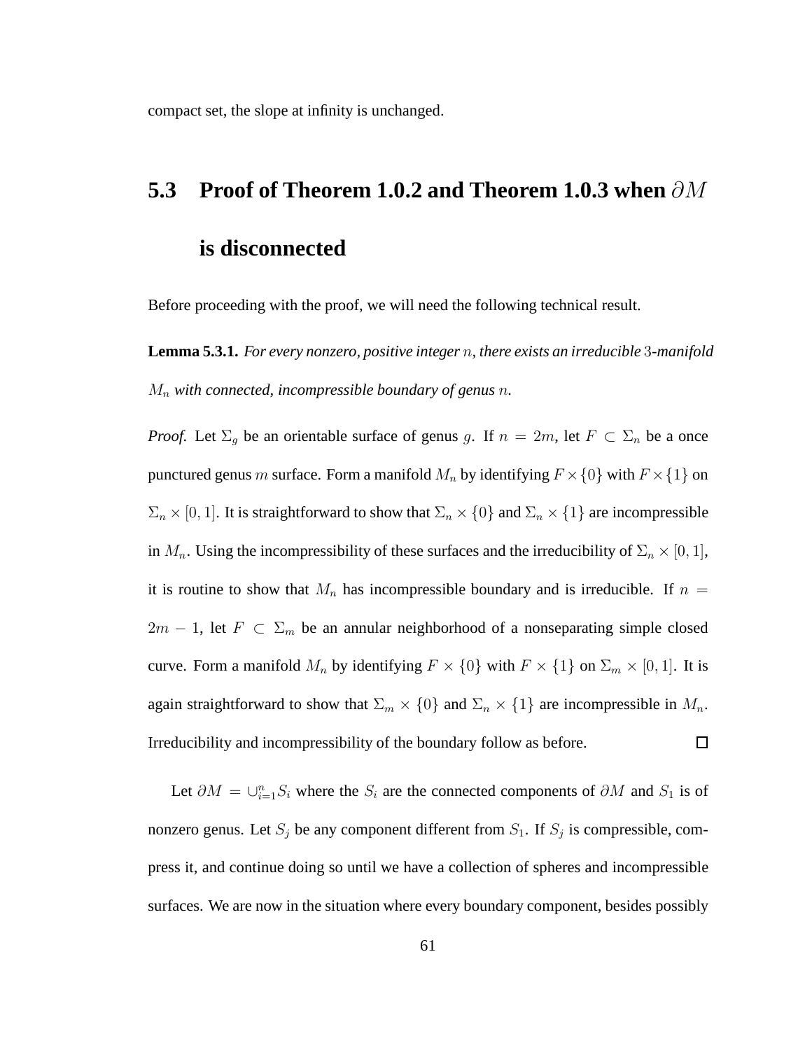compact set, the slope at infinity is unchanged.

## 5.3 Proof of Theorem 1.0.2 and Theorem 1.0.3 when $\partial M$ is disconnected

Before proceeding with the proof, we will need the following technical result.

**Lemma 5.3.1.** *For every nonzero, positive integer $n$, there exists an irreducible 3-manifold $M_n$ with connected, incompressible boundary of genus $n$.*

*Proof.* Let $\Sigma_g$ be an orientable surface of genus $g$. If $n = 2m$, let $F \subset \Sigma_n$ be a once punctured genus $m$ surface. Form a manifold $M_n$ by identifying $F \times \{0\}$ with $F \times \{1\}$ on $\Sigma_n \times [0, 1]$. It is straightforward to show that $\Sigma_n \times \{0\}$ and $\Sigma_n \times \{1\}$ are incompressible in $M_n$. Using the incompressibility of these surfaces and the irreducibility of $\Sigma_n \times [0, 1]$, it is routine to show that $M_n$ has incompressible boundary and is irreducible. If $n = 2m - 1$, let $F \subset \Sigma_m$ be an annular neighborhood of a nonseparating simple closed curve. Form a manifold $M_n$ by identifying $F \times \{0\}$ with $F \times \{1\}$ on $\Sigma_m \times [0, 1]$. It is again straightforward to show that $\Sigma_m \times \{0\}$ and $\Sigma_n \times \{1\}$ are incompressible in $M_n$. Irreducibility and incompressibility of the boundary follow as before. □

Let $\partial M = \cup_{i=1}^{n} S_i$ where the $S_i$ are the connected components of $\partial M$ and $S_1$ is of nonzero genus. Let $S_j$ be any component different from $S_1$. If $S_j$ is compressible, compress it, and continue doing so until we have a collection of spheres and incompressible surfaces. We are now in the situation where every boundary component, besides possibly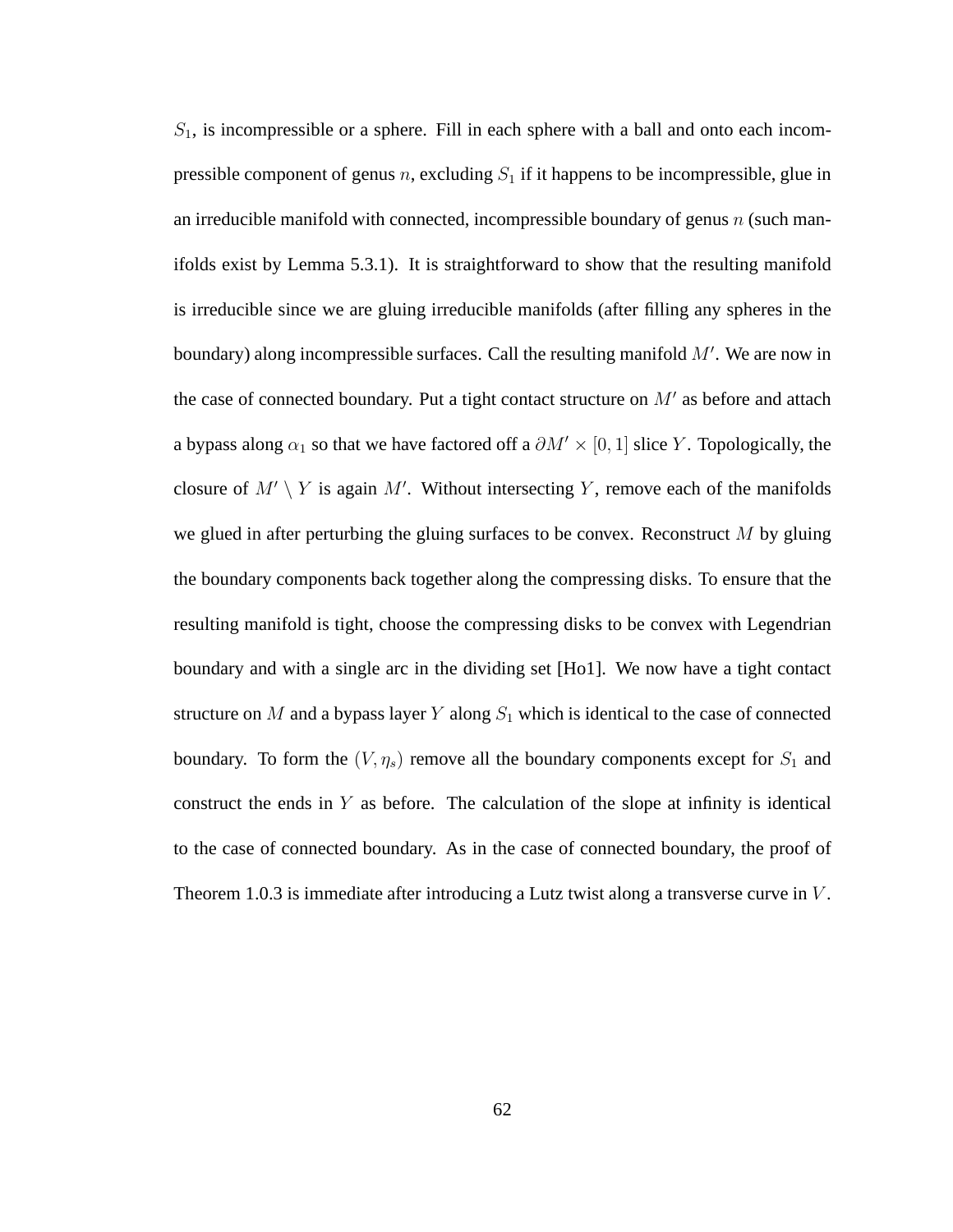$S_1$, is incompressible or a sphere. Fill in each sphere with a ball and onto each incompressible component of genus $n$, excluding $S_1$ if it happens to be incompressible, glue in an irreducible manifold with connected, incompressible boundary of genus $n$ (such manifolds exist by Lemma 5.3.1). It is straightforward to show that the resulting manifold is irreducible since we are gluing irreducible manifolds (after filling any spheres in the boundary) along incompressible surfaces. Call the resulting manifold $M'$. We are now in the case of connected boundary. Put a tight contact structure on $M'$ as before and attach a bypass along $\alpha_1$ so that we have factored off a $\partial M' \times [0,1]$ slice $Y$. Topologically, the closure of $M' \setminus Y$ is again $M'$. Without intersecting $Y$, remove each of the manifolds we glued in after perturbing the gluing surfaces to be convex. Reconstruct $M$ by gluing the boundary components back together along the compressing disks. To ensure that the resulting manifold is tight, choose the compressing disks to be convex with Legendrian boundary and with a single arc in the dividing set [Ho1]. We now have a tight contact structure on $M$ and a bypass layer $Y$ along $S_1$ which is identical to the case of connected boundary. To form the $(V, \eta_s)$ remove all the boundary components except for $S_1$ and construct the ends in $Y$ as before. The calculation of the slope at infinity is identical to the case of connected boundary. As in the case of connected boundary, the proof of Theorem 1.0.3 is immediate after introducing a Lutz twist along a transverse curve in $V$.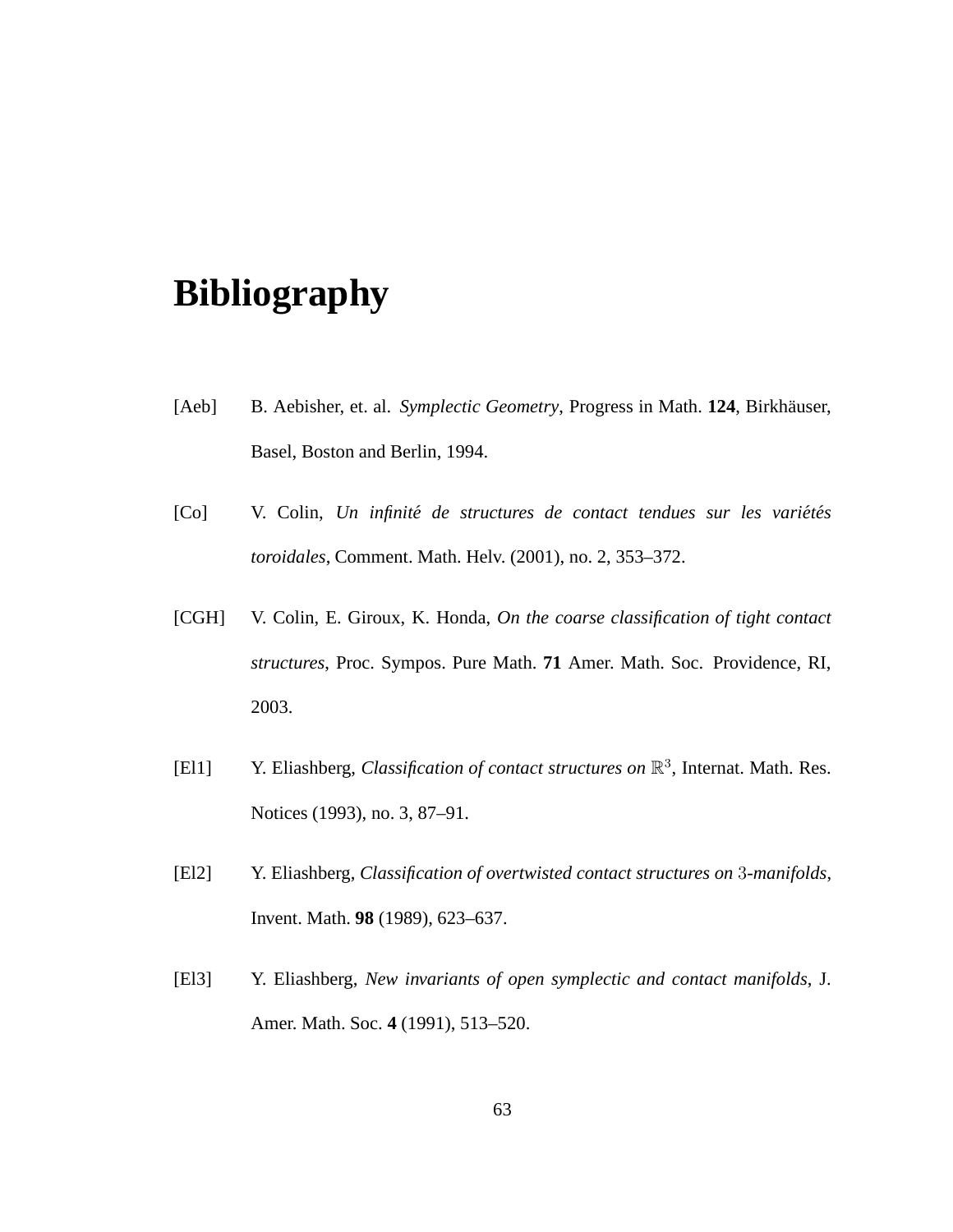# Bibliography

[Aeb] B. Aebisher, et. al. *Symplectic Geometry*, Progress in Math. **124**, Birkhäuser, Basel, Boston and Berlin, 1994.

[Co] V. Colin, *Un infinité de structures de contact tendues sur les variétés toroidales*, Comment. Math. Helv. (2001), no. 2, 353–372.

[CGH] V. Colin, E. Giroux, K. Honda, *On the coarse classification of tight contact structures*, Proc. Sympos. Pure Math. **71** Amer. Math. Soc. Providence, RI, 2003.

[El1] Y. Eliashberg, *Classification of contact structures on* $\mathbb{R}^3$, Internat. Math. Res. Notices (1993), no. 3, 87–91.

[El2] Y. Eliashberg, *Classification of overtwisted contact structures on* $3$*-manifolds*, Invent. Math. **98** (1989), 623–637.

[El3] Y. Eliashberg, *New invariants of open symplectic and contact manifolds*, J. Amer. Math. Soc. **4** (1991), 513–520.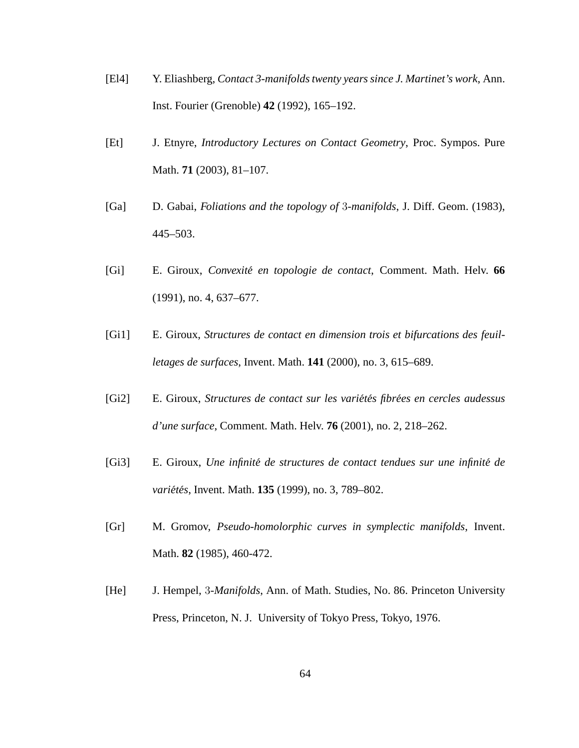[El4] Y. Eliashberg, *Contact 3-manifolds twenty years since J. Martinet's work*, Ann. Inst. Fourier (Grenoble) **42** (1992), 165–192.

[Et] J. Etnyre, *Introductory Lectures on Contact Geometry*, Proc. Sympos. Pure Math. **71** (2003), 81–107.

[Ga] D. Gabai, *Foliations and the topology of 3-manifolds*, J. Diff. Geom. (1983), 445–503.

[Gi] E. Giroux, *Convexité en topologie de contact*, Comment. Math. Helv. **66** (1991), no. 4, 637–677.

[Gi1] E. Giroux, *Structures de contact en dimension trois et bifurcations des feuilletages de surfaces*, Invent. Math. **141** (2000), no. 3, 615–689.

[Gi2] E. Giroux, *Structures de contact sur les variétés fibrées en cercles audessus d'une surface*, Comment. Math. Helv. **76** (2001), no. 2, 218–262.

[Gi3] E. Giroux, *Une infinité de structures de contact tendues sur une infinité de variétés*, Invent. Math. **135** (1999), no. 3, 789–802.

[Gr] M. Gromov, *Pseudo-homolorphic curves in symplectic manifolds*, Invent. Math. **82** (1985), 460-472.

[He] J. Hempel, *3-Manifolds*, Ann. of Math. Studies, No. 86. Princeton University Press, Princeton, N. J. University of Tokyo Press, Tokyo, 1976.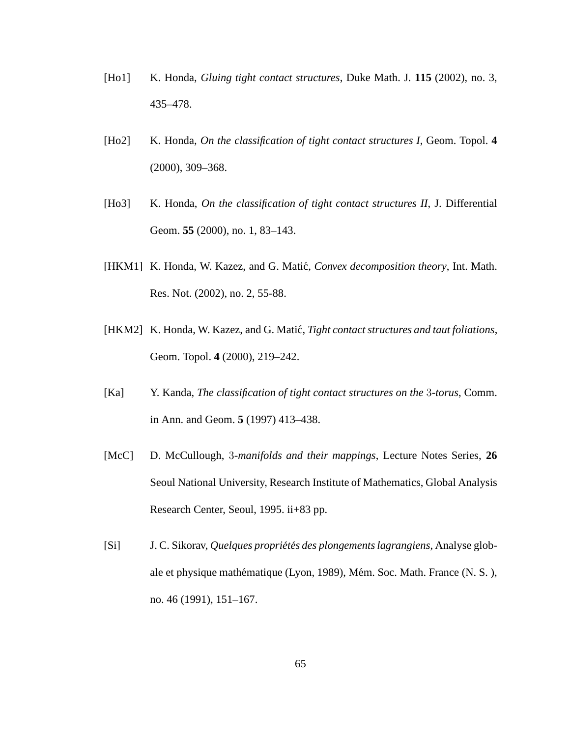[Ho1] K. Honda, *Gluing tight contact structures*, Duke Math. J. **115** (2002), no. 3, 435–478.

[Ho2] K. Honda, *On the classification of tight contact structures I*, Geom. Topol. **4** (2000), 309–368.

[Ho3] K. Honda, *On the classification of tight contact structures II*, J. Differential Geom. **55** (2000), no. 1, 83–143.

[HKM1] K. Honda, W. Kazez, and G. Matić, *Convex decomposition theory*, Int. Math. Res. Not. (2002), no. 2, 55-88.

[HKM2] K. Honda, W. Kazez, and G. Matić, *Tight contact structures and taut foliations*, Geom. Topol. **4** (2000), 219–242.

[Ka] Y. Kanda, *The classification of tight contact structures on the* $3$*-torus*, Comm. in Ann. and Geom. **5** (1997) 413–438.

[McC] D. McCullough, $3$*-manifolds and their mappings*, Lecture Notes Series, **26** Seoul National University, Research Institute of Mathematics, Global Analysis Research Center, Seoul, 1995. ii+83 pp.

[Si] J. C. Sikorav, *Quelques propriétés des plongements lagrangiens*, Analyse globale et physique mathématique (Lyon, 1989), Mém. Soc. Math. France (N. S. ), no. 46 (1991), 151–167.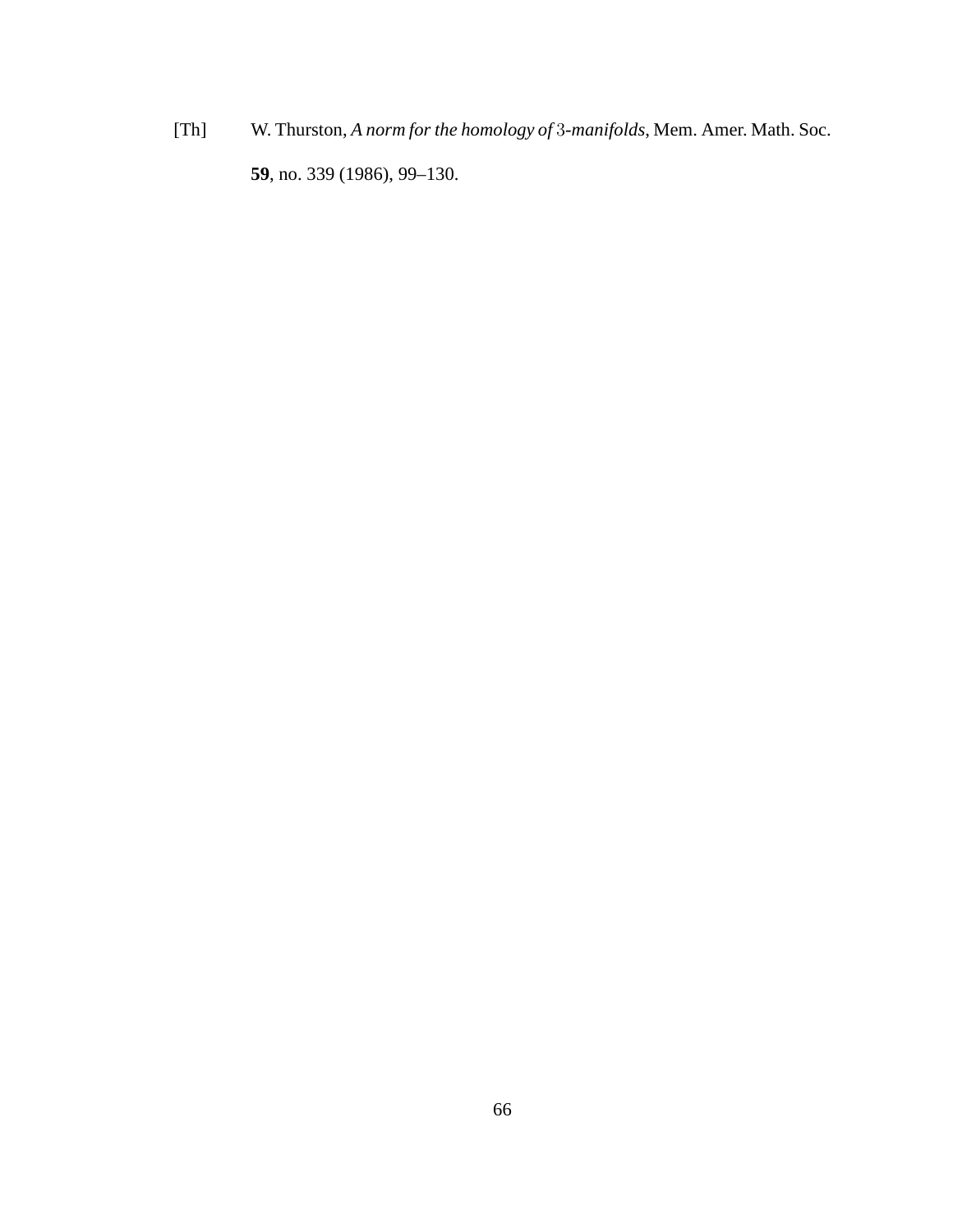[Th] W. Thurston, *A norm for the homology of* 3*-manifolds*, Mem. Amer. Math. Soc. **59**, no. 339 (1986), 99–130.